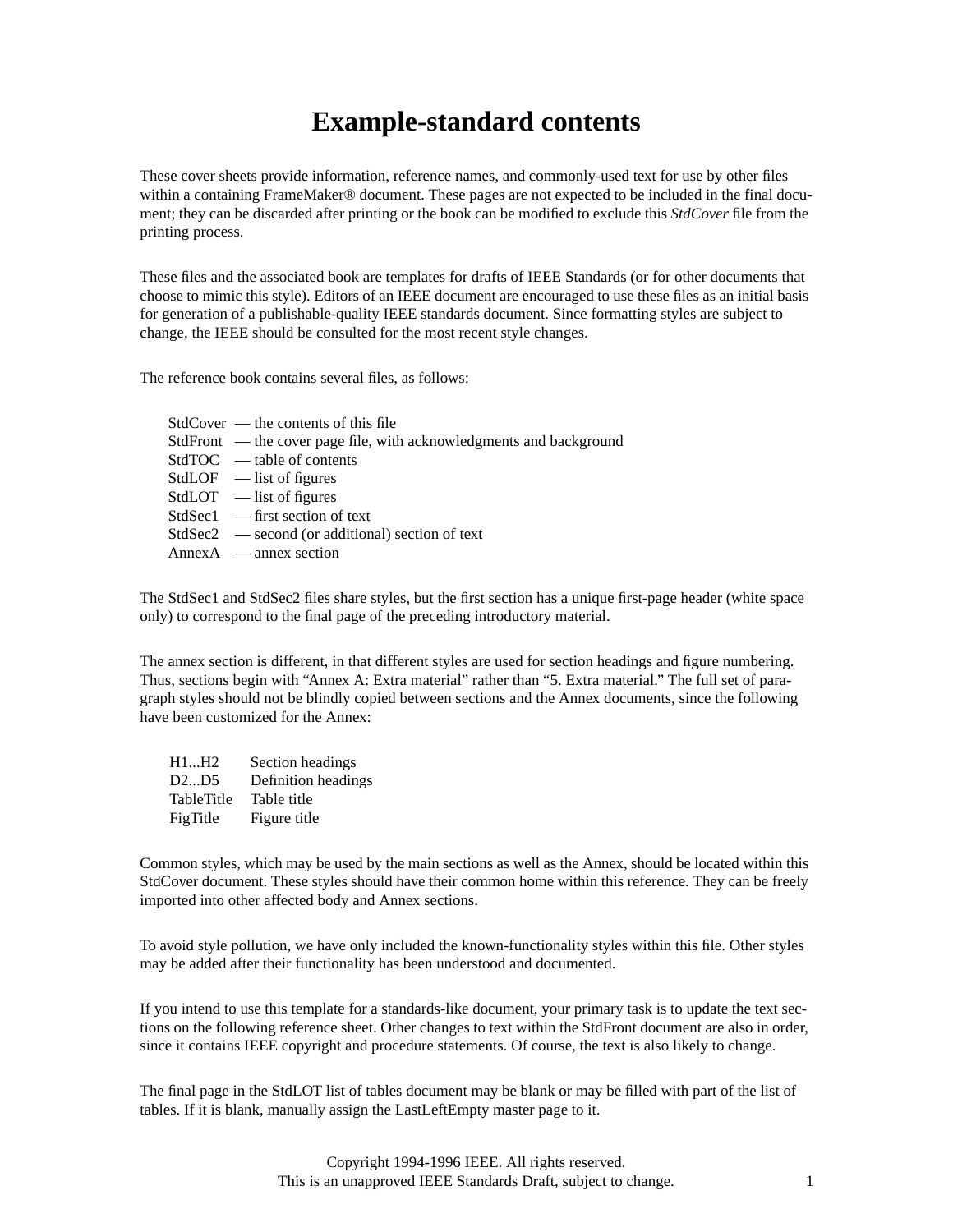# Example-standard contents

These cover sheets provide information, reference names, and commonly-used text for use by other files within a containing FrameMaker® document. These pages are not expected to be included in the final document; they can be discarded after printing or the book can be modified to exclude this *StdCover* file from the printing process.

These files and the associated book are templates for drafts of IEEE Standards (or for other documents that choose to mimic this style). Editors of an IEEE document are encouraged to use these files as an initial basis for generation of a publishable-quality IEEE standards document. Since formatting styles are subject to change, the IEEE should be consulted for the most recent style changes.

The reference book contains several files, as follows:

| | |
|---|---|
| StdCover | — the contents of this file |
| StdFront | — the cover page file, with acknowledgments and background |
| StdTOC | — table of contents |
| StdLOF | — list of figures |
| StdLOT | — list of figures |
| StdSec1 | — first section of text |
| StdSec2 | — second (or additional) section of text |
| AnnexA | — annex section |

The StdSec1 and StdSec2 files share styles, but the first section has a unique first-page header (white space only) to correspond to the final page of the preceding introductory material.

The annex section is different, in that different styles are used for section headings and figure numbering. Thus, sections begin with “Annex A: Extra material” rather than “5. Extra material.” The full set of paragraph styles should not be blindly copied between sections and the Annex documents, since the following have been customized for the Annex:

| | |
|---|---|
| H1...H2 | Section headings |
| D2...D5 | Definition headings |
| TableTitle | Table title |
| FigTitle | Figure title |

Common styles, which may be used by the main sections as well as the Annex, should be located within this StdCover document. These styles should have their common home within this reference. They can be freely imported into other affected body and Annex sections.

To avoid style pollution, we have only included the known-functionality styles within this file. Other styles may be added after their functionality has been understood and documented.

If you intend to use this template for a standards-like document, your primary task is to update the text sections on the following reference sheet. Other changes to text within the StdFront document are also in order, since it contains IEEE copyright and procedure statements. Of course, the text is also likely to change.

The final page in the StdLOT list of tables document may be blank or may be filled with part of the list of tables. If it is blank, manually assign the LastLeftEmpty master page to it.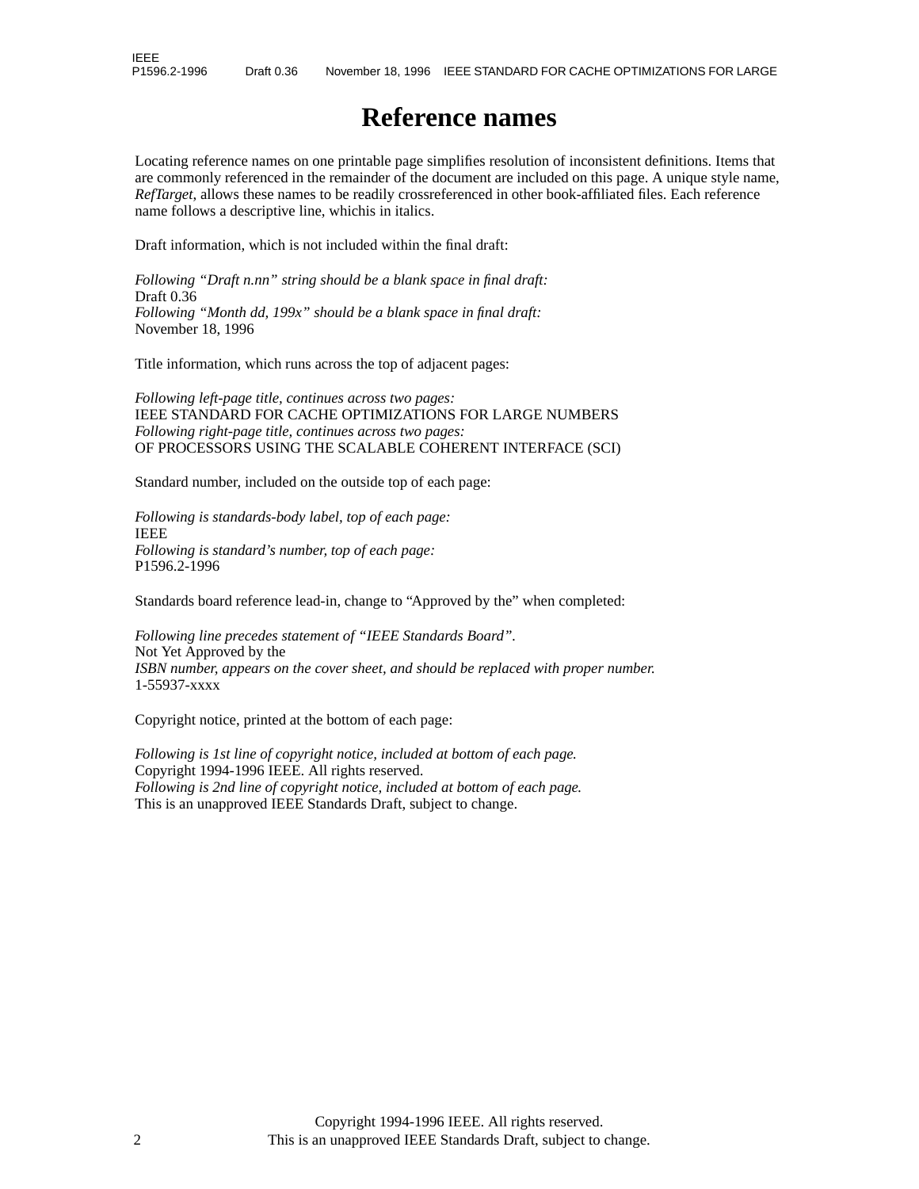# Reference names

Locating reference names on one printable page simplifies resolution of inconsistent definitions. Items that are commonly referenced in the remainder of the document are included on this page. A unique style name, *RefTarget*, allows these names to be readily crossreferenced in other book-affiliated files. Each reference name follows a descriptive line, whichis in italics.

Draft information, which is not included within the final draft:

*Following "Draft n.nn" string should be a blank space in final draft:*
Draft 0.36
*Following "Month dd, 199x" should be a blank space in final draft:*
November 18, 1996

Title information, which runs across the top of adjacent pages:

*Following left-page title, continues across two pages:*
IEEE STANDARD FOR CACHE OPTIMIZATIONS FOR LARGE NUMBERS
*Following right-page title, continues across two pages:*
OF PROCESSORS USING THE SCALABLE COHERENT INTERFACE (SCI)

Standard number, included on the outside top of each page:

*Following is standards-body label, top of each page:*
IEEE
*Following is standard's number, top of each page:*
P1596.2-1996

Standards board reference lead-in, change to "Approved by the" when completed:

*Following line precedes statement of "IEEE Standards Board".*
Not Yet Approved by the
*ISBN number, appears on the cover sheet, and should be replaced with proper number.*
1-55937-xxxx

Copyright notice, printed at the bottom of each page:

*Following is 1st line of copyright notice, included at bottom of each page.*
Copyright 1994-1996 IEEE. All rights reserved.
*Following is 2nd line of copyright notice, included at bottom of each page.*
This is an unapproved IEEE Standards Draft, subject to change.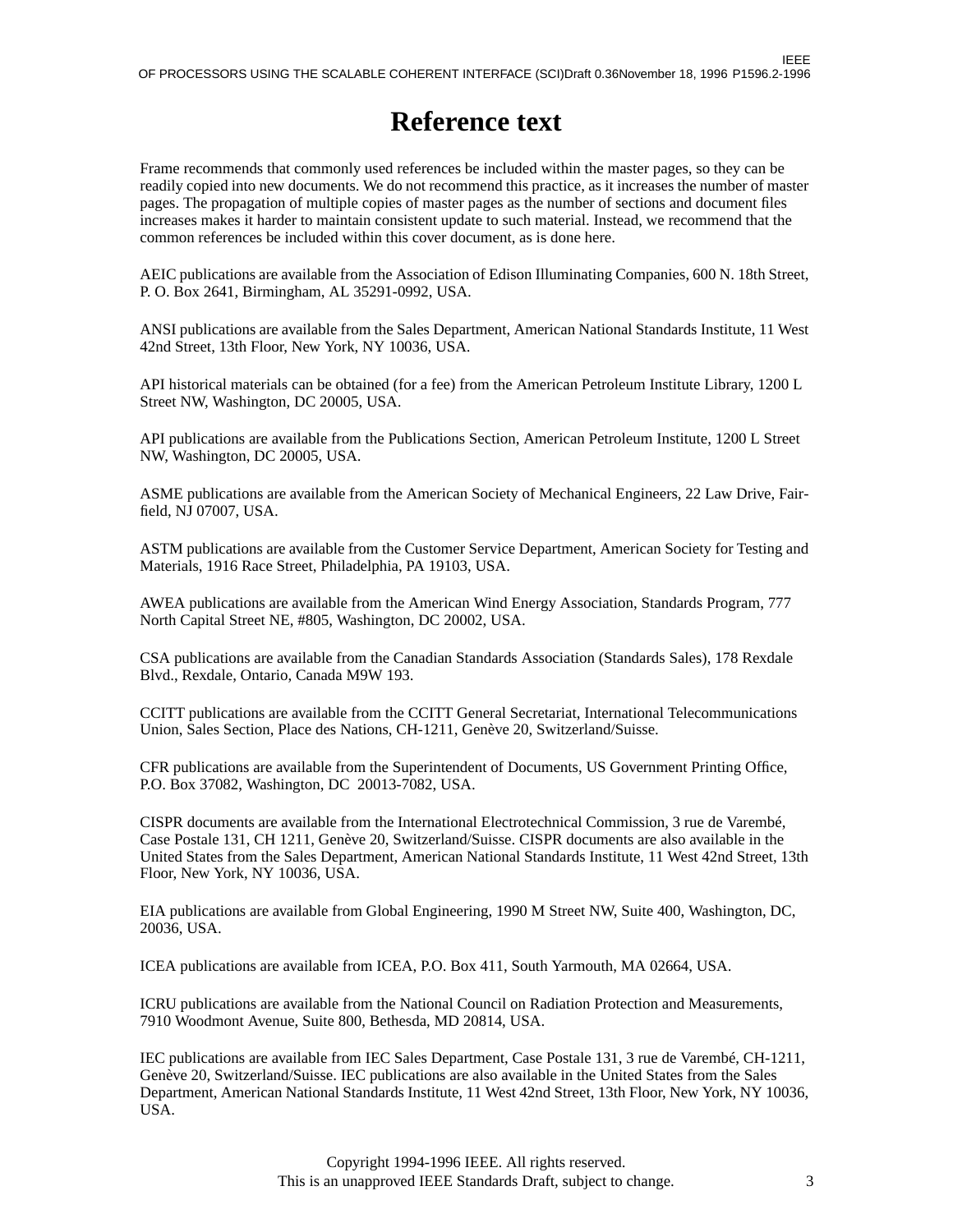# Reference text

Frame recommends that commonly used references be included within the master pages, so they can be readily copied into new documents. We do not recommend this practice, as it increases the number of master pages. The propagation of multiple copies of master pages as the number of sections and document files increases makes it harder to maintain consistent update to such material. Instead, we recommend that the common references be included within this cover document, as is done here.

AEIC publications are available from the Association of Edison Illuminating Companies, 600 N. 18th Street, P. O. Box 2641, Birmingham, AL 35291-0992, USA.

ANSI publications are available from the Sales Department, American National Standards Institute, 11 West 42nd Street, 13th Floor, New York, NY 10036, USA.

API historical materials can be obtained (for a fee) from the American Petroleum Institute Library, 1200 L Street NW, Washington, DC 20005, USA.

API publications are available from the Publications Section, American Petroleum Institute, 1200 L Street NW, Washington, DC 20005, USA.

ASME publications are available from the American Society of Mechanical Engineers, 22 Law Drive, Fairfield, NJ 07007, USA.

ASTM publications are available from the Customer Service Department, American Society for Testing and Materials, 1916 Race Street, Philadelphia, PA 19103, USA.

AWEA publications are available from the American Wind Energy Association, Standards Program, 777 North Capital Street NE, #805, Washington, DC 20002, USA.

CSA publications are available from the Canadian Standards Association (Standards Sales), 178 Rexdale Blvd., Rexdale, Ontario, Canada M9W 193.

CCITT publications are available from the CCITT General Secretariat, International Telecommunications Union, Sales Section, Place des Nations, CH-1211, Genève 20, Switzerland/Suisse.

CFR publications are available from the Superintendent of Documents, US Government Printing Office, P.O. Box 37082, Washington, DC 20013-7082, USA.

CISPR documents are available from the International Electrotechnical Commission, 3 rue de Varembé, Case Postale 131, CH 1211, Genève 20, Switzerland/Suisse. CISPR documents are also available in the United States from the Sales Department, American National Standards Institute, 11 West 42nd Street, 13th Floor, New York, NY 10036, USA.

EIA publications are available from Global Engineering, 1990 M Street NW, Suite 400, Washington, DC, 20036, USA.

ICEA publications are available from ICEA, P.O. Box 411, South Yarmouth, MA 02664, USA.

ICRU publications are available from the National Council on Radiation Protection and Measurements, 7910 Woodmont Avenue, Suite 800, Bethesda, MD 20814, USA.

IEC publications are available from IEC Sales Department, Case Postale 131, 3 rue de Varembé, CH-1211, Genève 20, Switzerland/Suisse. IEC publications are also available in the United States from the Sales Department, American National Standards Institute, 11 West 42nd Street, 13th Floor, New York, NY 10036, USA.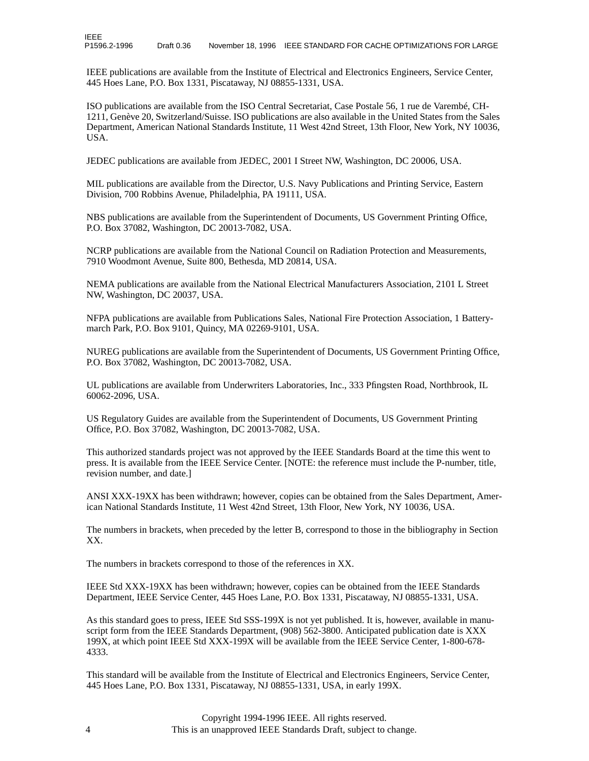IEEE publications are available from the Institute of Electrical and Electronics Engineers, Service Center, 445 Hoes Lane, P.O. Box 1331, Piscataway, NJ 08855-1331, USA.

ISO publications are available from the ISO Central Secretariat, Case Postale 56, 1 rue de Varembé, CH-1211, Genève 20, Switzerland/Suisse. ISO publications are also available in the United States from the Sales Department, American National Standards Institute, 11 West 42nd Street, 13th Floor, New York, NY 10036, USA.

JEDEC publications are available from JEDEC, 2001 I Street NW, Washington, DC 20006, USA.

MIL publications are available from the Director, U.S. Navy Publications and Printing Service, Eastern Division, 700 Robbins Avenue, Philadelphia, PA 19111, USA.

NBS publications are available from the Superintendent of Documents, US Government Printing Office, P.O. Box 37082, Washington, DC 20013-7082, USA.

NCRP publications are available from the National Council on Radiation Protection and Measurements, 7910 Woodmont Avenue, Suite 800, Bethesda, MD 20814, USA.

NEMA publications are available from the National Electrical Manufacturers Association, 2101 L Street NW, Washington, DC 20037, USA.

NFPA publications are available from Publications Sales, National Fire Protection Association, 1 Batterymarch Park, P.O. Box 9101, Quincy, MA 02269-9101, USA.

NUREG publications are available from the Superintendent of Documents, US Government Printing Office, P.O. Box 37082, Washington, DC 20013-7082, USA.

UL publications are available from Underwriters Laboratories, Inc., 333 Pfingsten Road, Northbrook, IL 60062-2096, USA.

US Regulatory Guides are available from the Superintendent of Documents, US Government Printing Office, P.O. Box 37082, Washington, DC 20013-7082, USA.

This authorized standards project was not approved by the IEEE Standards Board at the time this went to press. It is available from the IEEE Service Center. [NOTE: the reference must include the P-number, title, revision number, and date.]

ANSI XXX-19XX has been withdrawn; however, copies can be obtained from the Sales Department, American National Standards Institute, 11 West 42nd Street, 13th Floor, New York, NY 10036, USA.

The numbers in brackets, when preceded by the letter B, correspond to those in the bibliography in Section XX.

The numbers in brackets correspond to those of the references in XX.

IEEE Std XXX-19XX has been withdrawn; however, copies can be obtained from the IEEE Standards Department, IEEE Service Center, 445 Hoes Lane, P.O. Box 1331, Piscataway, NJ 08855-1331, USA.

As this standard goes to press, IEEE Std SSS-199X is not yet published. It is, however, available in manuscript form from the IEEE Standards Department, (908) 562-3800. Anticipated publication date is XXX 199X, at which point IEEE Std XXX-199X will be available from the IEEE Service Center, 1-800-678-4333.

This standard will be available from the Institute of Electrical and Electronics Engineers, Service Center, 445 Hoes Lane, P.O. Box 1331, Piscataway, NJ 08855-1331, USA, in early 199X.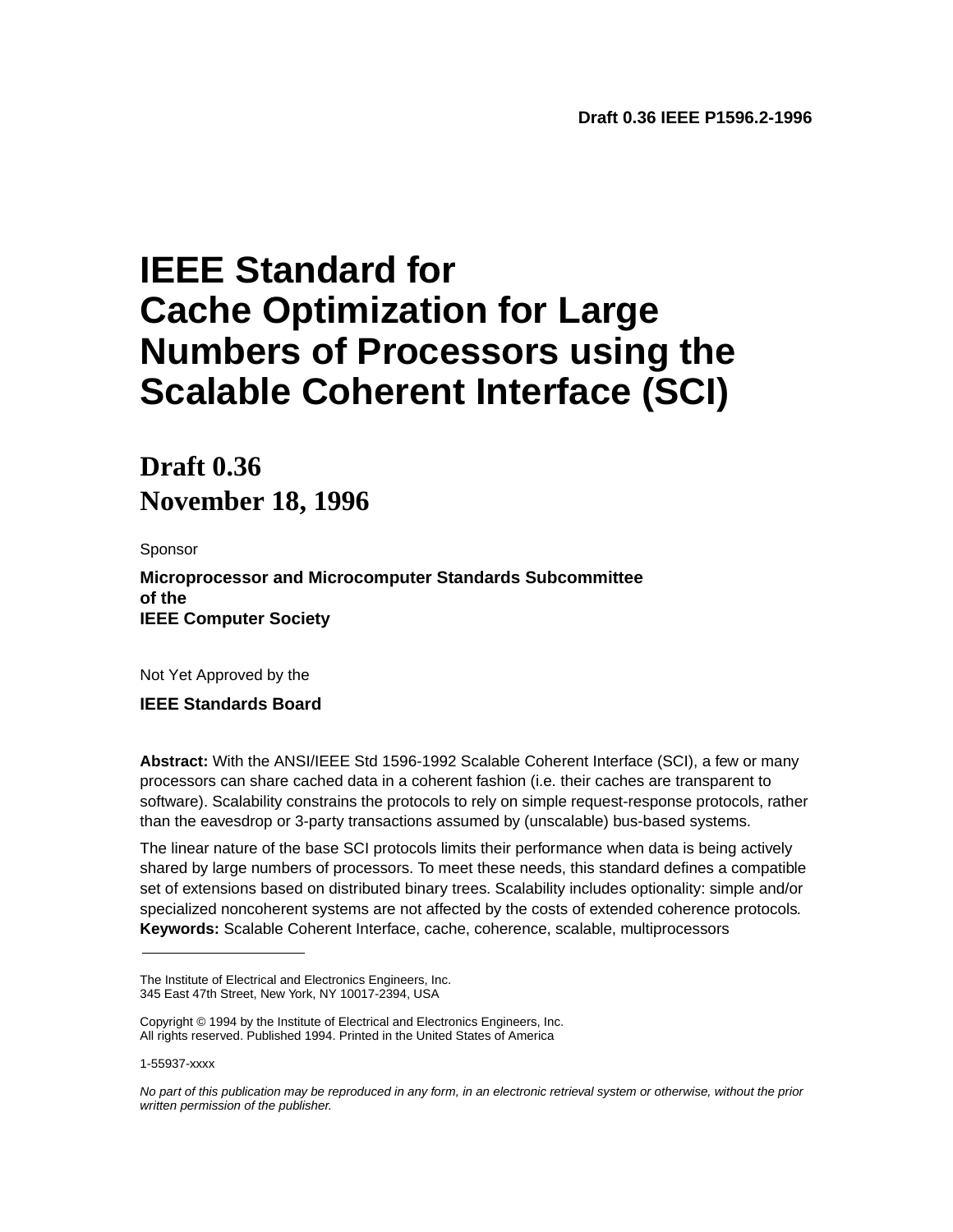Draft 0.36 IEEE P1596.2-1996

# IEEE Standard for Cache Optimization for Large Numbers of Processors using the Scalable Coherent Interface (SCI)

## Draft 0.36
## November 18, 1996

Sponsor

**Microprocessor and Microcomputer Standards Subcommittee of the IEEE Computer Society**

Not Yet Approved by the

**IEEE Standards Board**

**Abstract:** With the ANSI/IEEE Std 1596-1992 Scalable Coherent Interface (SCI), a few or many processors can share cached data in a coherent fashion (i.e. their caches are transparent to software). Scalability constrains the protocols to rely on simple request-response protocols, rather than the eavesdrop or 3-party transactions assumed by (unscalable) bus-based systems.

The linear nature of the base SCI protocols limits their performance when data is being actively shared by large numbers of processors. To meet these needs, this standard defines a compatible set of extensions based on distributed binary trees. Scalability includes optionality: simple and/or specialized noncoherent systems are not affected by the costs of extended coherence protocols.

**Keywords:** Scalable Coherent Interface, cache, coherence, scalable, multiprocessors

---

The Institute of Electrical and Electronics Engineers, Inc.
345 East 47th Street, New York, NY 10017-2394, USA

Copyright © 1994 by the Institute of Electrical and Electronics Engineers, Inc.
All rights reserved. Published 1994. Printed in the United States of America

1-55937-xxxx

*No part of this publication may be reproduced in any form, in an electronic retrieval system or otherwise, without the prior written permission of the publisher.*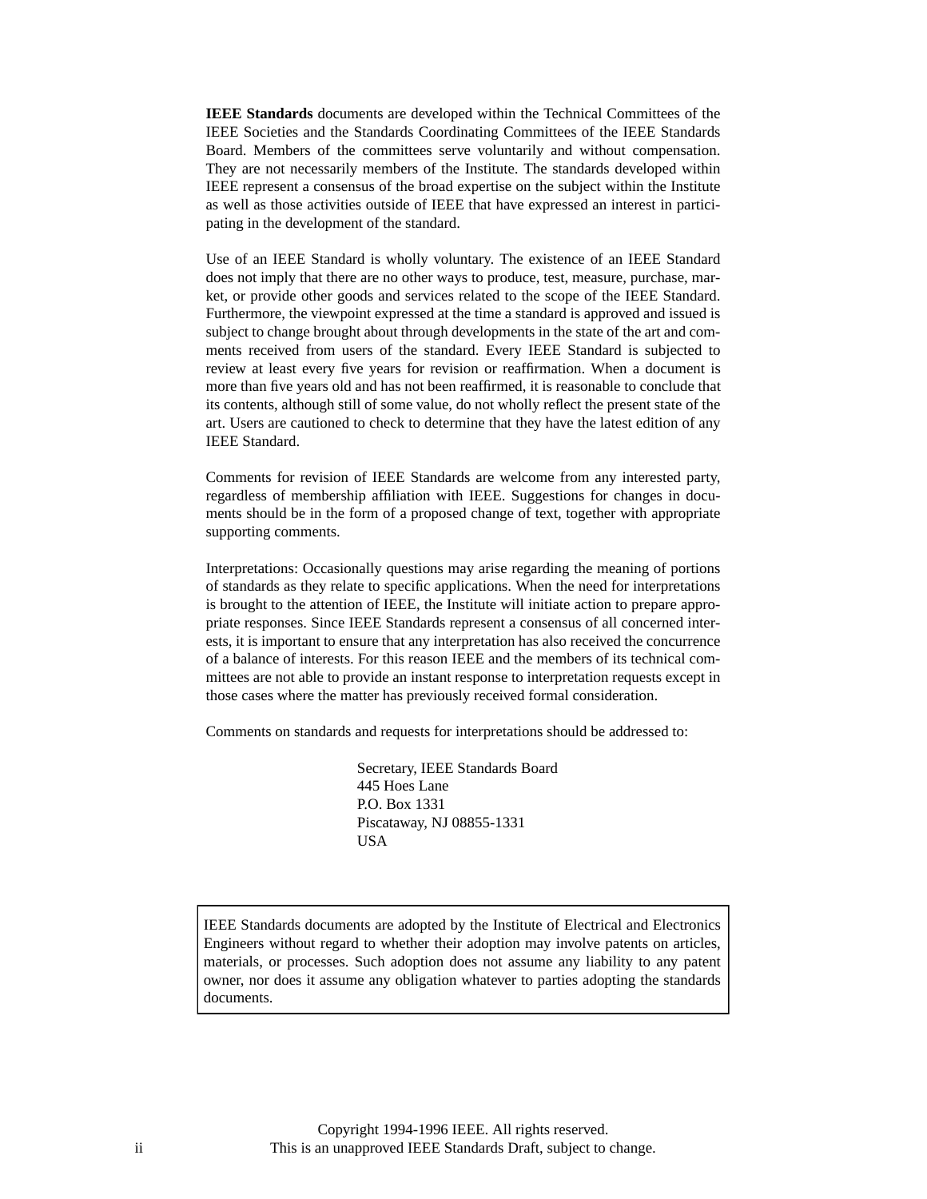**IEEE Standards** documents are developed within the Technical Committees of the IEEE Societies and the Standards Coordinating Committees of the IEEE Standards Board. Members of the committees serve voluntarily and without compensation. They are not necessarily members of the Institute. The standards developed within IEEE represent a consensus of the broad expertise on the subject within the Institute as well as those activities outside of IEEE that have expressed an interest in participating in the development of the standard.

Use of an IEEE Standard is wholly voluntary. The existence of an IEEE Standard does not imply that there are no other ways to produce, test, measure, purchase, market, or provide other goods and services related to the scope of the IEEE Standard. Furthermore, the viewpoint expressed at the time a standard is approved and issued is subject to change brought about through developments in the state of the art and comments received from users of the standard. Every IEEE Standard is subjected to review at least every five years for revision or reaffirmation. When a document is more than five years old and has not been reaffirmed, it is reasonable to conclude that its contents, although still of some value, do not wholly reflect the present state of the art. Users are cautioned to check to determine that they have the latest edition of any IEEE Standard.

Comments for revision of IEEE Standards are welcome from any interested party, regardless of membership affiliation with IEEE. Suggestions for changes in documents should be in the form of a proposed change of text, together with appropriate supporting comments.

Interpretations: Occasionally questions may arise regarding the meaning of portions of standards as they relate to specific applications. When the need for interpretations is brought to the attention of IEEE, the Institute will initiate action to prepare appropriate responses. Since IEEE Standards represent a consensus of all concerned interests, it is important to ensure that any interpretation has also received the concurrence of a balance of interests. For this reason IEEE and the members of its technical committees are not able to provide an instant response to interpretation requests except in those cases where the matter has previously received formal consideration.

Comments on standards and requests for interpretations should be addressed to:

Secretary, IEEE Standards Board
445 Hoes Lane
P.O. Box 1331
Piscataway, NJ 08855-1331
USA

IEEE Standards documents are adopted by the Institute of Electrical and Electronics Engineers without regard to whether their adoption may involve patents on articles, materials, or processes. Such adoption does not assume any liability to any patent owner, nor does it assume any obligation whatever to parties adopting the standards documents.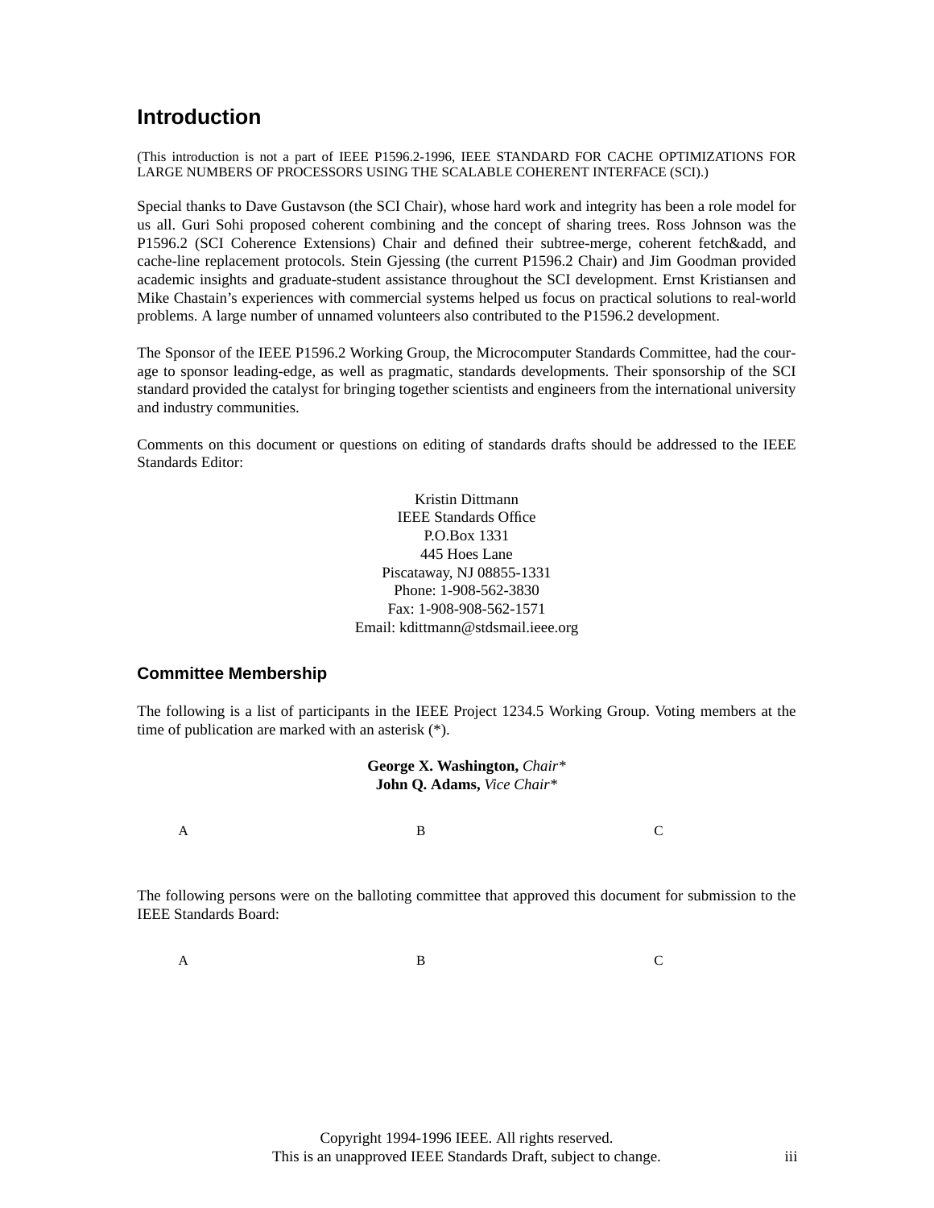# Introduction

(This introduction is not a part of IEEE P1596.2-1996, IEEE STANDARD FOR CACHE OPTIMIZATIONS FOR LARGE NUMBERS OF PROCESSORS USING THE SCALABLE COHERENT INTERFACE (SCI).)

Special thanks to Dave Gustavson (the SCI Chair), whose hard work and integrity has been a role model for us all. Guri Sohi proposed coherent combining and the concept of sharing trees. Ross Johnson was the P1596.2 (SCI Coherence Extensions) Chair and defined their subtree-merge, coherent fetch&add, and cache-line replacement protocols. Stein Gjessing (the current P1596.2 Chair) and Jim Goodman provided academic insights and graduate-student assistance throughout the SCI development. Ernst Kristiansen and Mike Chastain's experiences with commercial systems helped us focus on practical solutions to real-world problems. A large number of unnamed volunteers also contributed to the P1596.2 development.

The Sponsor of the IEEE P1596.2 Working Group, the Microcomputer Standards Committee, had the courage to sponsor leading-edge, as well as pragmatic, standards developments. Their sponsorship of the SCI standard provided the catalyst for bringing together scientists and engineers from the international university and industry communities.

Comments on this document or questions on editing of standards drafts should be addressed to the IEEE Standards Editor:

Kristin Dittmann
IEEE Standards Office
P.O.Box 1331
445 Hoes Lane
Piscataway, NJ 08855-1331
Phone: 1-908-562-3830
Fax: 1-908-908-562-1571
Email: kdittmann@stdsmail.ieee.org

## Committee Membership

The following is a list of participants in the IEEE Project 1234.5 Working Group. Voting members at the time of publication are marked with an asterisk (*).

**George X. Washington,** *Chair**
**John Q. Adams,** *Vice Chair**

| | | |
|---|---|---|
| A | B | C |

The following persons were on the balloting committee that approved this document for submission to the IEEE Standards Board:

| | | |
|---|---|---|
| A | B | C |

Copyright 1994-1996 IEEE. All rights reserved.
This is an unapproved IEEE Standards Draft, subject to change.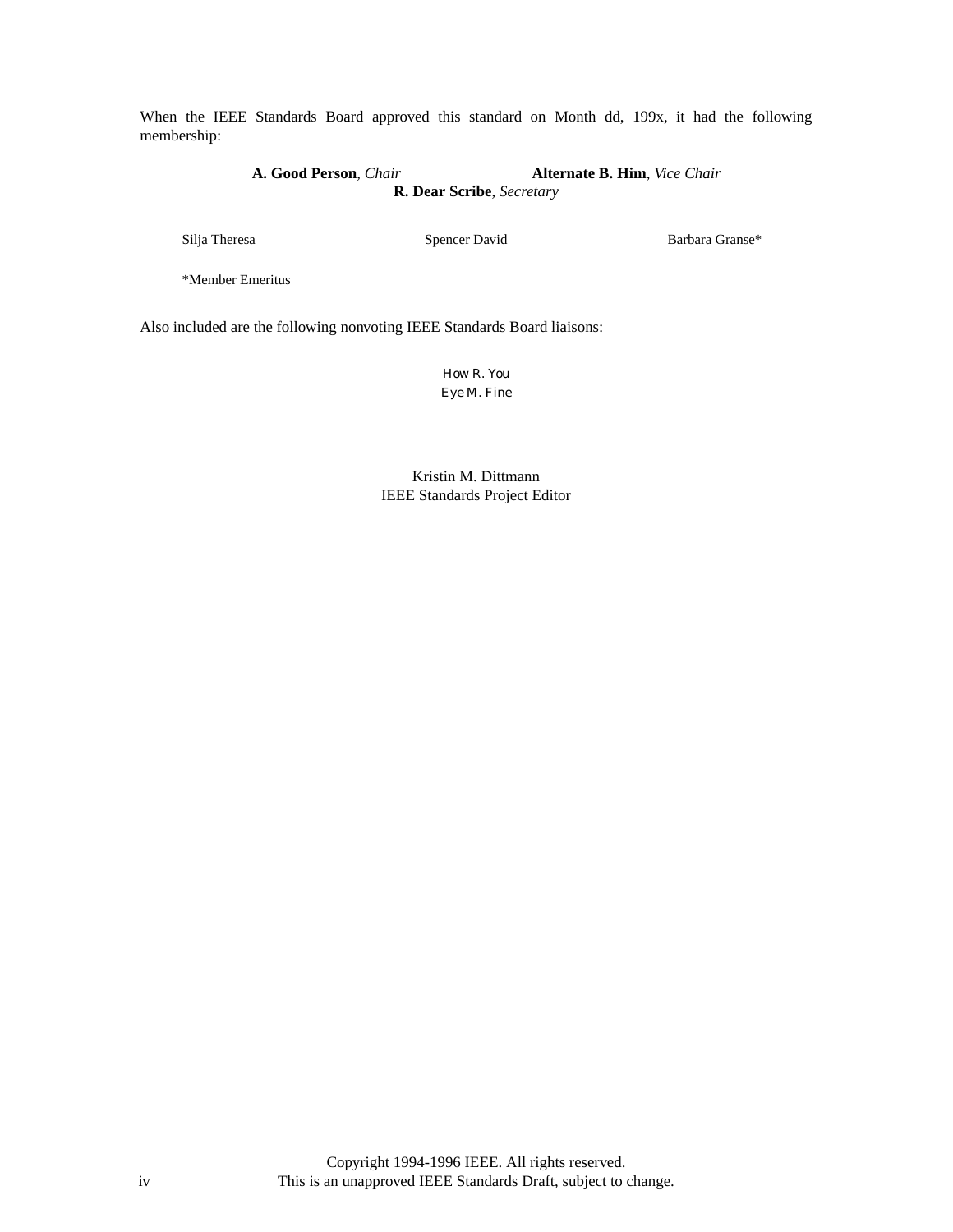When the IEEE Standards Board approved this standard on Month dd, 199x, it had the following membership:

**A. Good Person**, *Chair* **Alternate B. Him**, *Vice Chair*
**R. Dear Scribe**, *Secretary*

Silja Theresa Spencer David Barbara Granse*

*Member Emeritus

Also included are the following nonvoting IEEE Standards Board liaisons:

How R. You
Eye M. Fine

Kristin M. Dittmann
IEEE Standards Project Editor

Copyright 1994-1996 IEEE. All rights reserved.
This is an unapproved IEEE Standards Draft, subject to change.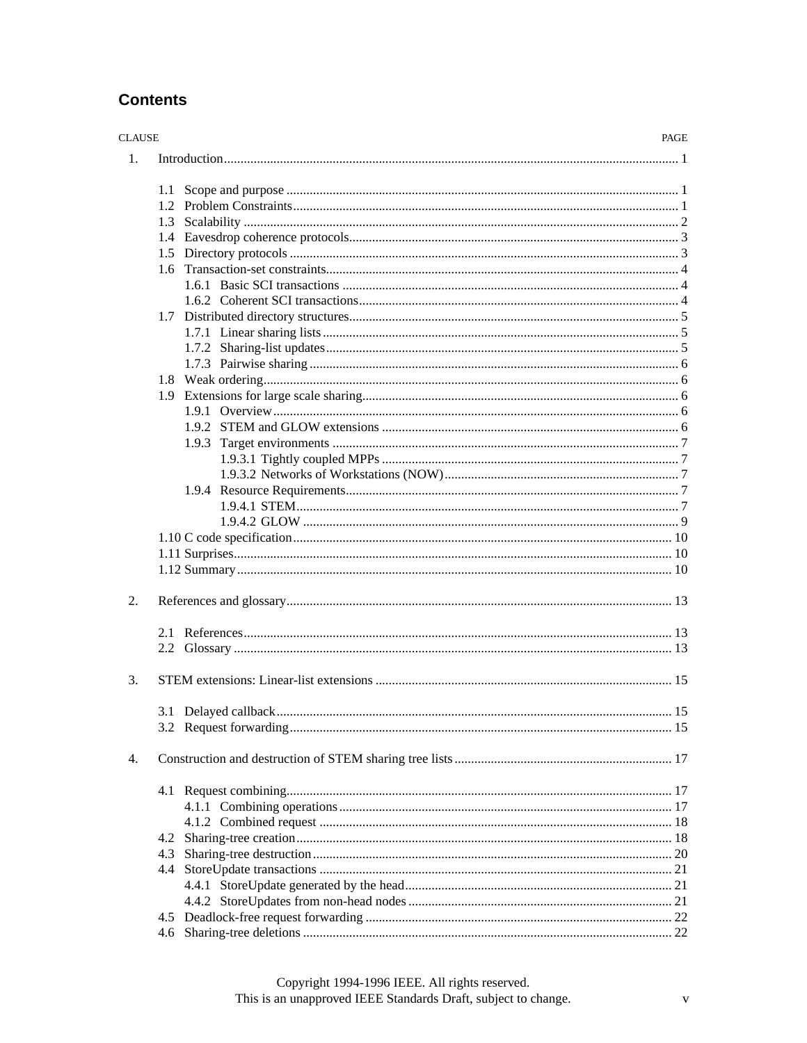## Contents

CLAUSE PAGE

1. Introduction........................................................................................................................................ 1

   1.1 Scope and purpose ..................................................................................................................... 1
   1.2 Problem Constraints.................................................................................................................... 1
   1.3 Scalability .................................................................................................................................. 2
   1.4 Eavesdrop coherence protocols................................................................................................... 3
   1.5 Directory protocols .................................................................................................................... 3
   1.6 Transaction-set constraints.......................................................................................................... 4
      1.6.1 Basic SCI transactions ..................................................................................................... 4
      1.6.2 Coherent SCI transactions................................................................................................ 4
   1.7 Distributed directory structures................................................................................................... 5
      1.7.1 Linear sharing lists........................................................................................................... 5
      1.7.2 Sharing-list updates.......................................................................................................... 5
      1.7.3 Pairwise sharing ............................................................................................................... 6
   1.8 Weak ordering............................................................................................................................ 6
   1.9 Extensions for large scale sharing............................................................................................... 6
      1.9.1 Overview.......................................................................................................................... 6
      1.9.2 STEM and GLOW extensions ......................................................................................... 6
      1.9.3 Target environments ........................................................................................................ 7
         1.9.3.1 Tightly coupled MPPs .......................................................................................... 7
         1.9.3.2 Networks of Workstations (NOW)....................................................................... 7
      1.9.4 Resource Requirements.................................................................................................... 7
         1.9.4.1 STEM................................................................................................................... 7
         1.9.4.2 GLOW ................................................................................................................. 9
   1.10 C code specification................................................................................................................. 10
   1.11 Surprises.................................................................................................................................. 10
   1.12 Summary.................................................................................................................................. 10

2. References and glossary.................................................................................................................... 13

   2.1 References................................................................................................................................. 13
   2.2 Glossary .................................................................................................................................... 13

3. STEM extensions: Linear-list extensions ......................................................................................... 15

   3.1 Delayed callback....................................................................................................................... 15
   3.2 Request forwarding................................................................................................................... 15

4. Construction and destruction of STEM sharing tree lists ................................................................. 17

   4.1 Request combining.................................................................................................................... 17
      4.1.1 Combining operations..................................................................................................... 17
      4.1.2 Combined request ........................................................................................................... 18
   4.2 Sharing-tree creation................................................................................................................. 18
   4.3 Sharing-tree destruction............................................................................................................. 20
   4.4 StoreUpdate transactions .......................................................................................................... 21
      4.4.1 StoreUpdate generated by the head................................................................................. 21
      4.4.2 StoreUpdates from non-head nodes ................................................................................ 21
   4.5 Deadlock-free request forwarding ............................................................................................. 22
   4.6 Sharing-tree deletions ............................................................................................................... 22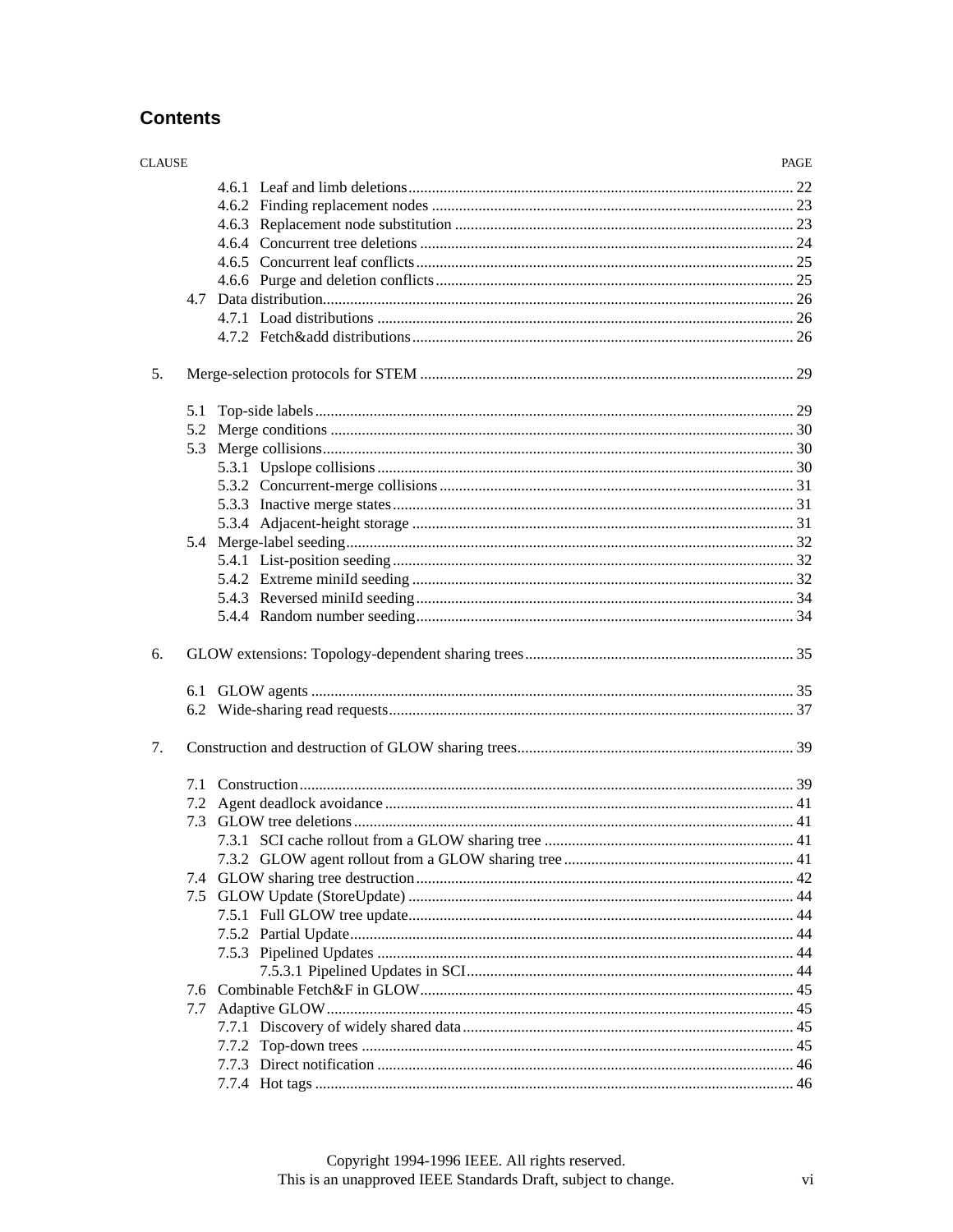## Contents

CLAUSE PAGE

- 4.6.1 Leaf and limb deletions ... 22
- 4.6.2 Finding replacement nodes ... 23
- 4.6.3 Replacement node substitution ... 23
- 4.6.4 Concurrent tree deletions ... 24
- 4.6.5 Concurrent leaf conflicts ... 25
- 4.6.6 Purge and deletion conflicts ... 25
- 4.7 Data distribution ... 26
  - 4.7.1 Load distributions ... 26
  - 4.7.2 Fetch&add distributions ... 26

5. Merge-selection protocols for STEM ... 29

- 5.1 Top-side labels ... 29
- 5.2 Merge conditions ... 30
- 5.3 Merge collisions ... 30
  - 5.3.1 Upslope collisions ... 30
  - 5.3.2 Concurrent-merge collisions ... 31
  - 5.3.3 Inactive merge states ... 31
  - 5.3.4 Adjacent-height storage ... 31
- 5.4 Merge-label seeding ... 32
  - 5.4.1 List-position seeding ... 32
  - 5.4.2 Extreme miniId seeding ... 32
  - 5.4.3 Reversed miniId seeding ... 34
  - 5.4.4 Random number seeding ... 34

6. GLOW extensions: Topology-dependent sharing trees ... 35

- 6.1 GLOW agents ... 35
- 6.2 Wide-sharing read requests ... 37

7. Construction and destruction of GLOW sharing trees ... 39

- 7.1 Construction ... 39
- 7.2 Agent deadlock avoidance ... 41
- 7.3 GLOW tree deletions ... 41
  - 7.3.1 SCI cache rollout from a GLOW sharing tree ... 41
  - 7.3.2 GLOW agent rollout from a GLOW sharing tree ... 41
- 7.4 GLOW sharing tree destruction ... 42
- 7.5 GLOW Update (StoreUpdate) ... 44
  - 7.5.1 Full GLOW tree update ... 44
  - 7.5.2 Partial Update ... 44
  - 7.5.3 Pipelined Updates ... 44
    - 7.5.3.1 Pipelined Updates in SCI ... 44
- 7.6 Combinable Fetch&F in GLOW ... 45
- 7.7 Adaptive GLOW ... 45
  - 7.7.1 Discovery of widely shared data ... 45
  - 7.7.2 Top-down trees ... 45
  - 7.7.3 Direct notification ... 46
  - 7.7.4 Hot tags ... 46

Copyright 1994-1996 IEEE. All rights reserved.
This is an unapproved IEEE Standards Draft, subject to change.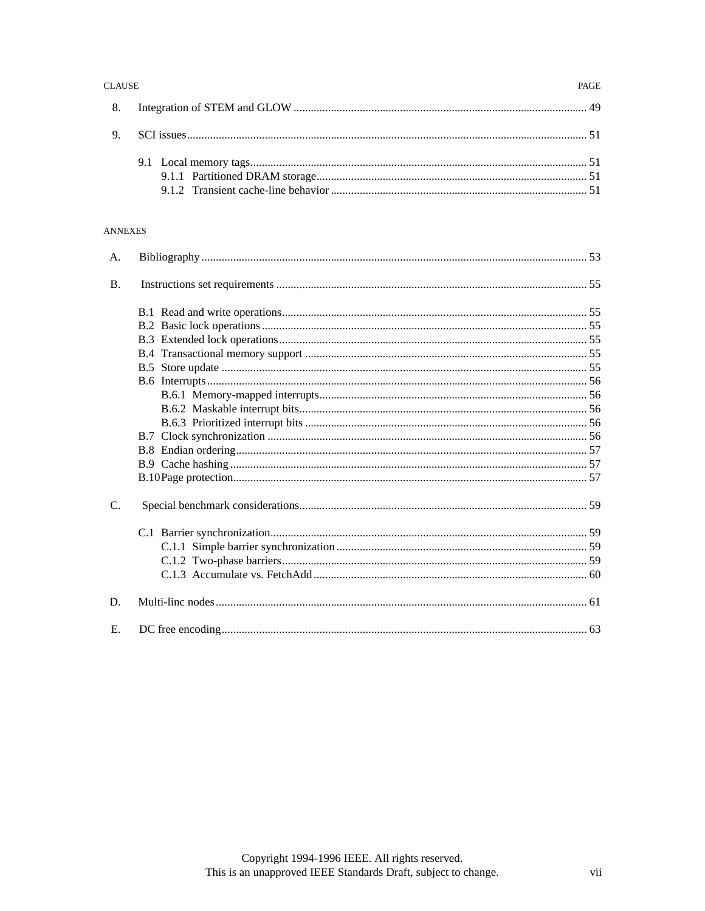CLAUSE PAGE

8. Integration of STEM and GLOW ..................................................................................................... 49

9. SCI issues......................................................................................................................................... 51

9.1 Local memory tags................................................................................................................... 51
9.1.1 Partitioned DRAM storage............................................................................................ 51
9.1.2 Transient cache-line behavior ........................................................................................ 51

ANNEXES

A. Bibliography .................................................................................................................................... 53

B. Instructions set requirements .......................................................................................................... 55

B.1 Read and write operations......................................................................................................... 55
B.2 Basic lock operations ................................................................................................................ 55
B.3 Extended lock operations.......................................................................................................... 55
B.4 Transactional memory support ................................................................................................. 55
B.5 Store update .............................................................................................................................. 55
B.6 Interrupts................................................................................................................................... 56
B.6.1 Memory-mapped interrupts............................................................................................ 56
B.6.2 Maskable interrupt bits................................................................................................... 56
B.6.3 Prioritized interrupt bits ................................................................................................. 56
B.7 Clock synchronization ............................................................................................................. 56
B.8 Endian ordering......................................................................................................................... 57
B.9 Cache hashing ........................................................................................................................... 57
B.10 Page protection......................................................................................................................... 57

C. Special benchmark considerations................................................................................................... 59

C.1 Barrier synchronization............................................................................................................. 59
C.1.1 Simple barrier synchronization ...................................................................................... 59
C.1.2 Two-phase barriers......................................................................................................... 59
C.1.3 Accumulate vs. FetchAdd .............................................................................................. 60

D. Multi-linc nodes ............................................................................................................................... 61

E. DC free encoding.............................................................................................................................. 63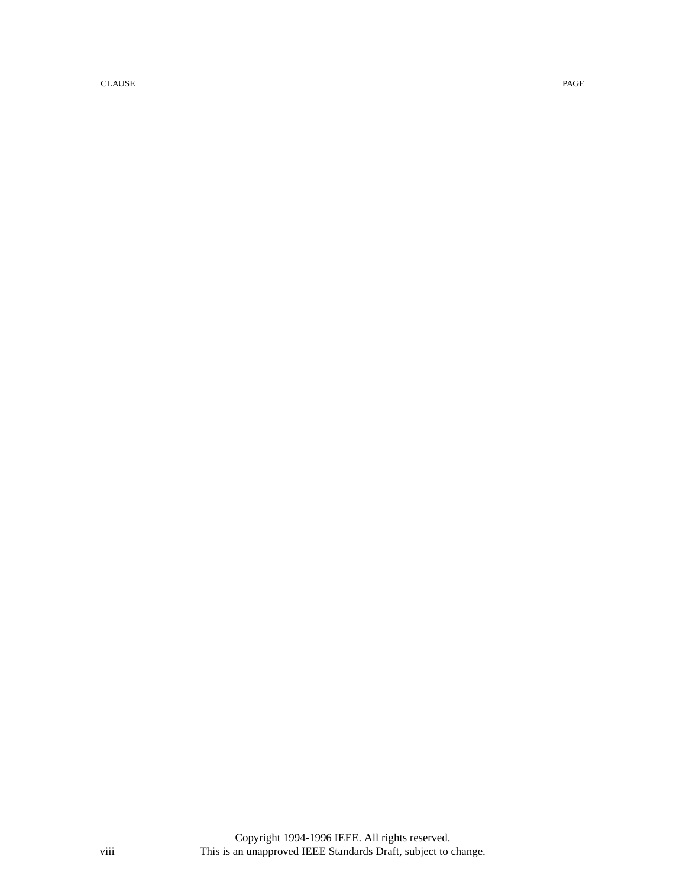CLAUSE PAGE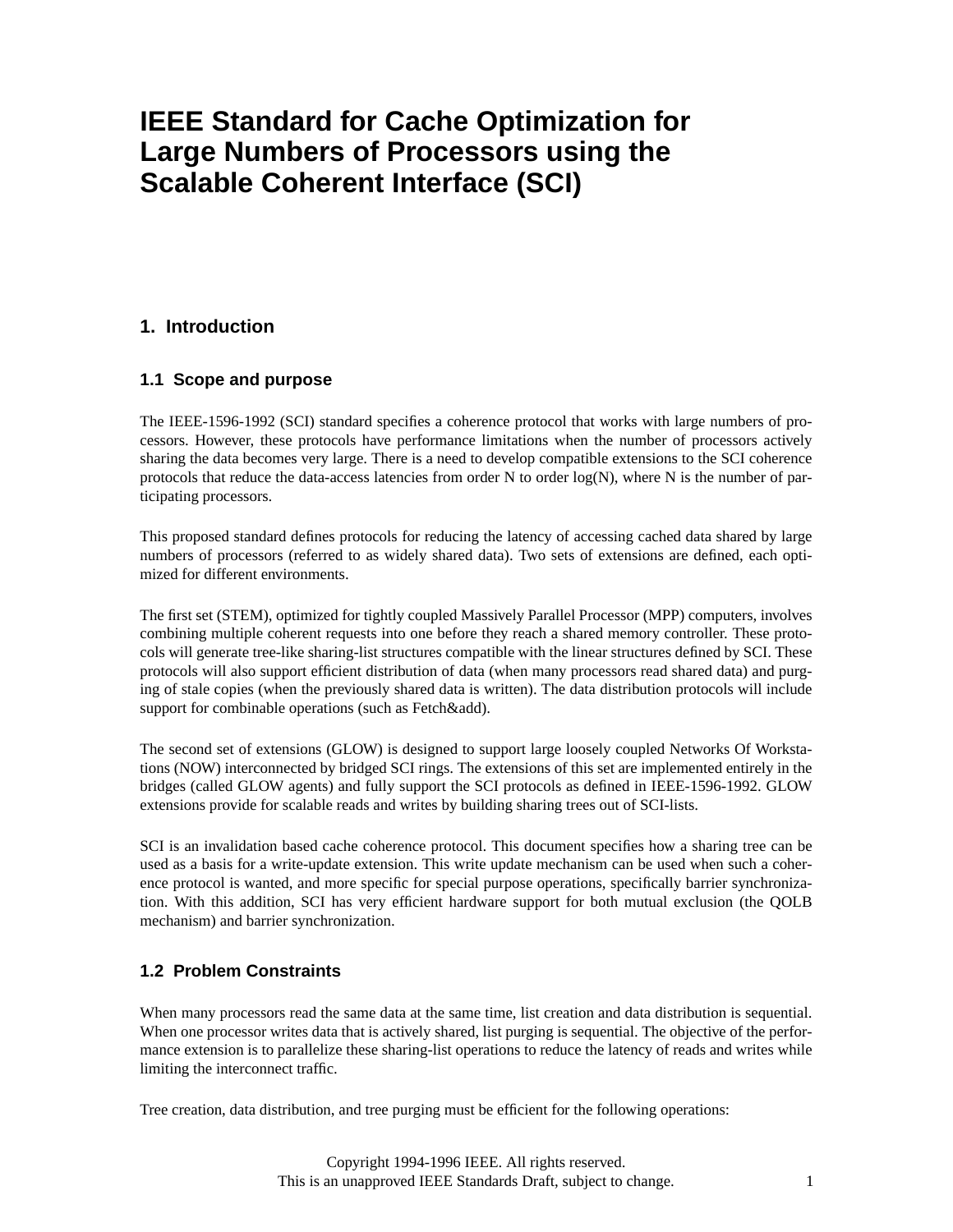# IEEE Standard for Cache Optimization for Large Numbers of Processors using the Scalable Coherent Interface (SCI)

## 1. Introduction

### 1.1 Scope and purpose

The IEEE-1596-1992 (SCI) standard specifies a coherence protocol that works with large numbers of processors. However, these protocols have performance limitations when the number of processors actively sharing the data becomes very large. There is a need to develop compatible extensions to the SCI coherence protocols that reduce the data-access latencies from order N to order log(N), where N is the number of participating processors.

This proposed standard defines protocols for reducing the latency of accessing cached data shared by large numbers of processors (referred to as widely shared data). Two sets of extensions are defined, each optimized for different environments.

The first set (STEM), optimized for tightly coupled Massively Parallel Processor (MPP) computers, involves combining multiple coherent requests into one before they reach a shared memory controller. These protocols will generate tree-like sharing-list structures compatible with the linear structures defined by SCI. These protocols will also support efficient distribution of data (when many processors read shared data) and purging of stale copies (when the previously shared data is written). The data distribution protocols will include support for combinable operations (such as Fetch&add).

The second set of extensions (GLOW) is designed to support large loosely coupled Networks Of Workstations (NOW) interconnected by bridged SCI rings. The extensions of this set are implemented entirely in the bridges (called GLOW agents) and fully support the SCI protocols as defined in IEEE-1596-1992. GLOW extensions provide for scalable reads and writes by building sharing trees out of SCI-lists.

SCI is an invalidation based cache coherence protocol. This document specifies how a sharing tree can be used as a basis for a write-update extension. This write update mechanism can be used when such a coherence protocol is wanted, and more specific for special purpose operations, specifically barrier synchronization. With this addition, SCI has very efficient hardware support for both mutual exclusion (the QOLB mechanism) and barrier synchronization.

### 1.2 Problem Constraints

When many processors read the same data at the same time, list creation and data distribution is sequential. When one processor writes data that is actively shared, list purging is sequential. The objective of the performance extension is to parallelize these sharing-list operations to reduce the latency of reads and writes while limiting the interconnect traffic.

Tree creation, data distribution, and tree purging must be efficient for the following operations: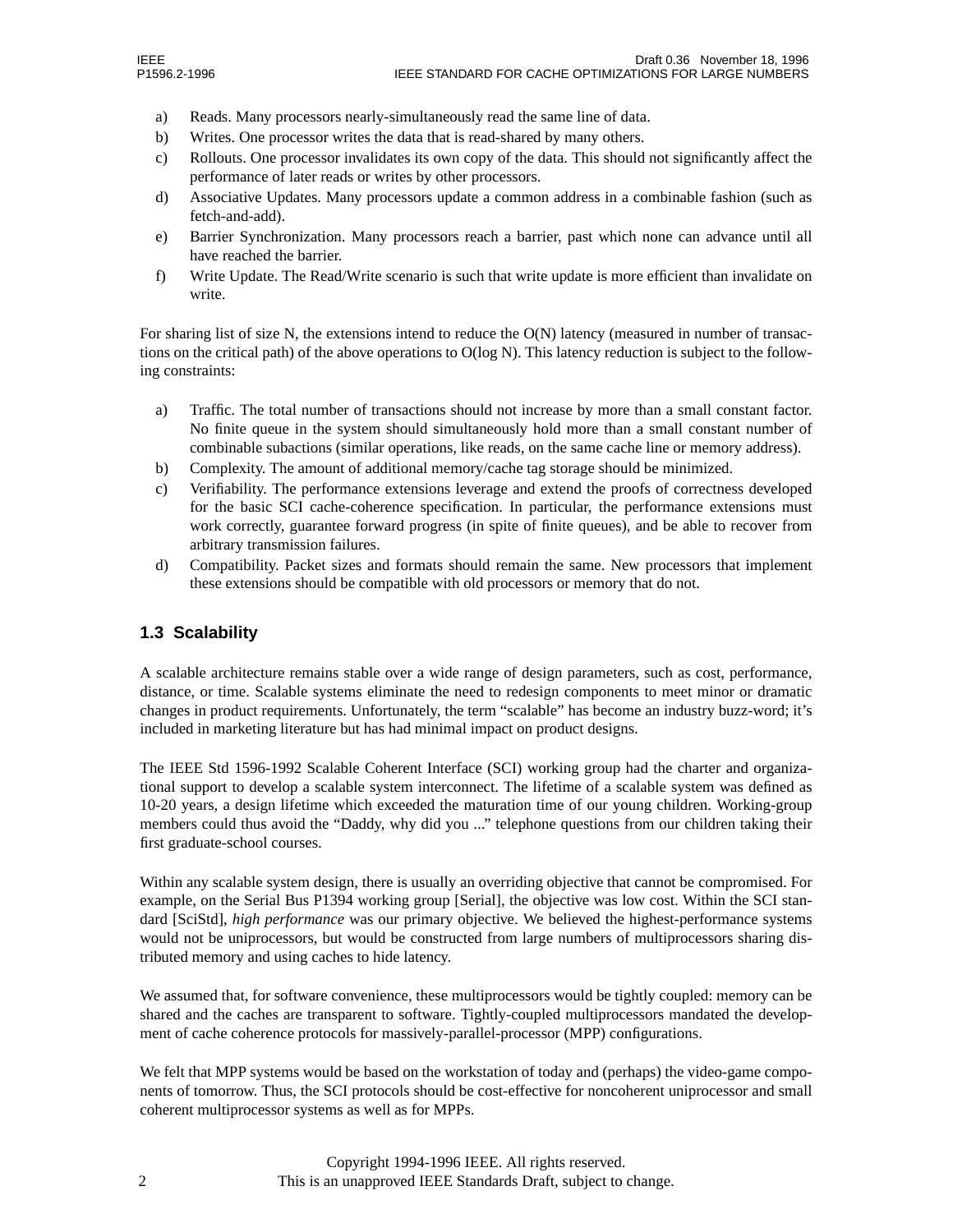a) Reads. Many processors nearly-simultaneously read the same line of data.
b) Writes. One processor writes the data that is read-shared by many others.
c) Rollouts. One processor invalidates its own copy of the data. This should not significantly affect the performance of later reads or writes by other processors.
d) Associative Updates. Many processors update a common address in a combinable fashion (such as fetch-and-add).
e) Barrier Synchronization. Many processors reach a barrier, past which none can advance until all have reached the barrier.
f) Write Update. The Read/Write scenario is such that write update is more efficient than invalidate on write.

For sharing list of size N, the extensions intend to reduce the O(N) latency (measured in number of transactions on the critical path) of the above operations to O(log N). This latency reduction is subject to the following constraints:

a) Traffic. The total number of transactions should not increase by more than a small constant factor. No finite queue in the system should simultaneously hold more than a small constant number of combinable subactions (similar operations, like reads, on the same cache line or memory address).
b) Complexity. The amount of additional memory/cache tag storage should be minimized.
c) Verifiability. The performance extensions leverage and extend the proofs of correctness developed for the basic SCI cache-coherence specification. In particular, the performance extensions must work correctly, guarantee forward progress (in spite of finite queues), and be able to recover from arbitrary transmission failures.
d) Compatibility. Packet sizes and formats should remain the same. New processors that implement these extensions should be compatible with old processors or memory that do not.

### 1.3 Scalability

A scalable architecture remains stable over a wide range of design parameters, such as cost, performance, distance, or time. Scalable systems eliminate the need to redesign components to meet minor or dramatic changes in product requirements. Unfortunately, the term "scalable" has become an industry buzz-word; it's included in marketing literature but has had minimal impact on product designs.

The IEEE Std 1596-1992 Scalable Coherent Interface (SCI) working group had the charter and organizational support to develop a scalable system interconnect. The lifetime of a scalable system was defined as 10-20 years, a design lifetime which exceeded the maturation time of our young children. Working-group members could thus avoid the "Daddy, why did you ..." telephone questions from our children taking their first graduate-school courses.

Within any scalable system design, there is usually an overriding objective that cannot be compromised. For example, on the Serial Bus P1394 working group [Serial], the objective was low cost. Within the SCI standard [SciStd], *high performance* was our primary objective. We believed the highest-performance systems would not be uniprocessors, but would be constructed from large numbers of multiprocessors sharing distributed memory and using caches to hide latency.

We assumed that, for software convenience, these multiprocessors would be tightly coupled: memory can be shared and the caches are transparent to software. Tightly-coupled multiprocessors mandated the development of cache coherence protocols for massively-parallel-processor (MPP) configurations.

We felt that MPP systems would be based on the workstation of today and (perhaps) the video-game components of tomorrow. Thus, the SCI protocols should be cost-effective for noncoherent uniprocessor and small coherent multiprocessor systems as well as for MPPs.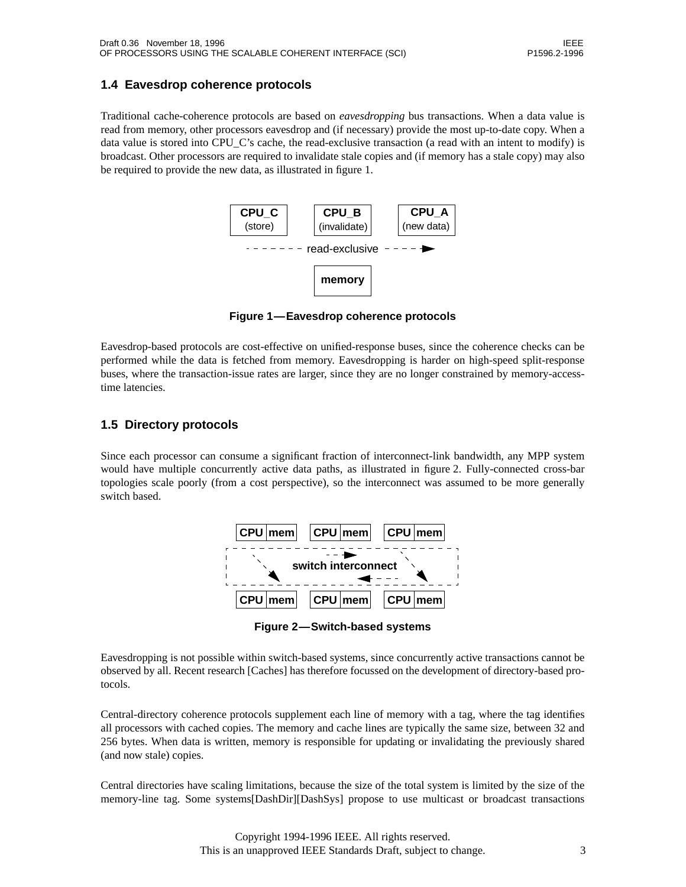## 1.4 Eavesdrop coherence protocols

Traditional cache-coherence protocols are based on *eavesdropping* bus transactions. When a data value is read from memory, other processors eavesdrop and (if necessary) provide the most up-to-date copy. When a data value is stored into CPU_C's cache, the read-exclusive transaction (a read with an intent to modify) is broadcast. Other processors are required to invalidate stale copies and (if memory has a stale copy) may also be required to provide the new data, as illustrated in figure 1.

CPU_C
(store)
CPU_B
(invalidate)
CPU_A
(new data)
read-exclusive
memory

**Figure 1—Eavesdrop coherence protocols**

Eavesdrop-based protocols are cost-effective on unified-response buses, since the coherence checks can be performed while the data is fetched from memory. Eavesdropping is harder on high-speed split-response buses, where the transaction-issue rates are larger, since they are no longer constrained by memory-access-time latencies.

## 1.5 Directory protocols

Since each processor can consume a significant fraction of interconnect-link bandwidth, any MPP system would have multiple concurrently active data paths, as illustrated in figure 2. Fully-connected cross-bar topologies scale poorly (from a cost perspective), so the interconnect was assumed to be more generally switch based.

CPU mem
CPU mem
CPU mem
switch interconnect
CPU mem
CPU mem
CPU mem

**Figure 2—Switch-based systems**

Eavesdropping is not possible within switch-based systems, since concurrently active transactions cannot be observed by all. Recent research [Caches] has therefore focussed on the development of directory-based protocols.

Central-directory coherence protocols supplement each line of memory with a tag, where the tag identifies all processors with cached copies. The memory and cache lines are typically the same size, between 32 and 256 bytes. When data is written, memory is responsible for updating or invalidating the previously shared (and now stale) copies.

Central directories have scaling limitations, because the size of the total system is limited by the size of the memory-line tag. Some systems[DashDir][DashSys] propose to use multicast or broadcast transactions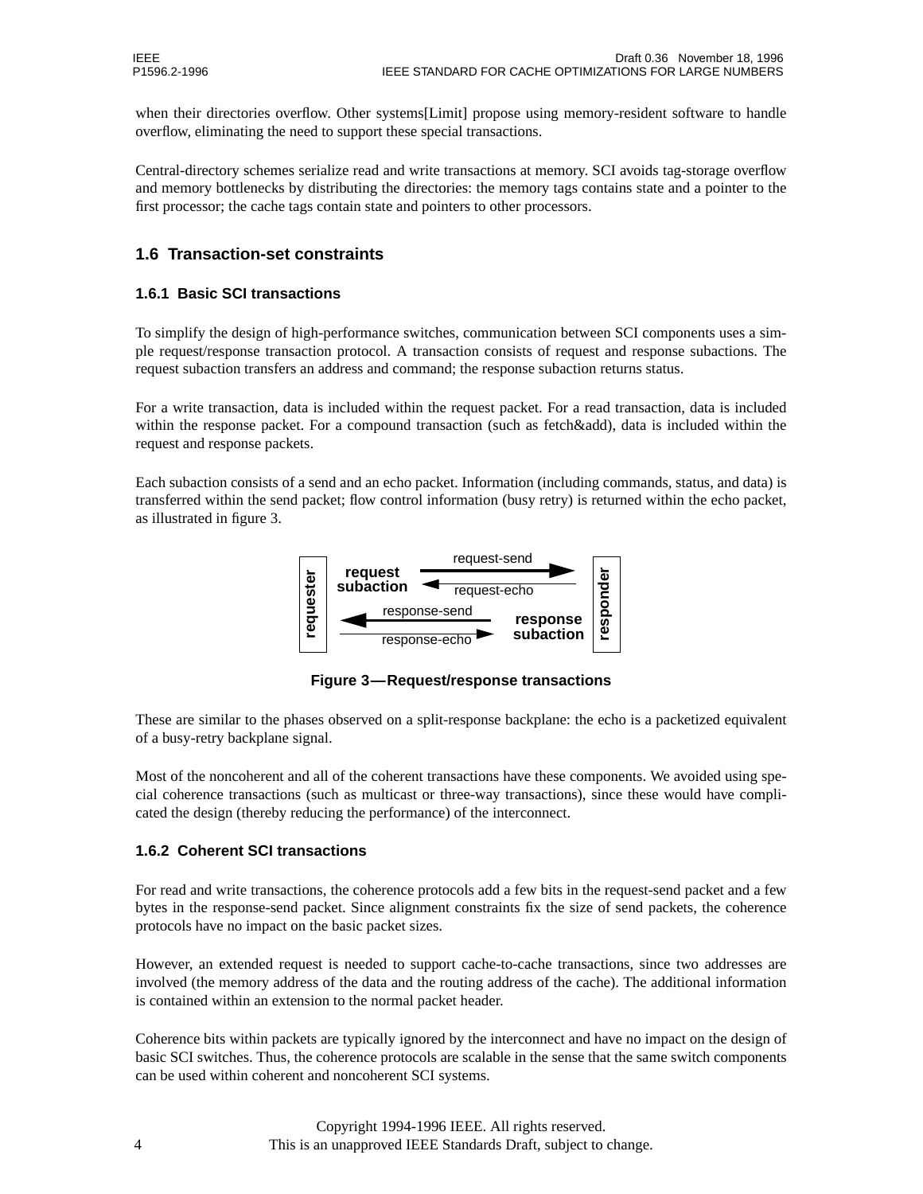when their directories overflow. Other systems[Limit] propose using memory-resident software to handle overflow, eliminating the need to support these special transactions.

Central-directory schemes serialize read and write transactions at memory. SCI avoids tag-storage overflow and memory bottlenecks by distributing the directories: the memory tags contains state and a pointer to the first processor; the cache tags contain state and pointers to other processors.

## 1.6 Transaction-set constraints

### 1.6.1 Basic SCI transactions

To simplify the design of high-performance switches, communication between SCI components uses a simple request/response transaction protocol. A transaction consists of request and response subactions. The request subaction transfers an address and command; the response subaction returns status.

For a write transaction, data is included within the request packet. For a read transaction, data is included within the response packet. For a compound transaction (such as fetch&add), data is included within the request and response packets.

Each subaction consists of a send and an echo packet. Information (including commands, status, and data) is transferred within the send packet; flow control information (busy retry) is returned within the echo packet, as illustrated in figure 3.

requester

request subaction

request-send

request-echo

response-send

response-echo

response subaction

responder

**Figure 3—Request/response transactions**

These are similar to the phases observed on a split-response backplane: the echo is a packetized equivalent of a busy-retry backplane signal.

Most of the noncoherent and all of the coherent transactions have these components. We avoided using special coherence transactions (such as multicast or three-way transactions), since these would have complicated the design (thereby reducing the performance) of the interconnect.

### 1.6.2 Coherent SCI transactions

For read and write transactions, the coherence protocols add a few bits in the request-send packet and a few bytes in the response-send packet. Since alignment constraints fix the size of send packets, the coherence protocols have no impact on the basic packet sizes.

However, an extended request is needed to support cache-to-cache transactions, since two addresses are involved (the memory address of the data and the routing address of the cache). The additional information is contained within an extension to the normal packet header.

Coherence bits within packets are typically ignored by the interconnect and have no impact on the design of basic SCI switches. Thus, the coherence protocols are scalable in the sense that the same switch components can be used within coherent and noncoherent SCI systems.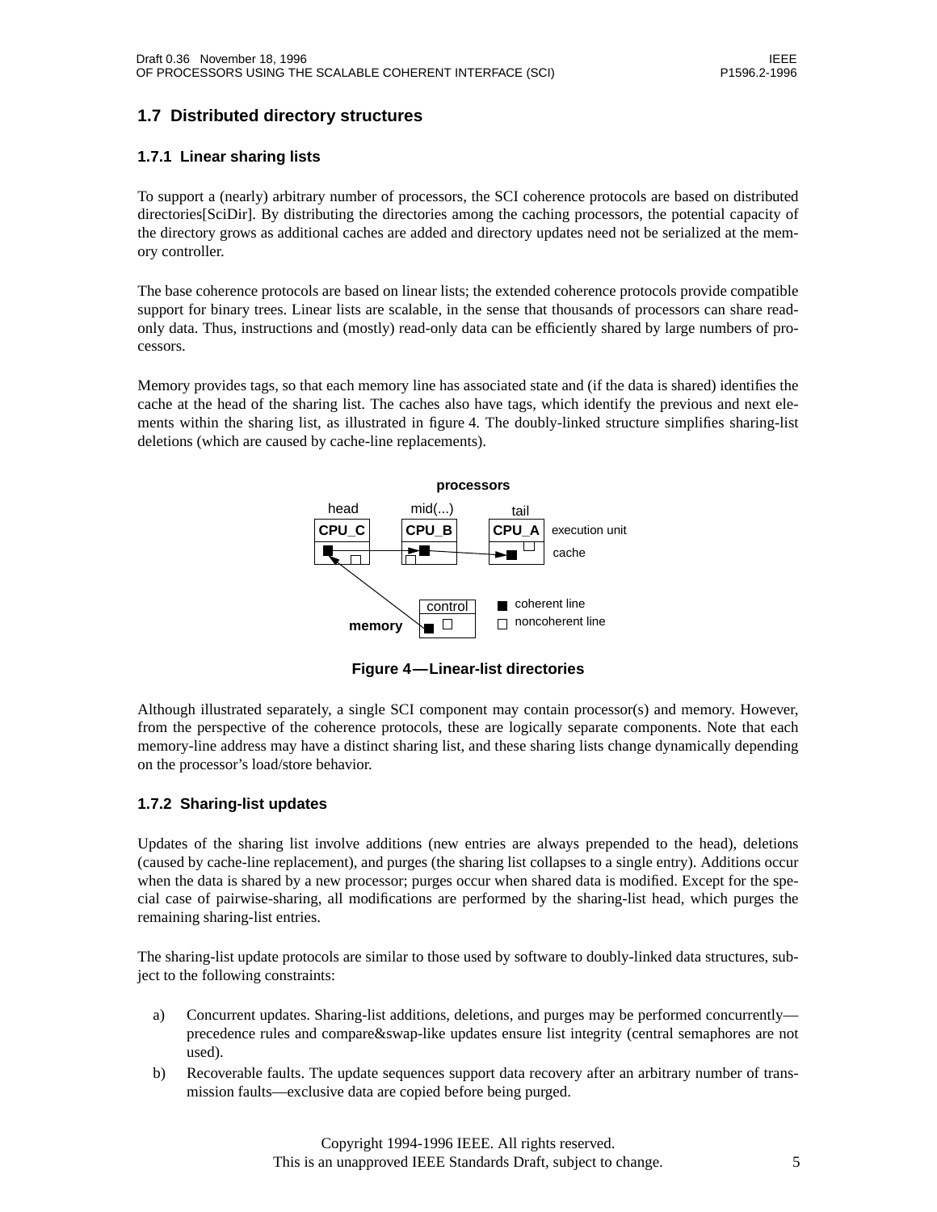### 1.7 Distributed directory structures

#### 1.7.1 Linear sharing lists

To support a (nearly) arbitrary number of processors, the SCI coherence protocols are based on distributed directories[SciDir]. By distributing the directories among the caching processors, the potential capacity of the directory grows as additional caches are added and directory updates need not be serialized at the memory controller.

The base coherence protocols are based on linear lists; the extended coherence protocols provide compatible support for binary trees. Linear lists are scalable, in the sense that thousands of processors can share read-only data. Thus, instructions and (mostly) read-only data can be efficiently shared by large numbers of processors.

Memory provides tags, so that each memory line has associated state and (if the data is shared) identifies the cache at the head of the sharing list. The caches also have tags, which identify the previous and next elements within the sharing list, as illustrated in figure 4. The doubly-linked structure simplifies sharing-list deletions (which are caused by cache-line replacements).

processors

head

mid(...)

tail

CPU_C

CPU_B

CPU_A

execution unit

cache

control

memory

coherent line

noncoherent line

**Figure 4—Linear-list directories**

Although illustrated separately, a single SCI component may contain processor(s) and memory. However, from the perspective of the coherence protocols, these are logically separate components. Note that each memory-line address may have a distinct sharing list, and these sharing lists change dynamically depending on the processor's load/store behavior.

#### 1.7.2 Sharing-list updates

Updates of the sharing list involve additions (new entries are always prepended to the head), deletions (caused by cache-line replacement), and purges (the sharing list collapses to a single entry). Additions occur when the data is shared by a new processor; purges occur when shared data is modified. Except for the special case of pairwise-sharing, all modifications are performed by the sharing-list head, which purges the remaining sharing-list entries.

The sharing-list update protocols are similar to those used by software to doubly-linked data structures, subject to the following constraints:

a) Concurrent updates. Sharing-list additions, deletions, and purges may be performed concurrently—precedence rules and compare&swap-like updates ensure list integrity (central semaphores are not used).

b) Recoverable faults. The update sequences support data recovery after an arbitrary number of transmission faults—exclusive data are copied before being purged.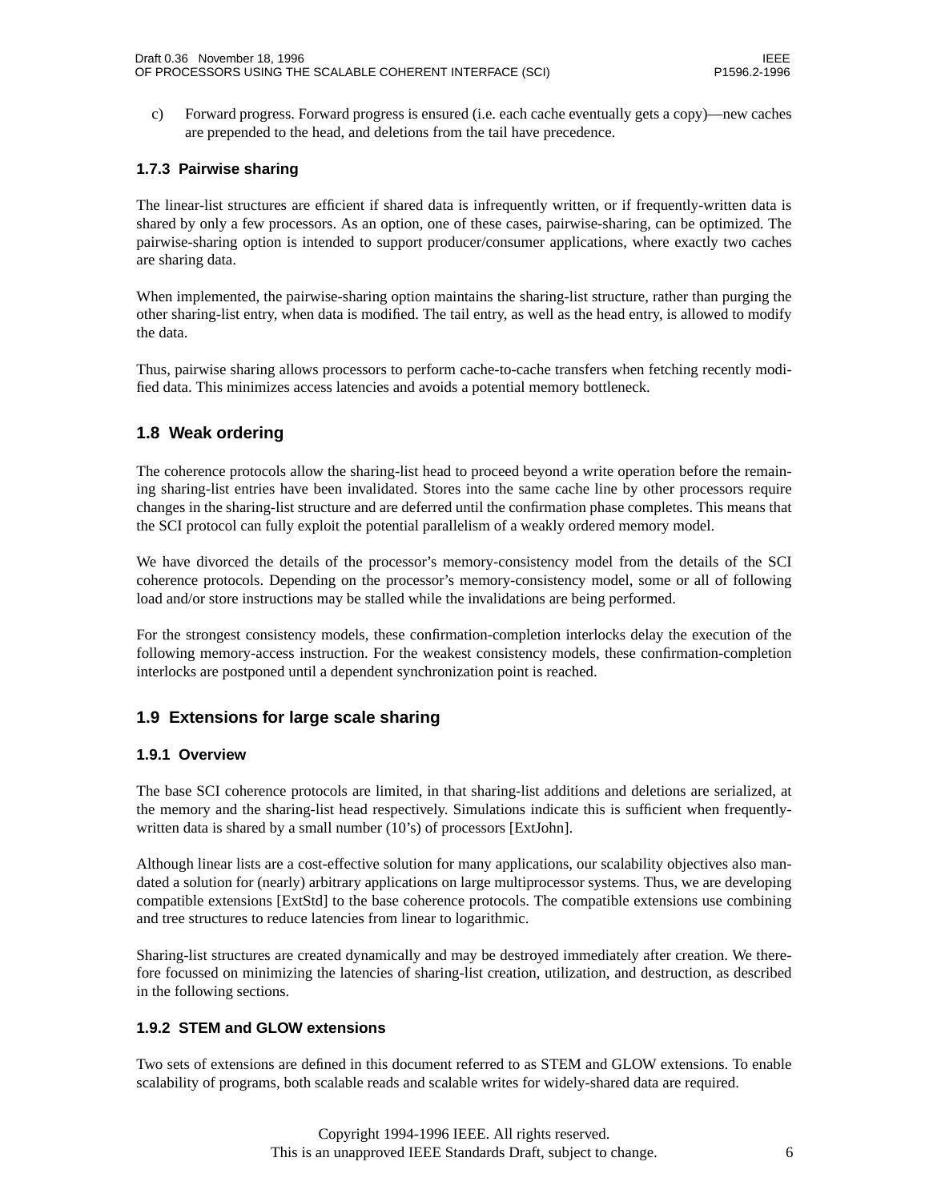c) Forward progress. Forward progress is ensured (i.e. each cache eventually gets a copy)—new caches are prepended to the head, and deletions from the tail have precedence.

### 1.7.3 Pairwise sharing

The linear-list structures are efficient if shared data is infrequently written, or if frequently-written data is shared by only a few processors. As an option, one of these cases, pairwise-sharing, can be optimized. The pairwise-sharing option is intended to support producer/consumer applications, where exactly two caches are sharing data.

When implemented, the pairwise-sharing option maintains the sharing-list structure, rather than purging the other sharing-list entry, when data is modified. The tail entry, as well as the head entry, is allowed to modify the data.

Thus, pairwise sharing allows processors to perform cache-to-cache transfers when fetching recently modified data. This minimizes access latencies and avoids a potential memory bottleneck.

## 1.8 Weak ordering

The coherence protocols allow the sharing-list head to proceed beyond a write operation before the remaining sharing-list entries have been invalidated. Stores into the same cache line by other processors require changes in the sharing-list structure and are deferred until the confirmation phase completes. This means that the SCI protocol can fully exploit the potential parallelism of a weakly ordered memory model.

We have divorced the details of the processor's memory-consistency model from the details of the SCI coherence protocols. Depending on the processor's memory-consistency model, some or all of following load and/or store instructions may be stalled while the invalidations are being performed.

For the strongest consistency models, these confirmation-completion interlocks delay the execution of the following memory-access instruction. For the weakest consistency models, these confirmation-completion interlocks are postponed until a dependent synchronization point is reached.

## 1.9 Extensions for large scale sharing

### 1.9.1 Overview

The base SCI coherence protocols are limited, in that sharing-list additions and deletions are serialized, at the memory and the sharing-list head respectively. Simulations indicate this is sufficient when frequently-written data is shared by a small number (10's) of processors [ExtJohn].

Although linear lists are a cost-effective solution for many applications, our scalability objectives also mandated a solution for (nearly) arbitrary applications on large multiprocessor systems. Thus, we are developing compatible extensions [ExtStd] to the base coherence protocols. The compatible extensions use combining and tree structures to reduce latencies from linear to logarithmic.

Sharing-list structures are created dynamically and may be destroyed immediately after creation. We therefore focussed on minimizing the latencies of sharing-list creation, utilization, and destruction, as described in the following sections.

### 1.9.2 STEM and GLOW extensions

Two sets of extensions are defined in this document referred to as STEM and GLOW extensions. To enable scalability of programs, both scalable reads and scalable writes for widely-shared data are required.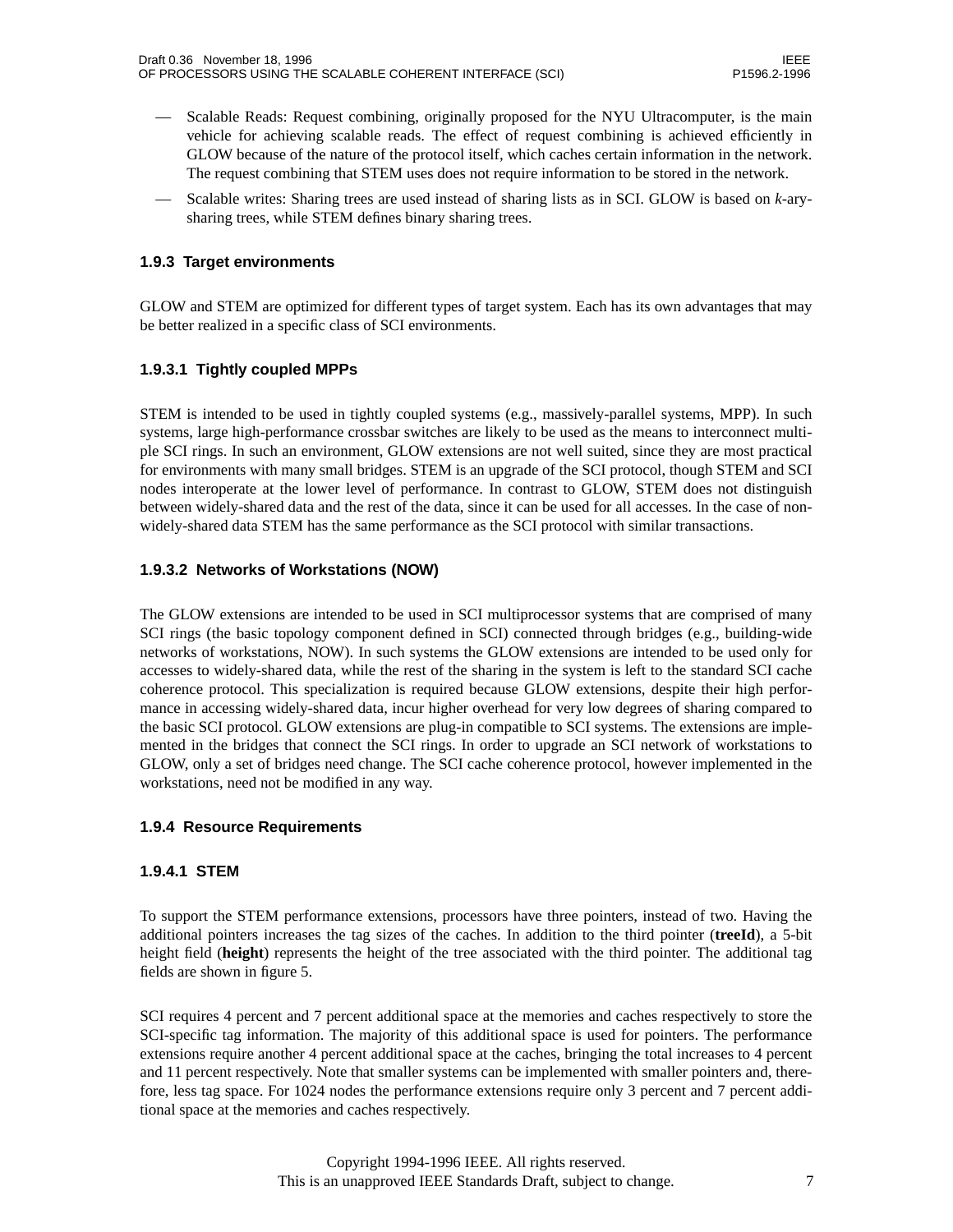— Scalable Reads: Request combining, originally proposed for the NYU Ultracomputer, is the main vehicle for achieving scalable reads. The effect of request combining is achieved efficiently in GLOW because of the nature of the protocol itself, which caches certain information in the network. The request combining that STEM uses does not require information to be stored in the network.

— Scalable writes: Sharing trees are used instead of sharing lists as in SCI. GLOW is based on *k*-ary-sharing trees, while STEM defines binary sharing trees.

### 1.9.3 Target environments

GLOW and STEM are optimized for different types of target system. Each has its own advantages that may be better realized in a specific class of SCI environments.

#### 1.9.3.1 Tightly coupled MPPs

STEM is intended to be used in tightly coupled systems (e.g., massively-parallel systems, MPP). In such systems, large high-performance crossbar switches are likely to be used as the means to interconnect multiple SCI rings. In such an environment, GLOW extensions are not well suited, since they are most practical for environments with many small bridges. STEM is an upgrade of the SCI protocol, though STEM and SCI nodes interoperate at the lower level of performance. In contrast to GLOW, STEM does not distinguish between widely-shared data and the rest of the data, since it can be used for all accesses. In the case of non-widely-shared data STEM has the same performance as the SCI protocol with similar transactions.

#### 1.9.3.2 Networks of Workstations (NOW)

The GLOW extensions are intended to be used in SCI multiprocessor systems that are comprised of many SCI rings (the basic topology component defined in SCI) connected through bridges (e.g., building-wide networks of workstations, NOW). In such systems the GLOW extensions are intended to be used only for accesses to widely-shared data, while the rest of the sharing in the system is left to the standard SCI cache coherence protocol. This specialization is required because GLOW extensions, despite their high performance in accessing widely-shared data, incur higher overhead for very low degrees of sharing compared to the basic SCI protocol. GLOW extensions are plug-in compatible to SCI systems. The extensions are implemented in the bridges that connect the SCI rings. In order to upgrade an SCI network of workstations to GLOW, only a set of bridges need change. The SCI cache coherence protocol, however implemented in the workstations, need not be modified in any way.

### 1.9.4 Resource Requirements

#### 1.9.4.1 STEM

To support the STEM performance extensions, processors have three pointers, instead of two. Having the additional pointers increases the tag sizes of the caches. In addition to the third pointer (**treeId**), a 5-bit height field (**height**) represents the height of the tree associated with the third pointer. The additional tag fields are shown in figure 5.

SCI requires 4 percent and 7 percent additional space at the memories and caches respectively to store the SCI-specific tag information. The majority of this additional space is used for pointers. The performance extensions require another 4 percent additional space at the caches, bringing the total increases to 4 percent and 11 percent respectively. Note that smaller systems can be implemented with smaller pointers and, therefore, less tag space. For 1024 nodes the performance extensions require only 3 percent and 7 percent additional space at the memories and caches respectively.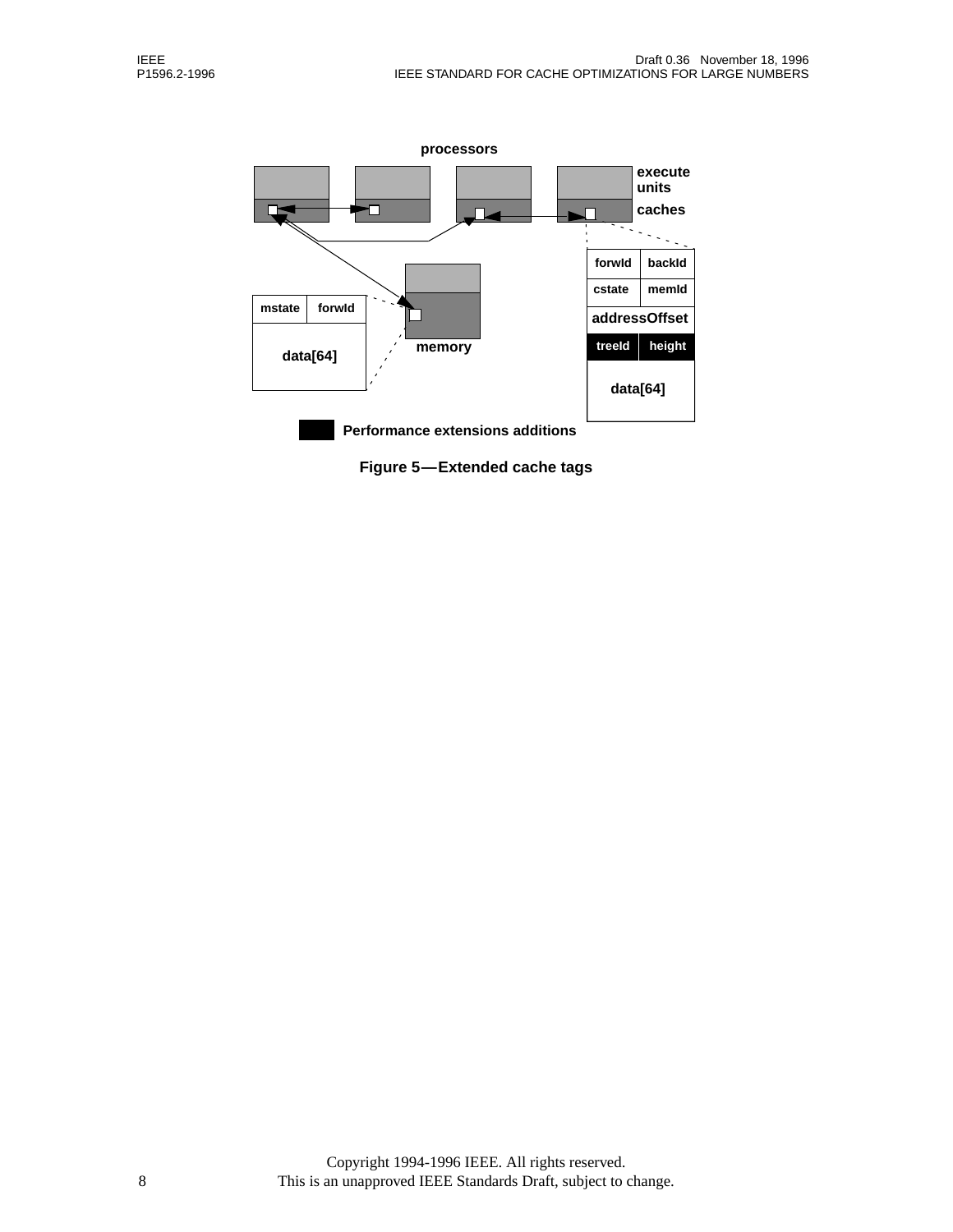processors

execute units

caches

forwId | backId

cstate | memId

addressOffset

treeId | height

data[64]

mstate | forwId

data[64]

memory

Performance extensions additions

**Figure 5—Extended cache tags**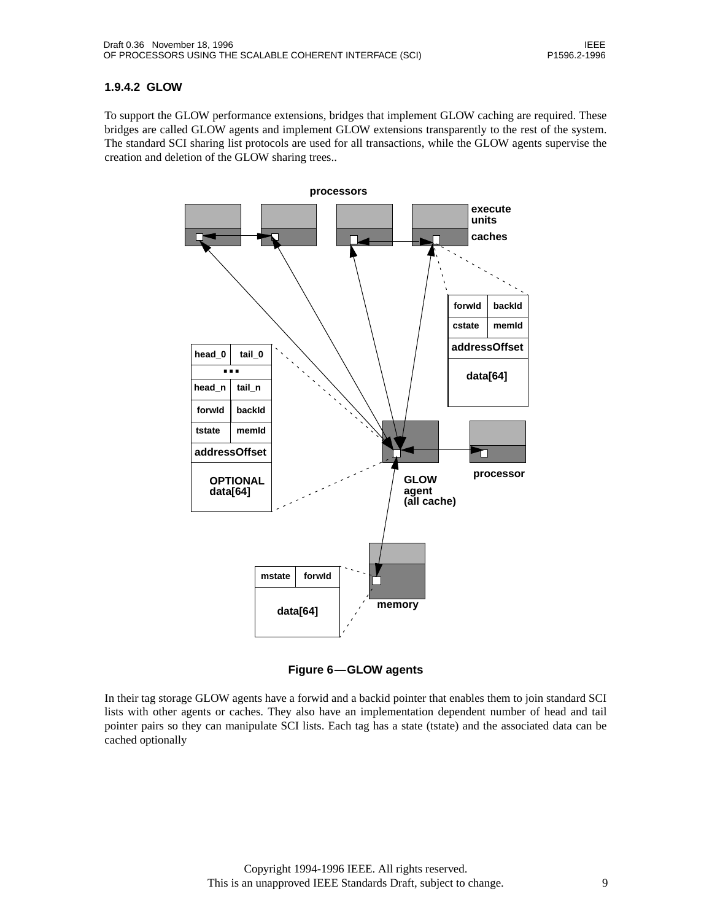### 1.9.4.2 GLOW

To support the GLOW performance extensions, bridges that implement GLOW caching are required. These bridges are called GLOW agents and implement GLOW extensions transparently to the rest of the system. The standard SCI sharing list protocols are used for all transactions, while the GLOW agents supervise the creation and deletion of the GLOW sharing trees..

processors

execute units

caches

forwId backId
cstate memId
addressOffset
data[64]

head_0 tail_0
...
head_n tail_n
forwId backId
tstate memId
addressOffset
OPTIONAL data[64]

GLOW agent (all cache)

processor

mstate forwId
data[64]

memory

**Figure 6—GLOW agents**

In their tag storage GLOW agents have a forwid and a backid pointer that enables them to join standard SCI lists with other agents or caches. They also have an implementation dependent number of head and tail pointer pairs so they can manipulate SCI lists. Each tag has a state (tstate) and the associated data can be cached optionally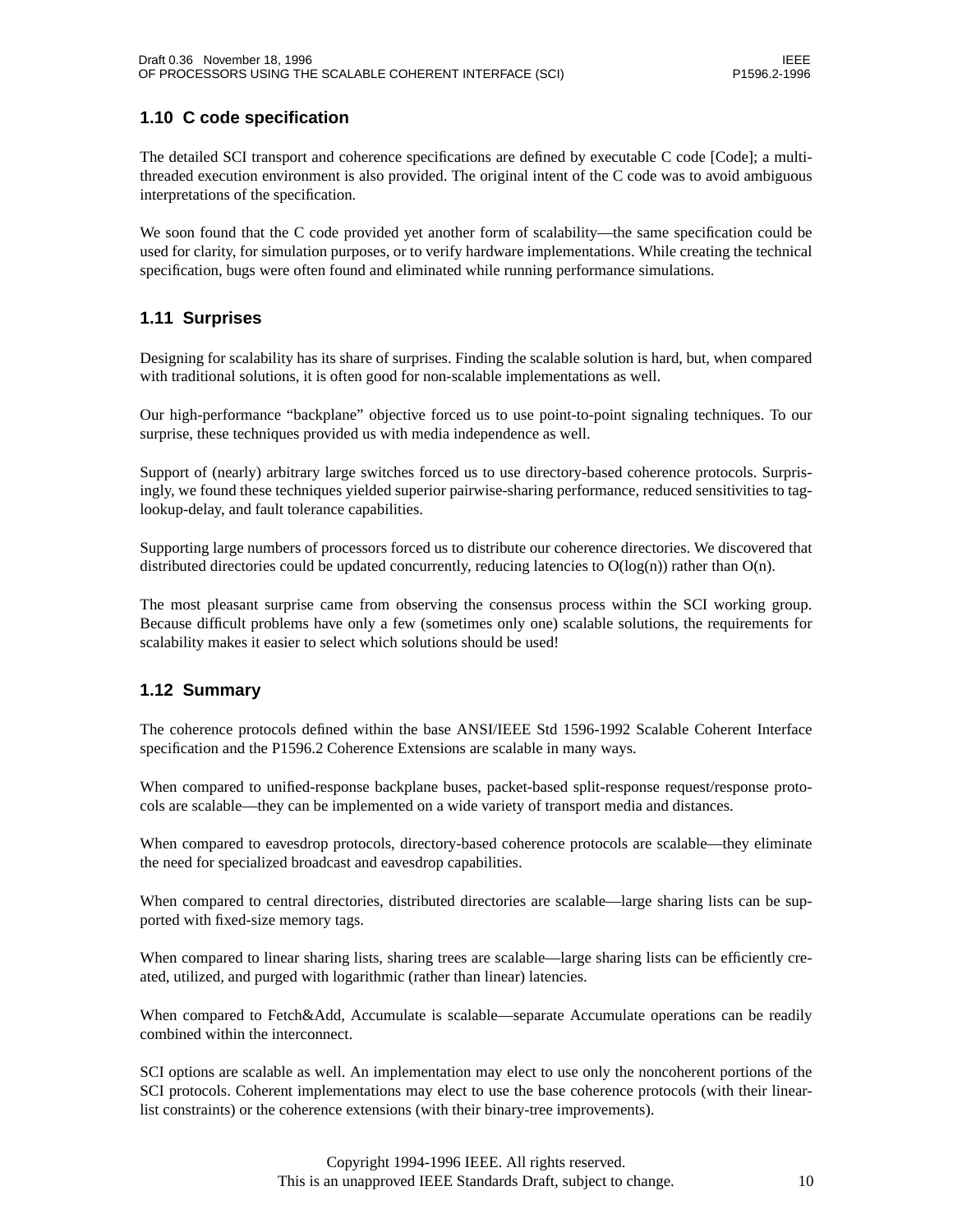## 1.10 C code specification

The detailed SCI transport and coherence specifications are defined by executable C code [Code]; a multi-threaded execution environment is also provided. The original intent of the C code was to avoid ambiguous interpretations of the specification.

We soon found that the C code provided yet another form of scalability—the same specification could be used for clarity, for simulation purposes, or to verify hardware implementations. While creating the technical specification, bugs were often found and eliminated while running performance simulations.

## 1.11 Surprises

Designing for scalability has its share of surprises. Finding the scalable solution is hard, but, when compared with traditional solutions, it is often good for non-scalable implementations as well.

Our high-performance "backplane" objective forced us to use point-to-point signaling techniques. To our surprise, these techniques provided us with media independence as well.

Support of (nearly) arbitrary large switches forced us to use directory-based coherence protocols. Surprisingly, we found these techniques yielded superior pairwise-sharing performance, reduced sensitivities to tag-lookup-delay, and fault tolerance capabilities.

Supporting large numbers of processors forced us to distribute our coherence directories. We discovered that distributed directories could be updated concurrently, reducing latencies to $O(\log(n))$ rather than $O(n)$.

The most pleasant surprise came from observing the consensus process within the SCI working group. Because difficult problems have only a few (sometimes only one) scalable solutions, the requirements for scalability makes it easier to select which solutions should be used!

## 1.12 Summary

The coherence protocols defined within the base ANSI/IEEE Std 1596-1992 Scalable Coherent Interface specification and the P1596.2 Coherence Extensions are scalable in many ways.

When compared to unified-response backplane buses, packet-based split-response request/response protocols are scalable—they can be implemented on a wide variety of transport media and distances.

When compared to eavesdrop protocols, directory-based coherence protocols are scalable—they eliminate the need for specialized broadcast and eavesdrop capabilities.

When compared to central directories, distributed directories are scalable—large sharing lists can be supported with fixed-size memory tags.

When compared to linear sharing lists, sharing trees are scalable—large sharing lists can be efficiently created, utilized, and purged with logarithmic (rather than linear) latencies.

When compared to Fetch&Add, Accumulate is scalable—separate Accumulate operations can be readily combined within the interconnect.

SCI options are scalable as well. An implementation may elect to use only the noncoherent portions of the SCI protocols. Coherent implementations may elect to use the base coherence protocols (with their linear-list constraints) or the coherence extensions (with their binary-tree improvements).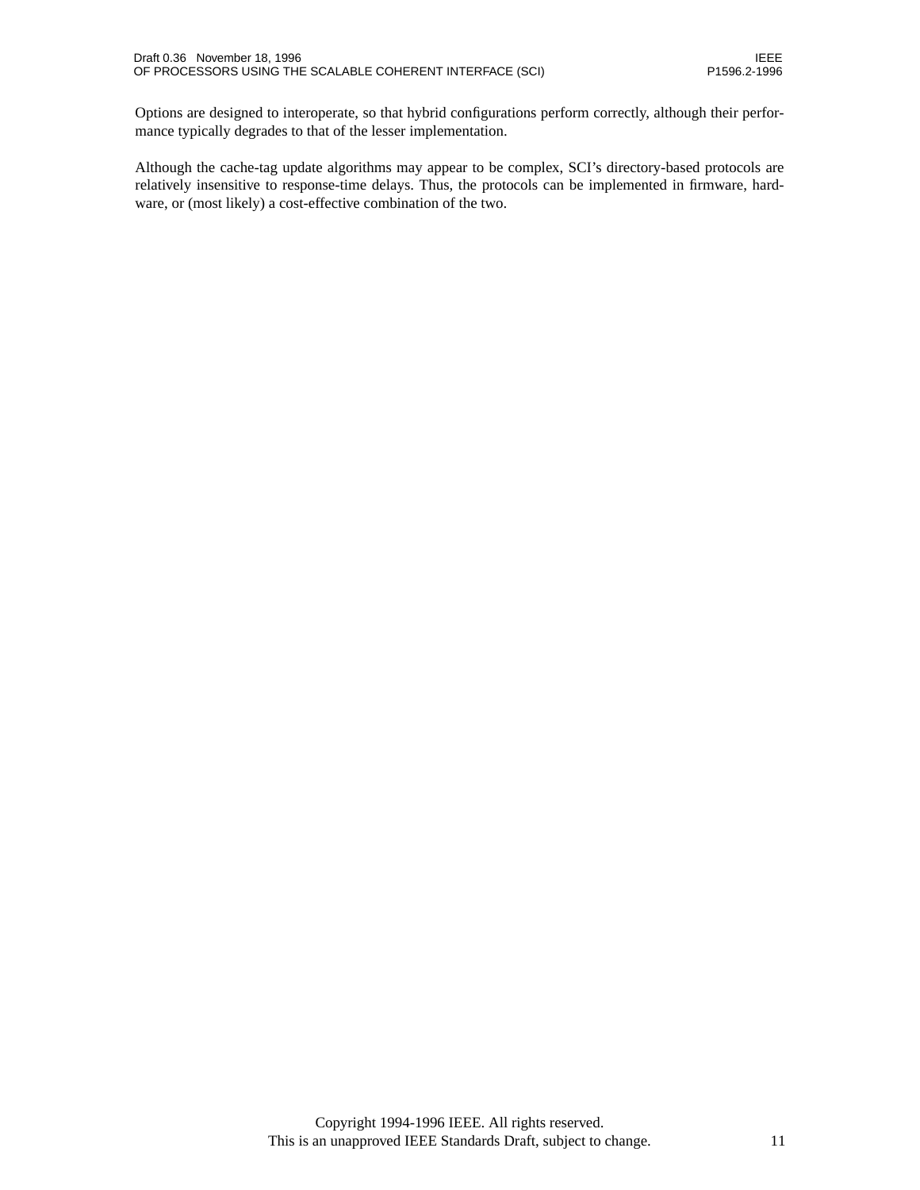Options are designed to interoperate, so that hybrid configurations perform correctly, although their performance typically degrades to that of the lesser implementation.

Although the cache-tag update algorithms may appear to be complex, SCI's directory-based protocols are relatively insensitive to response-time delays. Thus, the protocols can be implemented in firmware, hardware, or (most likely) a cost-effective combination of the two.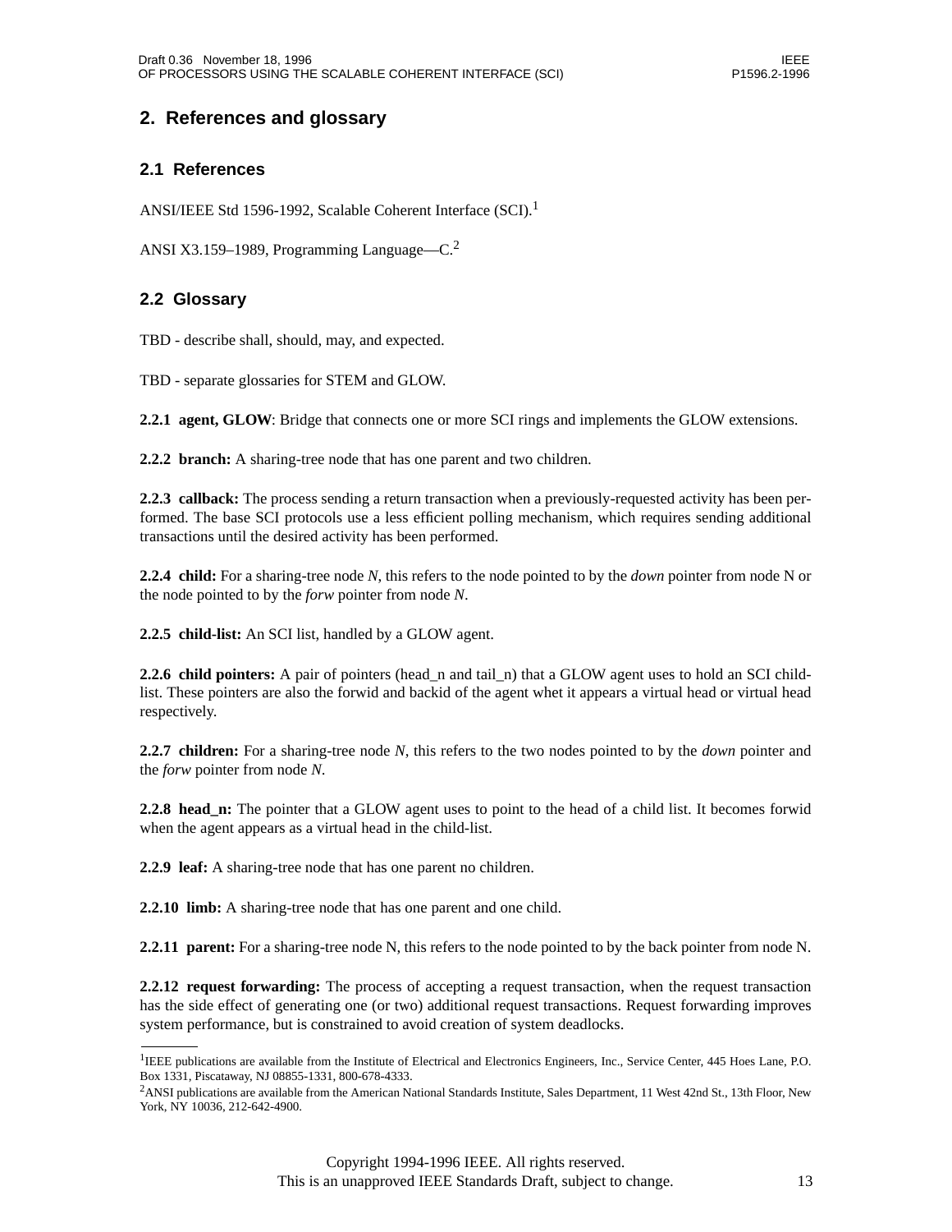## 2. References and glossary

### 2.1 References

ANSI/IEEE Std 1596-1992, Scalable Coherent Interface (SCI).[1]

ANSI X3.159–1989, Programming Language—C.[2]

### 2.2 Glossary

TBD - describe shall, should, may, and expected.

TBD - separate glossaries for STEM and GLOW.

**2.2.1 agent, GLOW**: Bridge that connects one or more SCI rings and implements the GLOW extensions.

**2.2.2 branch:** A sharing-tree node that has one parent and two children.

**2.2.3 callback:** The process sending a return transaction when a previously-requested activity has been performed. The base SCI protocols use a less efficient polling mechanism, which requires sending additional transactions until the desired activity has been performed.

**2.2.4 child:** For a sharing-tree node *N*, this refers to the node pointed to by the *down* pointer from node N or the node pointed to by the *forw* pointer from node *N*.

**2.2.5 child-list:** An SCI list, handled by a GLOW agent.

**2.2.6 child pointers:** A pair of pointers (head_n and tail_n) that a GLOW agent uses to hold an SCI child-list. These pointers are also the forwid and backid of the agent whet it appears a virtual head or virtual head respectively.

**2.2.7 children:** For a sharing-tree node *N*, this refers to the two nodes pointed to by the *down* pointer and the *forw* pointer from node *N*.

**2.2.8 head_n:** The pointer that a GLOW agent uses to point to the head of a child list. It becomes forwid when the agent appears as a virtual head in the child-list.

**2.2.9 leaf:** A sharing-tree node that has one parent no children.

**2.2.10 limb:** A sharing-tree node that has one parent and one child.

**2.2.11 parent:** For a sharing-tree node N, this refers to the node pointed to by the back pointer from node N.

**2.2.12 request forwarding:** The process of accepting a request transaction, when the request transaction has the side effect of generating one (or two) additional request transactions. Request forwarding improves system performance, but is constrained to avoid creation of system deadlocks.

---

[1] IEEE publications are available from the Institute of Electrical and Electronics Engineers, Inc., Service Center, 445 Hoes Lane, P.O. Box 1331, Piscataway, NJ 08855-1331, 800-678-4333.

[2] ANSI publications are available from the American National Standards Institute, Sales Department, 11 West 42nd St., 13th Floor, New York, NY 10036, 212-642-4900.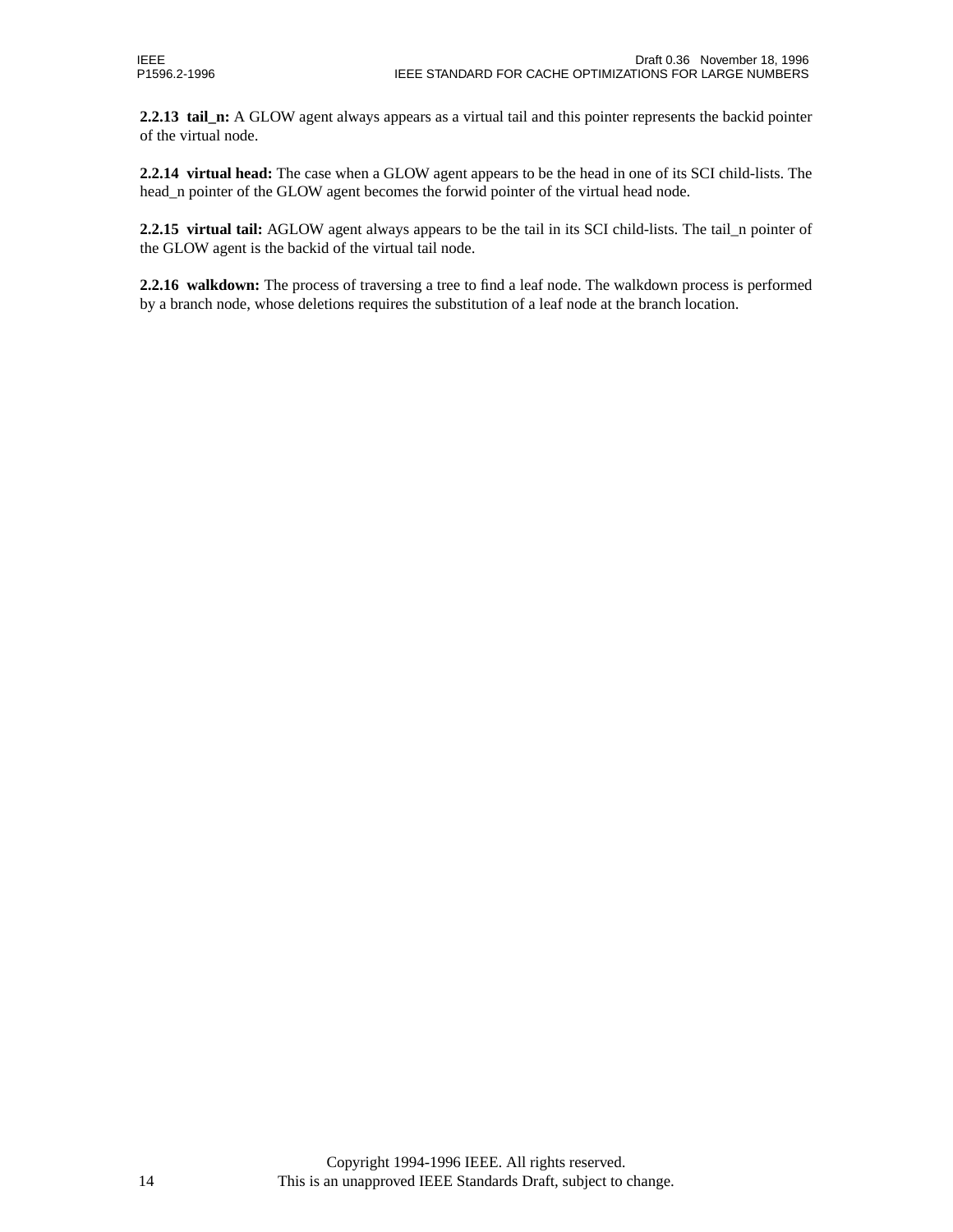**2.2.13 tail_n:** A GLOW agent always appears as a virtual tail and this pointer represents the backid pointer of the virtual node.

**2.2.14 virtual head:** The case when a GLOW agent appears to be the head in one of its SCI child-lists. The head_n pointer of the GLOW agent becomes the forwid pointer of the virtual head node.

**2.2.15 virtual tail:** AGLOW agent always appears to be the tail in its SCI child-lists. The tail_n pointer of the GLOW agent is the backid of the virtual tail node.

**2.2.16 walkdown:** The process of traversing a tree to find a leaf node. The walkdown process is performed by a branch node, whose deletions requires the substitution of a leaf node at the branch location.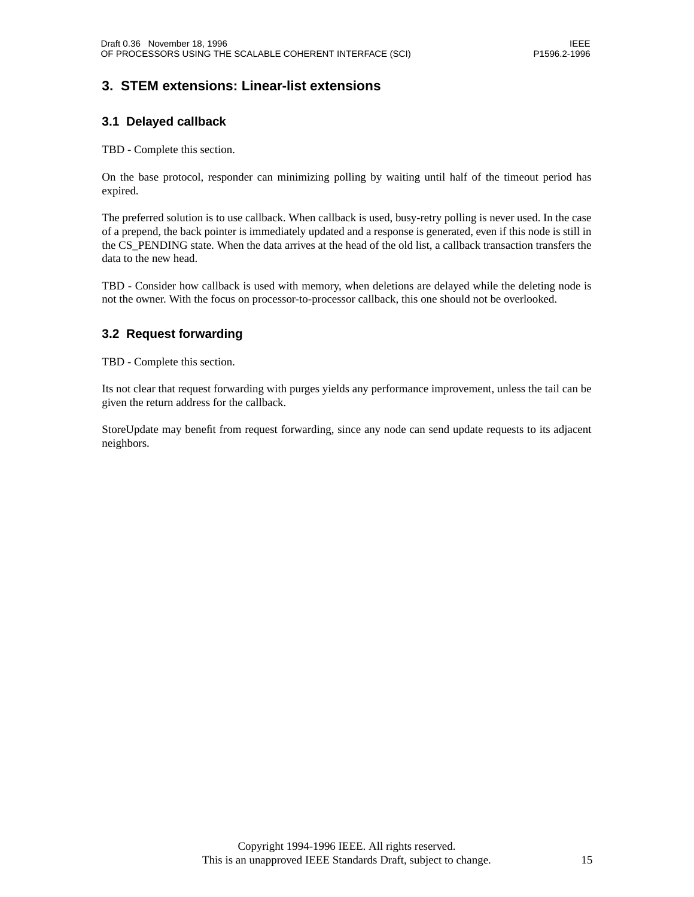# 3. STEM extensions: Linear-list extensions

## 3.1 Delayed callback

TBD - Complete this section.

On the base protocol, responder can minimizing polling by waiting until half of the timeout period has expired.

The preferred solution is to use callback. When callback is used, busy-retry polling is never used. In the case of a prepend, the back pointer is immediately updated and a response is generated, even if this node is still in the CS_PENDING state. When the data arrives at the head of the old list, a callback transaction transfers the data to the new head.

TBD - Consider how callback is used with memory, when deletions are delayed while the deleting node is not the owner. With the focus on processor-to-processor callback, this one should not be overlooked.

## 3.2 Request forwarding

TBD - Complete this section.

Its not clear that request forwarding with purges yields any performance improvement, unless the tail can be given the return address for the callback.

StoreUpdate may benefit from request forwarding, since any node can send update requests to its adjacent neighbors.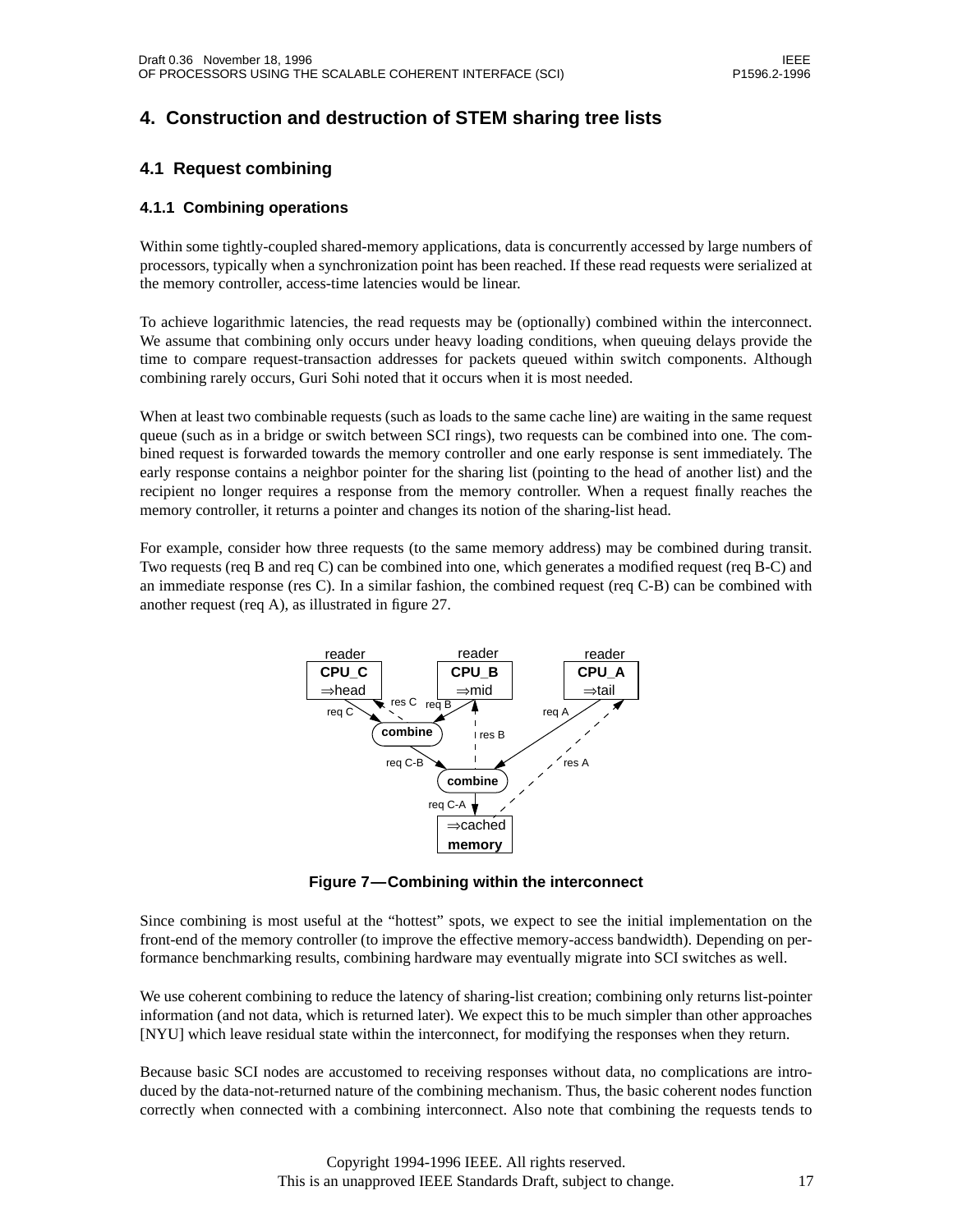# 4. Construction and destruction of STEM sharing tree lists

## 4.1 Request combining

### 4.1.1 Combining operations

Within some tightly-coupled shared-memory applications, data is concurrently accessed by large numbers of processors, typically when a synchronization point has been reached. If these read requests were serialized at the memory controller, access-time latencies would be linear.

To achieve logarithmic latencies, the read requests may be (optionally) combined within the interconnect. We assume that combining only occurs under heavy loading conditions, when queuing delays provide the time to compare request-transaction addresses for packets queued within switch components. Although combining rarely occurs, Guri Sohi noted that it occurs when it is most needed.

When at least two combinable requests (such as loads to the same cache line) are waiting in the same request queue (such as in a bridge or switch between SCI rings), two requests can be combined into one. The combined request is forwarded towards the memory controller and one early response is sent immediately. The early response contains a neighbor pointer for the sharing list (pointing to the head of another list) and the recipient no longer requires a response from the memory controller. When a request finally reaches the memory controller, it returns a pointer and changes its notion of the sharing-list head.

For example, consider how three requests (to the same memory address) may be combined during transit. Two requests (req B and req C) can be combined into one, which generates a modified request (req B-C) and an immediate response (res C). In a similar fashion, the combined request (req C-B) can be combined with another request (req A), as illustrated in figure 27.

reader
CPU_C
⇒head

reader
CPU_B
⇒mid

reader
CPU_A
⇒tail

req C
res C
req B
res B
req A
res A
combine
req C-B
combine
req C-A
⇒cached
memory

**Figure 7—Combining within the interconnect**

Since combining is most useful at the "hottest" spots, we expect to see the initial implementation on the front-end of the memory controller (to improve the effective memory-access bandwidth). Depending on performance benchmarking results, combining hardware may eventually migrate into SCI switches as well.

We use coherent combining to reduce the latency of sharing-list creation; combining only returns list-pointer information (and not data, which is returned later). We expect this to be much simpler than other approaches [NYU] which leave residual state within the interconnect, for modifying the responses when they return.

Because basic SCI nodes are accustomed to receiving responses without data, no complications are introduced by the data-not-returned nature of the combining mechanism. Thus, the basic coherent nodes function correctly when connected with a combining interconnect. Also note that combining the requests tends to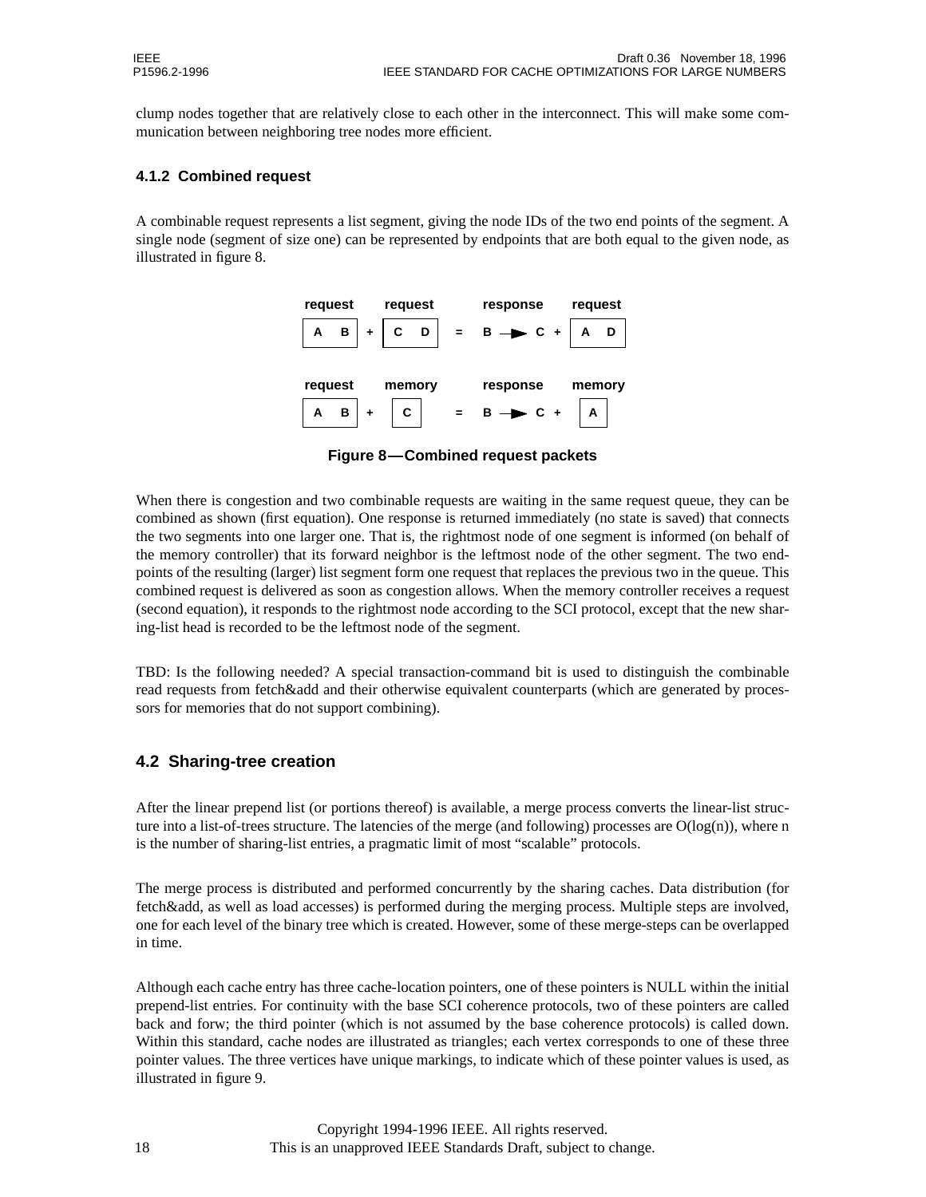clump nodes together that are relatively close to each other in the interconnect. This will make some communication between neighboring tree nodes more efficient.

### 4.1.2 Combined request

A combinable request represents a list segment, giving the node IDs of the two end points of the segment. A single node (segment of size one) can be represented by endpoints that are both equal to the given node, as illustrated in figure 8.

request request response request

A B + C D = B → C + A D

request memory response memory

A B + C = B → C + A

**Figure 8—Combined request packets**

When there is congestion and two combinable requests are waiting in the same request queue, they can be combined as shown (first equation). One response is returned immediately (no state is saved) that connects the two segments into one larger one. That is, the rightmost node of one segment is informed (on behalf of the memory controller) that its forward neighbor is the leftmost node of the other segment. The two endpoints of the resulting (larger) list segment form one request that replaces the previous two in the queue. This combined request is delivered as soon as congestion allows. When the memory controller receives a request (second equation), it responds to the rightmost node according to the SCI protocol, except that the new sharing-list head is recorded to be the leftmost node of the segment.

TBD: Is the following needed? A special transaction-command bit is used to distinguish the combinable read requests from fetch&add and their otherwise equivalent counterparts (which are generated by processors for memories that do not support combining).

## 4.2 Sharing-tree creation

After the linear prepend list (or portions thereof) is available, a merge process converts the linear-list structure into a list-of-trees structure. The latencies of the merge (and following) processes are O(log(n)), where n is the number of sharing-list entries, a pragmatic limit of most “scalable” protocols.

The merge process is distributed and performed concurrently by the sharing caches. Data distribution (for fetch&add, as well as load accesses) is performed during the merging process. Multiple steps are involved, one for each level of the binary tree which is created. However, some of these merge-steps can be overlapped in time.

Although each cache entry has three cache-location pointers, one of these pointers is NULL within the initial prepend-list entries. For continuity with the base SCI coherence protocols, two of these pointers are called back and forw; the third pointer (which is not assumed by the base coherence protocols) is called down. Within this standard, cache nodes are illustrated as triangles; each vertex corresponds to one of these three pointer values. The three vertices have unique markings, to indicate which of these pointer values is used, as illustrated in figure 9.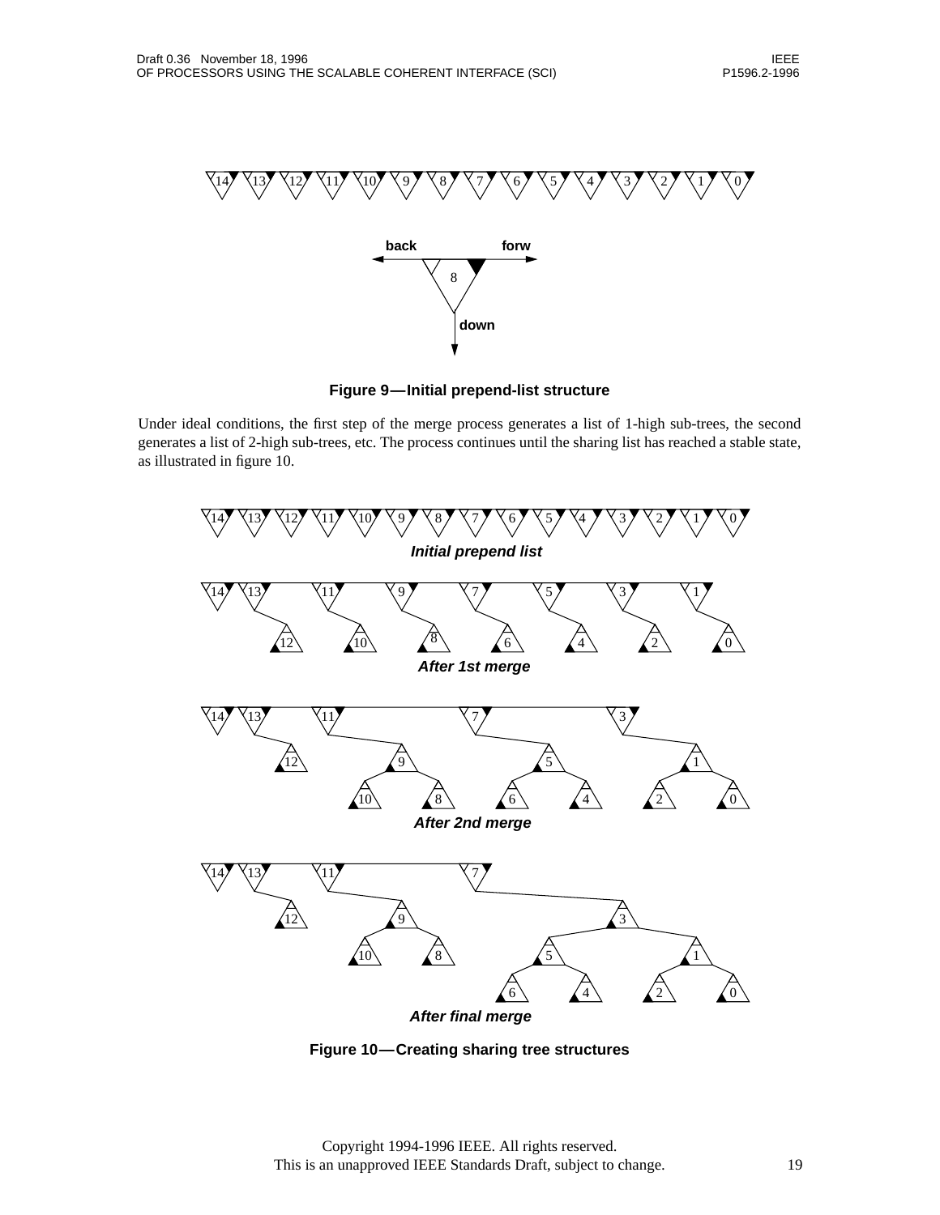14 13 12 11 10 9 8 7 6 5 4 3 2 1 0

back

forw

8

down

**Figure 9—Initial prepend-list structure**

Under ideal conditions, the first step of the merge process generates a list of 1-high sub-trees, the second generates a list of 2-high sub-trees, etc. The process continues until the sharing list has reached a stable state, as illustrated in figure 10.

*Initial prepend list*

*After 1st merge*

*After 2nd merge*

*After final merge*

**Figure 10—Creating sharing tree structures**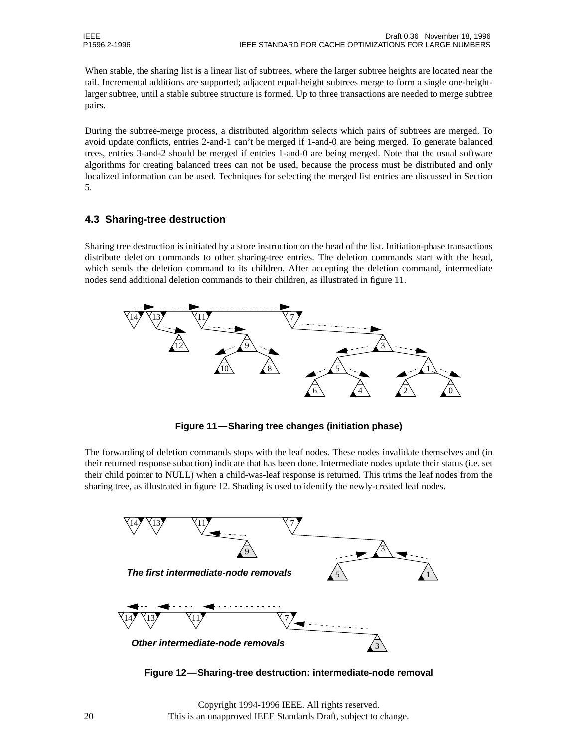When stable, the sharing list is a linear list of subtrees, where the larger subtree heights are located near the tail. Incremental additions are supported; adjacent equal-height subtrees merge to form a single one-height-larger subtree, until a stable subtree structure is formed. Up to three transactions are needed to merge subtree pairs.

During the subtree-merge process, a distributed algorithm selects which pairs of subtrees are merged. To avoid update conflicts, entries 2-and-1 can't be merged if 1-and-0 are being merged. To generate balanced trees, entries 3-and-2 should be merged if entries 1-and-0 are being merged. Note that the usual software algorithms for creating balanced trees can not be used, because the process must be distributed and only localized information can be used. Techniques for selecting the merged list entries are discussed in Section 5.

### 4.3 Sharing-tree destruction

Sharing tree destruction is initiated by a store instruction on the head of the list. Initiation-phase transactions distribute deletion commands to other sharing-tree entries. The deletion commands start with the head, which sends the deletion command to its children. After accepting the deletion command, intermediate nodes send additional deletion commands to their children, as illustrated in figure 11.

14
13
11
7
12
9
3
10
8
5
1
6
4
2
0

**Figure 11—Sharing tree changes (initiation phase)**

The forwarding of deletion commands stops with the leaf nodes. These nodes invalidate themselves and (in their returned response subaction) indicate that has been done. Intermediate nodes update their status (i.e. set their child pointer to NULL) when a child-was-leaf response is returned. This trims the leaf nodes from the sharing tree, as illustrated in figure 12. Shading is used to identify the newly-created leaf nodes.

14
13
11
7
9
3
5
1

*The first intermediate-node removals*

14
13
11
7
3

*Other intermediate-node removals*

**Figure 12—Sharing-tree destruction: intermediate-node removal**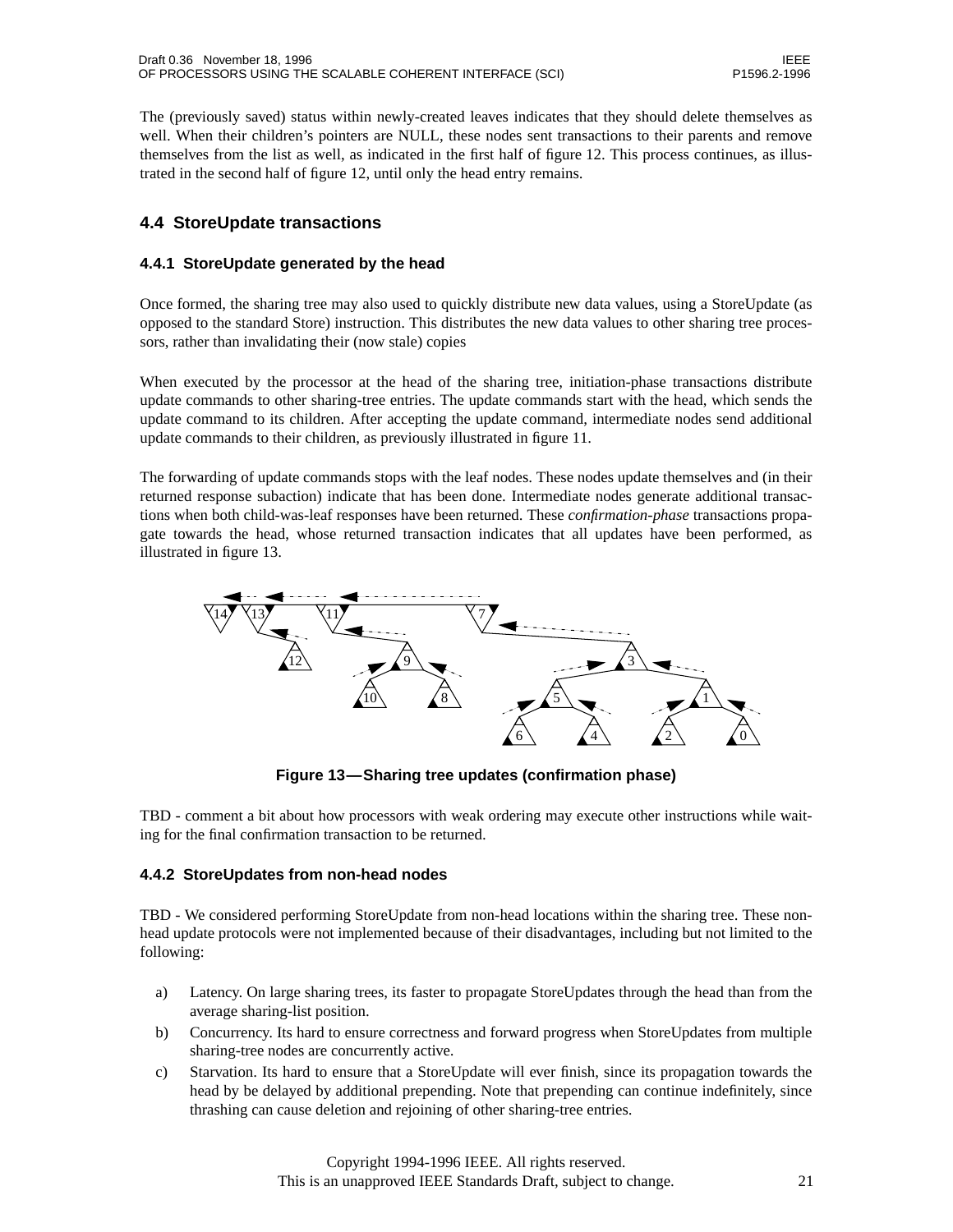The (previously saved) status within newly-created leaves indicates that they should delete themselves as well. When their children's pointers are NULL, these nodes sent transactions to their parents and remove themselves from the list as well, as indicated in the first half of figure 12. This process continues, as illustrated in the second half of figure 12, until only the head entry remains.

## 4.4 StoreUpdate transactions

### 4.4.1 StoreUpdate generated by the head

Once formed, the sharing tree may also used to quickly distribute new data values, using a StoreUpdate (as opposed to the standard Store) instruction. This distributes the new data values to other sharing tree processors, rather than invalidating their (now stale) copies

When executed by the processor at the head of the sharing tree, initiation-phase transactions distribute update commands to other sharing-tree entries. The update commands start with the head, which sends the update command to its children. After accepting the update command, intermediate nodes send additional update commands to their children, as previously illustrated in figure 11.

The forwarding of update commands stops with the leaf nodes. These nodes update themselves and (in their returned response subaction) indicate that has been done. Intermediate nodes generate additional transactions when both child-was-leaf responses have been returned. These *confirmation-phase* transactions propagate towards the head, whose returned transaction indicates that all updates have been performed, as illustrated in figure 13.

14 13 11 7
12 9 3
10 8 5 1
6 4 2 0

**Figure 13—Sharing tree updates (confirmation phase)**

TBD - comment a bit about how processors with weak ordering may execute other instructions while waiting for the final confirmation transaction to be returned.

### 4.4.2 StoreUpdates from non-head nodes

TBD - We considered performing StoreUpdate from non-head locations within the sharing tree. These non-head update protocols were not implemented because of their disadvantages, including but not limited to the following:

a) Latency. On large sharing trees, its faster to propagate StoreUpdates through the head than from the average sharing-list position.

b) Concurrency. Its hard to ensure correctness and forward progress when StoreUpdates from multiple sharing-tree nodes are concurrently active.

c) Starvation. Its hard to ensure that a StoreUpdate will ever finish, since its propagation towards the head by be delayed by additional prepending. Note that prepending can continue indefinitely, since thrashing can cause deletion and rejoining of other sharing-tree entries.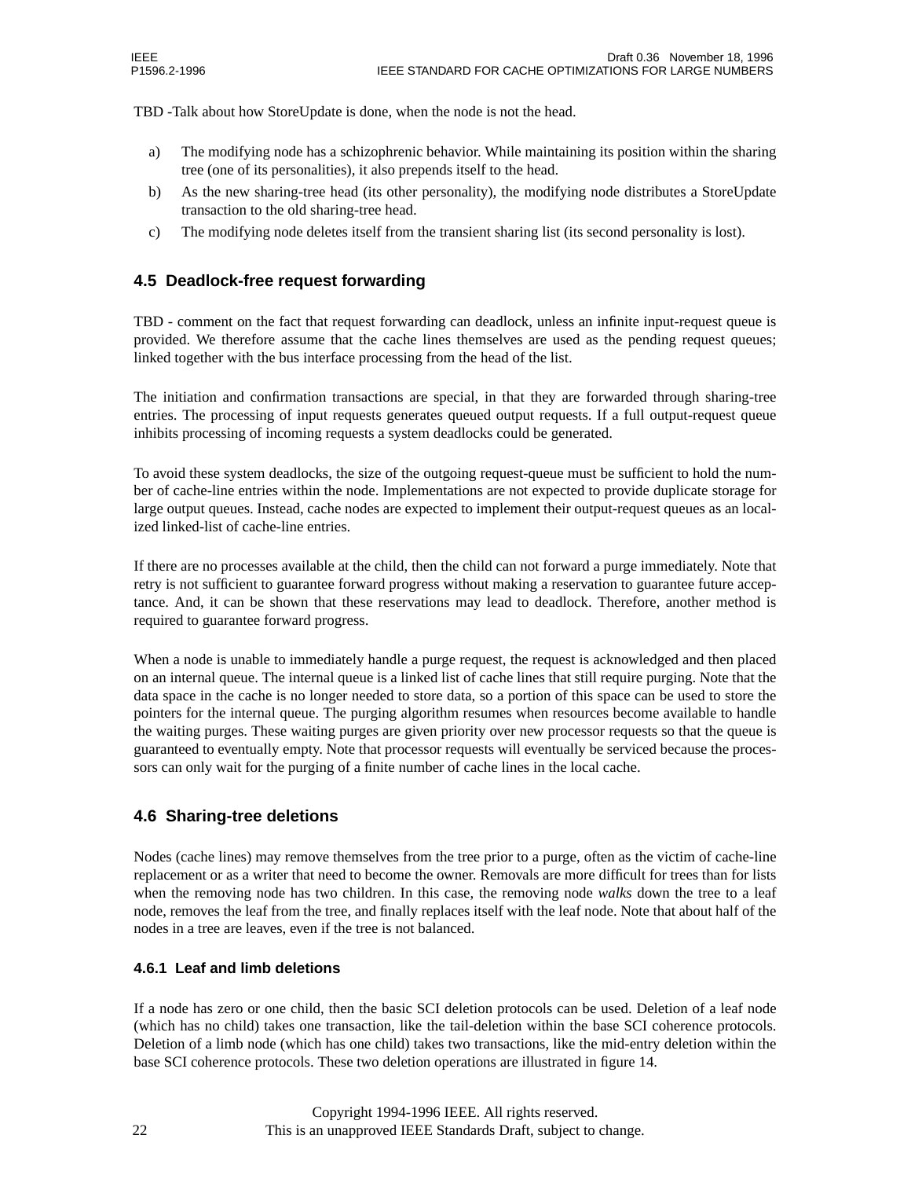TBD -Talk about how StoreUpdate is done, when the node is not the head.

a) The modifying node has a schizophrenic behavior. While maintaining its position within the sharing tree (one of its personalities), it also prepends itself to the head.
b) As the new sharing-tree head (its other personality), the modifying node distributes a StoreUpdate transaction to the old sharing-tree head.
c) The modifying node deletes itself from the transient sharing list (its second personality is lost).

## 4.5 Deadlock-free request forwarding

TBD - comment on the fact that request forwarding can deadlock, unless an infinite input-request queue is provided. We therefore assume that the cache lines themselves are used as the pending request queues; linked together with the bus interface processing from the head of the list.

The initiation and confirmation transactions are special, in that they are forwarded through sharing-tree entries. The processing of input requests generates queued output requests. If a full output-request queue inhibits processing of incoming requests a system deadlocks could be generated.

To avoid these system deadlocks, the size of the outgoing request-queue must be sufficient to hold the number of cache-line entries within the node. Implementations are not expected to provide duplicate storage for large output queues. Instead, cache nodes are expected to implement their output-request queues as an localized linked-list of cache-line entries.

If there are no processes available at the child, then the child can not forward a purge immediately. Note that retry is not sufficient to guarantee forward progress without making a reservation to guarantee future acceptance. And, it can be shown that these reservations may lead to deadlock. Therefore, another method is required to guarantee forward progress.

When a node is unable to immediately handle a purge request, the request is acknowledged and then placed on an internal queue. The internal queue is a linked list of cache lines that still require purging. Note that the data space in the cache is no longer needed to store data, so a portion of this space can be used to store the pointers for the internal queue. The purging algorithm resumes when resources become available to handle the waiting purges. These waiting purges are given priority over new processor requests so that the queue is guaranteed to eventually empty. Note that processor requests will eventually be serviced because the processors can only wait for the purging of a finite number of cache lines in the local cache.

## 4.6 Sharing-tree deletions

Nodes (cache lines) may remove themselves from the tree prior to a purge, often as the victim of cache-line replacement or as a writer that need to become the owner. Removals are more difficult for trees than for lists when the removing node has two children. In this case, the removing node *walks* down the tree to a leaf node, removes the leaf from the tree, and finally replaces itself with the leaf node. Note that about half of the nodes in a tree are leaves, even if the tree is not balanced.

### 4.6.1 Leaf and limb deletions

If a node has zero or one child, then the basic SCI deletion protocols can be used. Deletion of a leaf node (which has no child) takes one transaction, like the tail-deletion within the base SCI coherence protocols. Deletion of a limb node (which has one child) takes two transactions, like the mid-entry deletion within the base SCI coherence protocols. These two deletion operations are illustrated in figure 14.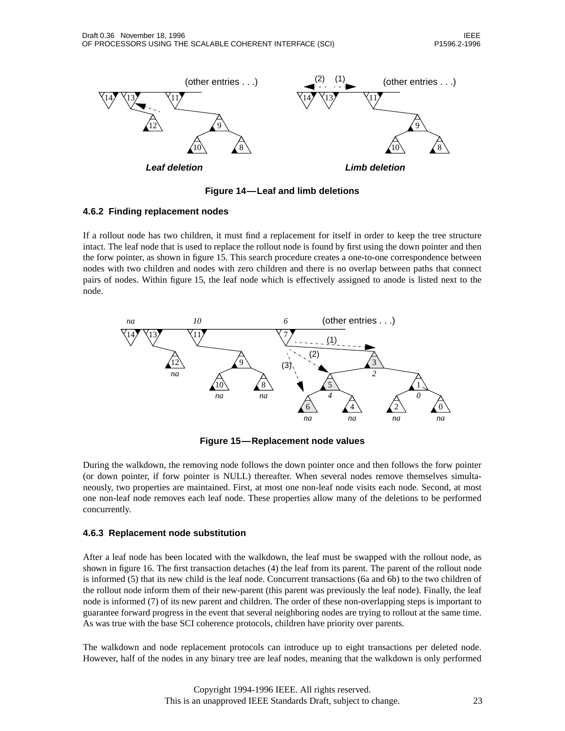(other entries . . .)

14 13 11

12 9

10 8

***Leaf deletion***

(2) (1) (other entries . . .)

14 13 11

9

10 8

***Limb deletion***

**Figure 14—Leaf and limb deletions**

### 4.6.2 Finding replacement nodes

If a rollout node has two children, it must find a replacement for itself in order to keep the tree structure intact. The leaf node that is used to replace the rollout node is found by first using the down pointer and then the forw pointer, as shown in figure 15. This search procedure creates a one-to-one correspondence between nodes with two children and nodes with zero children and there is no overlap between paths that connect pairs of nodes. Within figure 15, the leaf node which is effectively assigned to anode is listed next to the node.

*na* *10* *6* (other entries . . .)

14 13 11 7

(1)

(2)

(3)

12 9 3

*na* *2*

10 8 5 1

*na* *na* *4* *0*

6 4 2 0

*na* *na* *na* *na*

**Figure 15—Replacement node values**

During the walkdown, the removing node follows the down pointer once and then follows the forw pointer (or down pointer, if forw pointer is NULL) thereafter. When several nodes remove themselves simultaneously, two properties are maintained. First, at most one non-leaf node visits each node. Second, at most one non-leaf node removes each leaf node. These properties allow many of the deletions to be performed concurrently.

### 4.6.3 Replacement node substitution

After a leaf node has been located with the walkdown, the leaf must be swapped with the rollout node, as shown in figure 16. The first transaction detaches (4) the leaf from its parent. The parent of the rollout node is informed (5) that its new child is the leaf node. Concurrent transactions (6a and 6b) to the two children of the rollout node inform them of their new-parent (this parent was previously the leaf node). Finally, the leaf node is informed (7) of its new parent and children. The order of these non-overlapping steps is important to guarantee forward progress in the event that several neighboring nodes are trying to rollout at the same time. As was true with the base SCI coherence protocols, children have priority over parents.

The walkdown and node replacement protocols can introduce up to eight transactions per deleted node. However, half of the nodes in any binary tree are leaf nodes, meaning that the walkdown is only performed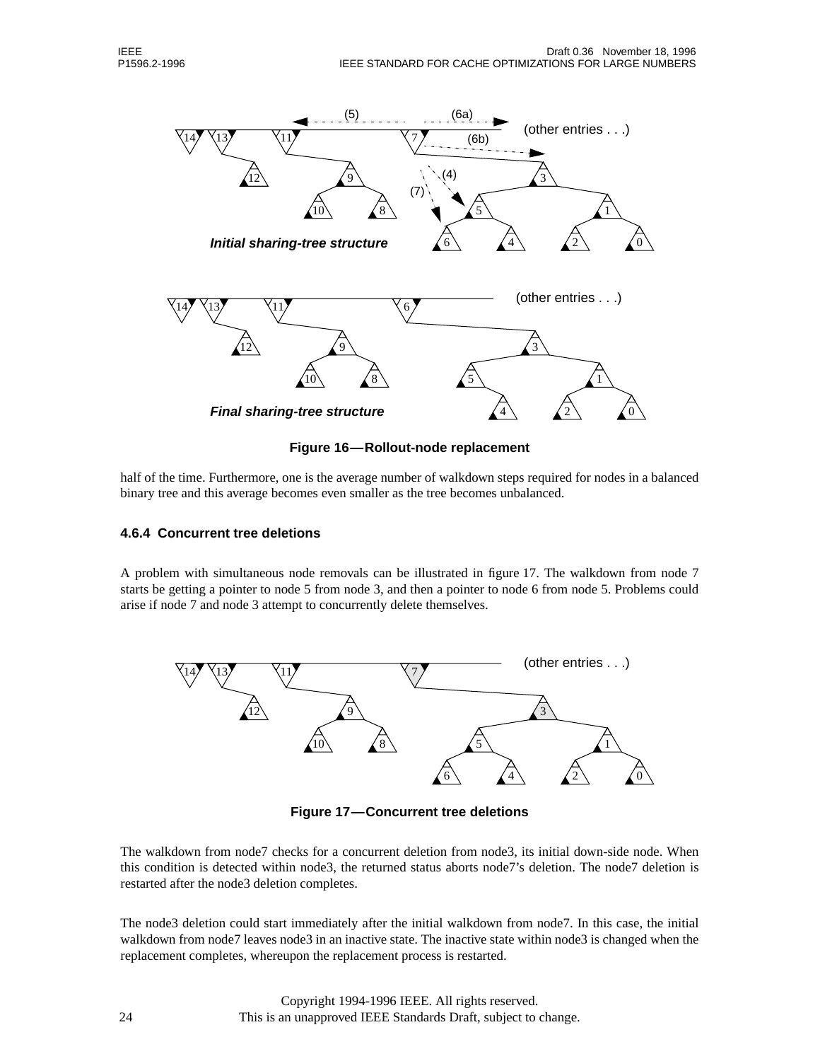(5)

(6a)

(other entries . . .)

14 13 11 7

(6b)

12 9 3

(4)

(7)

10 8 5 1

Initial sharing-tree structure

6 4 2 0

(other entries . . .)

14 13 11 6

12 9 3

10 8 5 1

Final sharing-tree structure

4 2 0

**Figure 16—Rollout-node replacement**

half of the time. Furthermore, one is the average number of walkdown steps required for nodes in a balanced binary tree and this average becomes even smaller as the tree becomes unbalanced.

### 4.6.4 Concurrent tree deletions

A problem with simultaneous node removals can be illustrated in figure 17. The walkdown from node 7 starts be getting a pointer to node 5 from node 3, and then a pointer to node 6 from node 5. Problems could arise if node 7 and node 3 attempt to concurrently delete themselves.

(other entries . . .)

14 13 11 7

12 9 3

10 8 5 1

6 4 2 0

**Figure 17—Concurrent tree deletions**

The walkdown from node7 checks for a concurrent deletion from node3, its initial down-side node. When this condition is detected within node3, the returned status aborts node7's deletion. The node7 deletion is restarted after the node3 deletion completes.

The node3 deletion could start immediately after the initial walkdown from node7. In this case, the initial walkdown from node7 leaves node3 in an inactive state. The inactive state within node3 is changed when the replacement completes, whereupon the replacement process is restarted.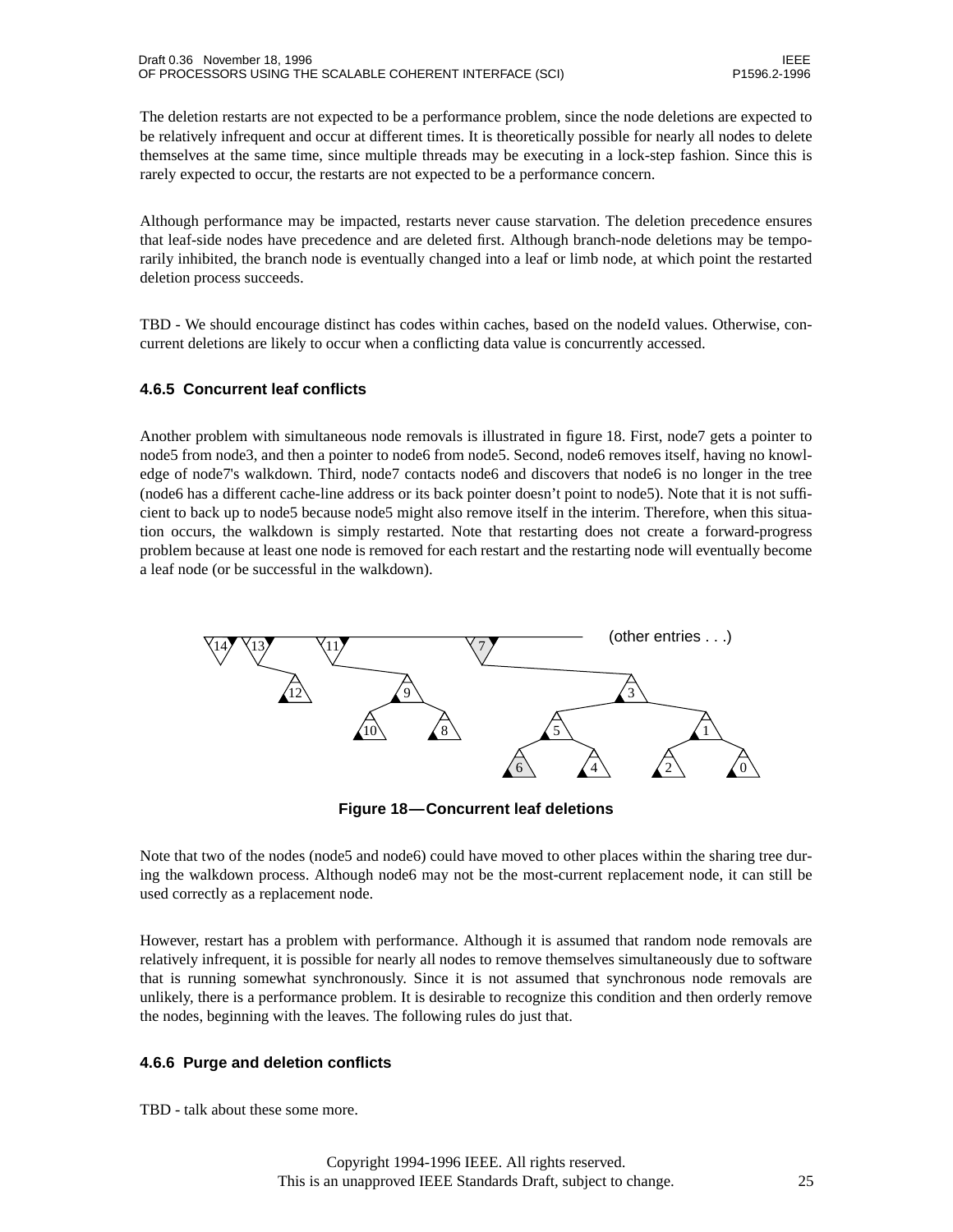The deletion restarts are not expected to be a performance problem, since the node deletions are expected to be relatively infrequent and occur at different times. It is theoretically possible for nearly all nodes to delete themselves at the same time, since multiple threads may be executing in a lock-step fashion. Since this is rarely expected to occur, the restarts are not expected to be a performance concern.

Although performance may be impacted, restarts never cause starvation. The deletion precedence ensures that leaf-side nodes have precedence and are deleted first. Although branch-node deletions may be temporarily inhibited, the branch node is eventually changed into a leaf or limb node, at which point the restarted deletion process succeeds.

TBD - We should encourage distinct has codes within caches, based on the nodeId values. Otherwise, concurrent deletions are likely to occur when a conflicting data value is concurrently accessed.

### 4.6.5 Concurrent leaf conflicts

Another problem with simultaneous node removals is illustrated in figure 18. First, node7 gets a pointer to node5 from node3, and then a pointer to node6 from node5. Second, node6 removes itself, having no knowledge of node7's walkdown. Third, node7 contacts node6 and discovers that node6 is no longer in the tree (node6 has a different cache-line address or its back pointer doesn't point to node5). Note that it is not sufficient to back up to node5 because node5 might also remove itself in the interim. Therefore, when this situation occurs, the walkdown is simply restarted. Note that restarting does not create a forward-progress problem because at least one node is removed for each restart and the restarting node will eventually become a leaf node (or be successful in the walkdown).

14 13 11 7 (other entries . . .)
12 9 3
10 8 5 1
6 4 2 0

**Figure 18—Concurrent leaf deletions**

Note that two of the nodes (node5 and node6) could have moved to other places within the sharing tree during the walkdown process. Although node6 may not be the most-current replacement node, it can still be used correctly as a replacement node.

However, restart has a problem with performance. Although it is assumed that random node removals are relatively infrequent, it is possible for nearly all nodes to remove themselves simultaneously due to software that is running somewhat synchronously. Since it is not assumed that synchronous node removals are unlikely, there is a performance problem. It is desirable to recognize this condition and then orderly remove the nodes, beginning with the leaves. The following rules do just that.

### 4.6.6 Purge and deletion conflicts

TBD - talk about these some more.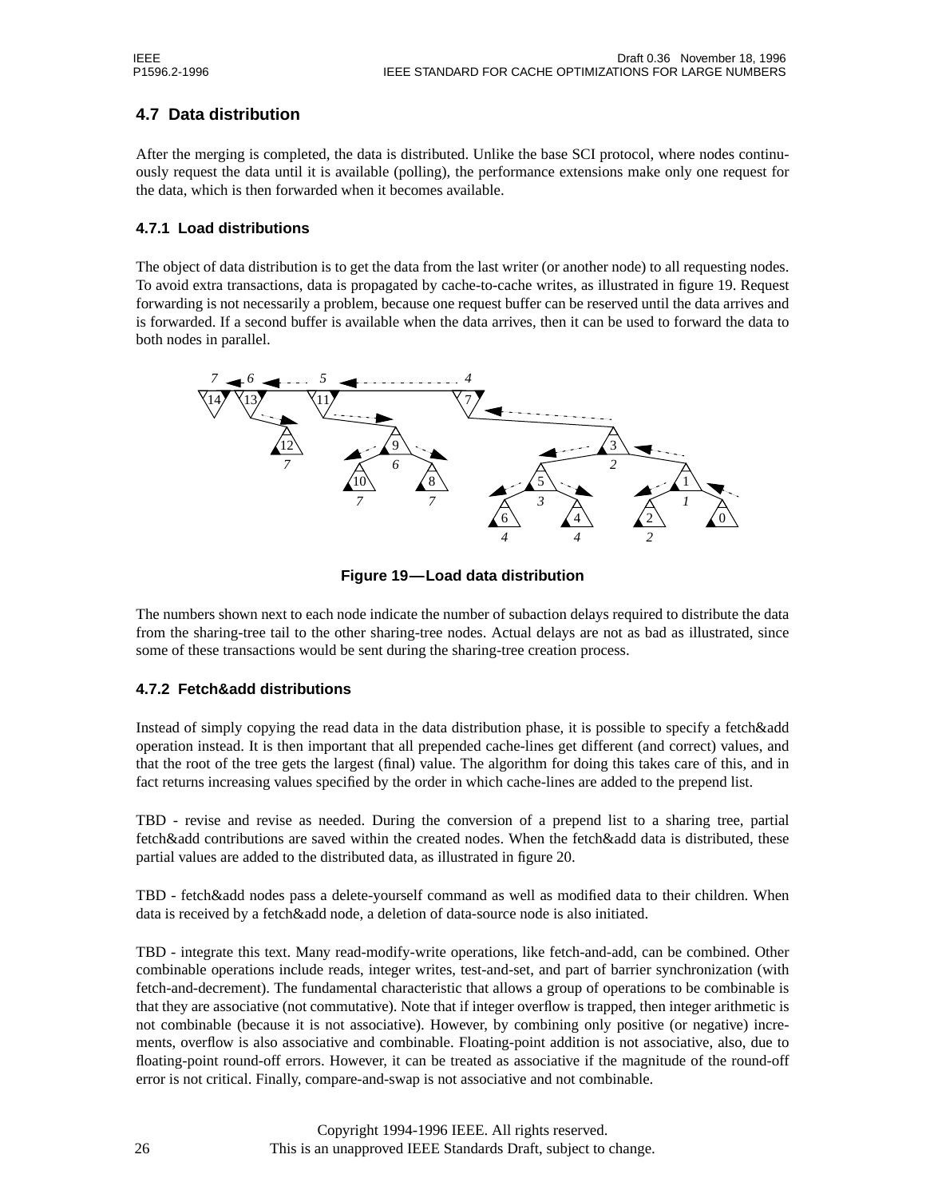## 4.7 Data distribution

After the merging is completed, the data is distributed. Unlike the base SCI protocol, where nodes continuously request the data until it is available (polling), the performance extensions make only one request for the data, which is then forwarded when it becomes available.

### 4.7.1 Load distributions

The object of data distribution is to get the data from the last writer (or another node) to all requesting nodes. To avoid extra transactions, data is propagated by cache-to-cache writes, as illustrated in figure 19. Request forwarding is not necessarily a problem, because one request buffer can be reserved until the data arrives and is forwarded. If a second buffer is available when the data arrives, then it can be used to forward the data to both nodes in parallel.

7 6 5 4
14 13 11 7
12 9 3
7 6 2
10 8 5 1
7 7 3 1
6 4 2 0
4 4 2

**Figure 19—Load data distribution**

The numbers shown next to each node indicate the number of subaction delays required to distribute the data from the sharing-tree tail to the other sharing-tree nodes. Actual delays are not as bad as illustrated, since some of these transactions would be sent during the sharing-tree creation process.

### 4.7.2 Fetch&add distributions

Instead of simply copying the read data in the data distribution phase, it is possible to specify a fetch&add operation instead. It is then important that all prepended cache-lines get different (and correct) values, and that the root of the tree gets the largest (final) value. The algorithm for doing this takes care of this, and in fact returns increasing values specified by the order in which cache-lines are added to the prepend list.

TBD - revise and revise as needed. During the conversion of a prepend list to a sharing tree, partial fetch&add contributions are saved within the created nodes. When the fetch&add data is distributed, these partial values are added to the distributed data, as illustrated in figure 20.

TBD - fetch&add nodes pass a delete-yourself command as well as modified data to their children. When data is received by a fetch&add node, a deletion of data-source node is also initiated.

TBD - integrate this text. Many read-modify-write operations, like fetch-and-add, can be combined. Other combinable operations include reads, integer writes, test-and-set, and part of barrier synchronization (with fetch-and-decrement). The fundamental characteristic that allows a group of operations to be combinable is that they are associative (not commutative). Note that if integer overflow is trapped, then integer arithmetic is not combinable (because it is not associative). However, by combining only positive (or negative) increments, overflow is also associative and combinable. Floating-point addition is not associative, also, due to floating-point round-off errors. However, it can be treated as associative if the magnitude of the round-off error is not critical. Finally, compare-and-swap is not associative and not combinable.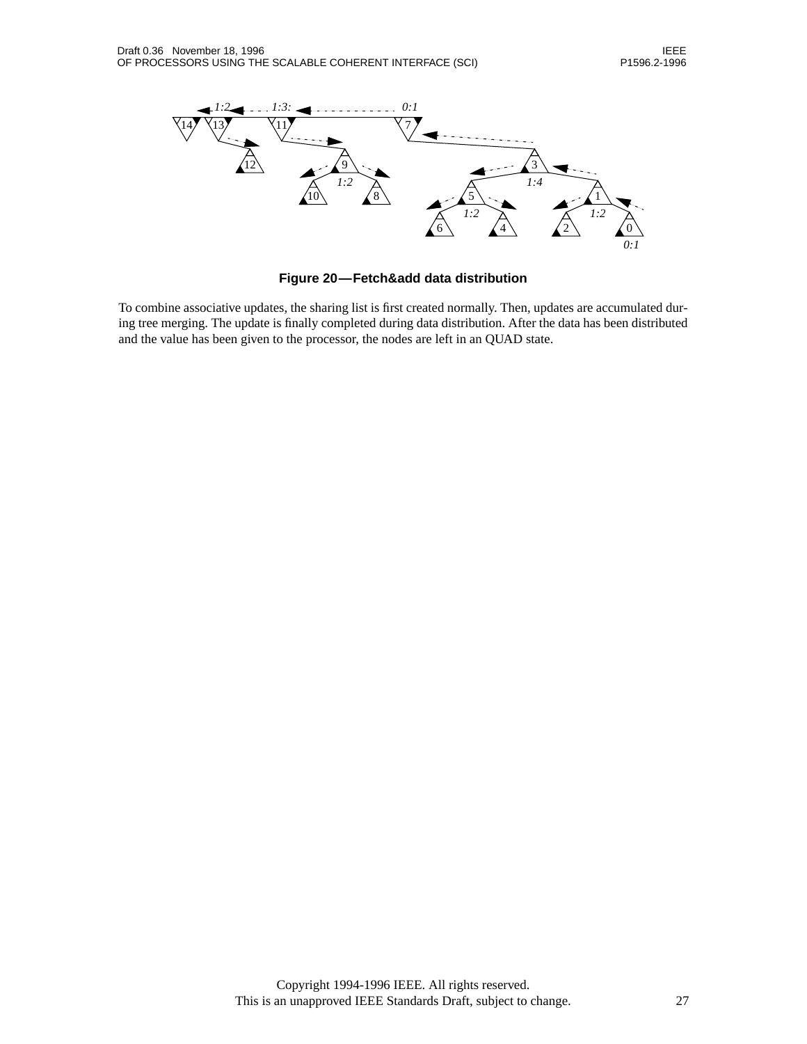1:2 1:3: 0:1

14 13 11 7

12 9 3

1:2 1:4

10 8 5 1

1:2 1:2

6 4 2 0

0:1

**Figure 20—Fetch&add data distribution**

To combine associative updates, the sharing list is first created normally. Then, updates are accumulated during tree merging. The update is finally completed during data distribution. After the data has been distributed and the value has been given to the processor, the nodes are left in an QUAD state.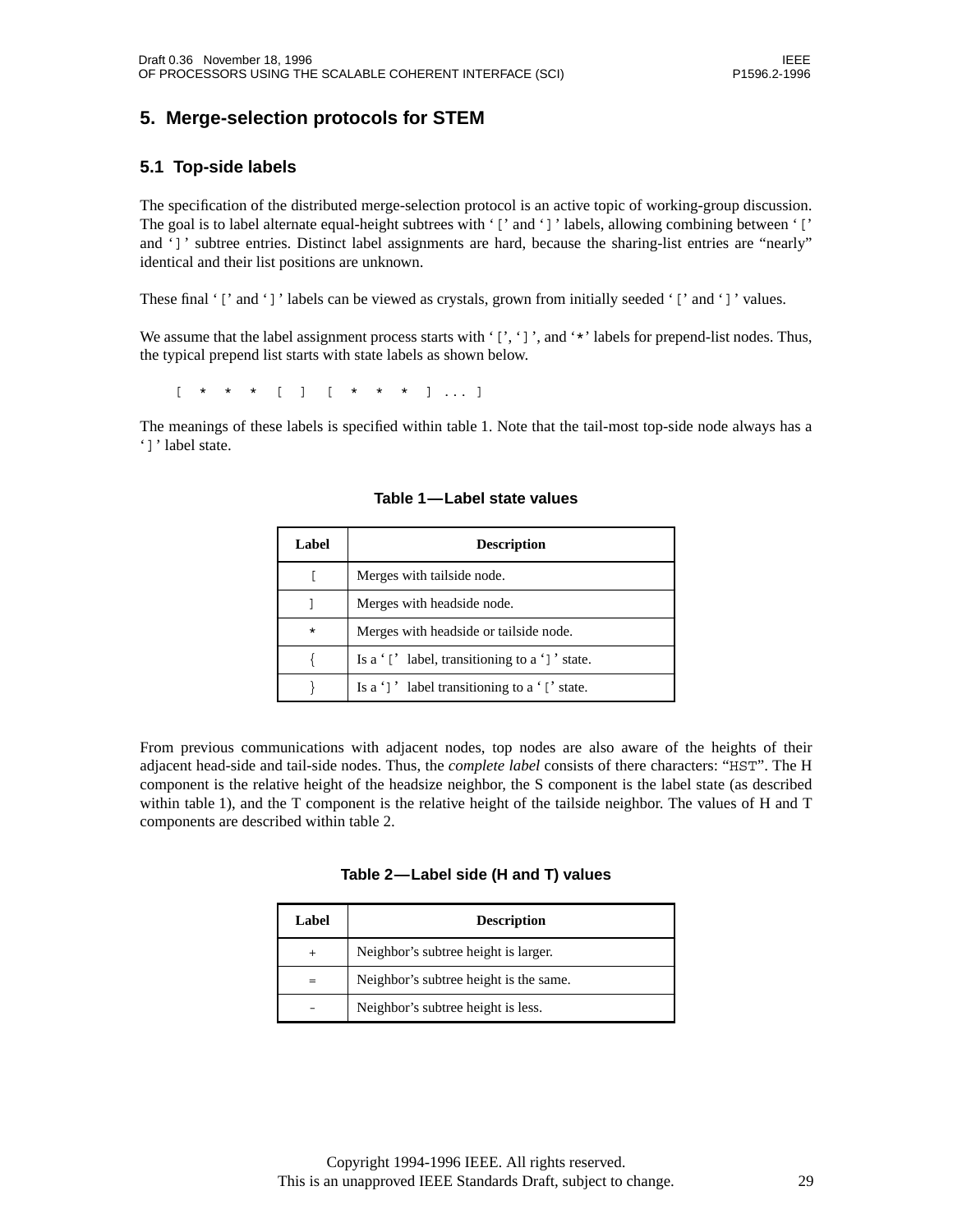# 5. Merge-selection protocols for STEM

## 5.1 Top-side labels

The specification of the distributed merge-selection protocol is an active topic of working-group discussion. The goal is to label alternate equal-height subtrees with '[' and ']' labels, allowing combining between '[' and ']' subtree entries. Distinct label assignments are hard, because the sharing-list entries are "nearly" identical and their list positions are unknown.

These final '[' and ']' labels can be viewed as crystals, grown from initially seeded '[' and ']' values.

We assume that the label assignment process starts with '[', ']', and '*' labels for prepend-list nodes. Thus, the typical prepend list starts with state labels as shown below.

```
[  *  *  *  [  ]  [  *  *  *  ]  ...  ]
```

The meanings of these labels is specified within table 1. Note that the tail-most top-side node always has a ']' label state.

**Table 1—Label state values**

| Label | Description |
|---|---|
| [ | Merges with tailside node. |
| ] | Merges with headside node. |
| * | Merges with headside or tailside node. |
| { | Is a '[' label, transitioning to a ']' state. |
| } | Is a ']' label transitioning to a '[' state. |

From previous communications with adjacent nodes, top nodes are also aware of the heights of their adjacent head-side and tail-side nodes. Thus, the *complete label* consists of there characters: "HST". The H component is the relative height of the headsize neighbor, the S component is the label state (as described within table 1), and the T component is the relative height of the tailside neighbor. The values of H and T components are described within table 2.

**Table 2—Label side (H and T) values**

| Label | Description |
|---|---|
| + | Neighbor's subtree height is larger. |
| = | Neighbor's subtree height is the same. |
| - | Neighbor's subtree height is less. |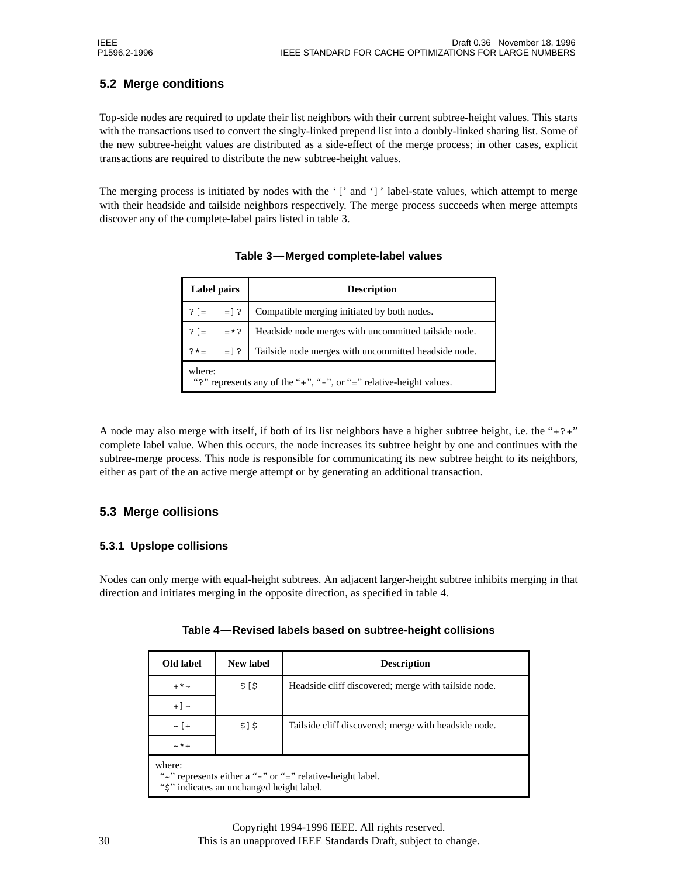## 5.2 Merge conditions

Top-side nodes are required to update their list neighbors with their current subtree-height values. This starts with the transactions used to convert the singly-linked prepend list into a doubly-linked sharing list. Some of the new subtree-height values are distributed as a side-effect of the merge process; in other cases, explicit transactions are required to distribute the new subtree-height values.

The merging process is initiated by nodes with the '[' and ']' label-state values, which attempt to merge with their headside and tailside neighbors respectively. The merge process succeeds when merge attempts discover any of the complete-label pairs listed in table 3.

**Table 3—Merged complete-label values**

| Label pairs | Description |
|---|---|
| ?[= =]? | Compatible merging initiated by both nodes. |
| ?[= =*? | Headside node merges with uncommitted tailside node. |
| ?*= =]? | Tailside node merges with uncommitted headside node. |
| where: "?" represents any of the "+", "-", or "=" relative-height values. | |

A node may also merge with itself, if both of its list neighbors have a higher subtree height, i.e. the "+?+" complete label value. When this occurs, the node increases its subtree height by one and continues with the subtree-merge process. This node is responsible for communicating its new subtree height to its neighbors, either as part of the an active merge attempt or by generating an additional transaction.

## 5.3 Merge collisions

### 5.3.1 Upslope collisions

Nodes can only merge with equal-height subtrees. An adjacent larger-height subtree inhibits merging in that direction and initiates merging in the opposite direction, as specified in table 4.

**Table 4—Revised labels based on subtree-height collisions**

| Old label | New label | Description |
|---|---|---|
| +*~ | $[$ | Headside cliff discovered; merge with tailside node. |
| +]~ | | |
| ~[+ | $]$ | Tailside cliff discovered; merge with headside node. |
| ~*+ | | |
| where: "~" represents either a "-" or "=" relative-height label. "$" indicates an unchanged height label. | | |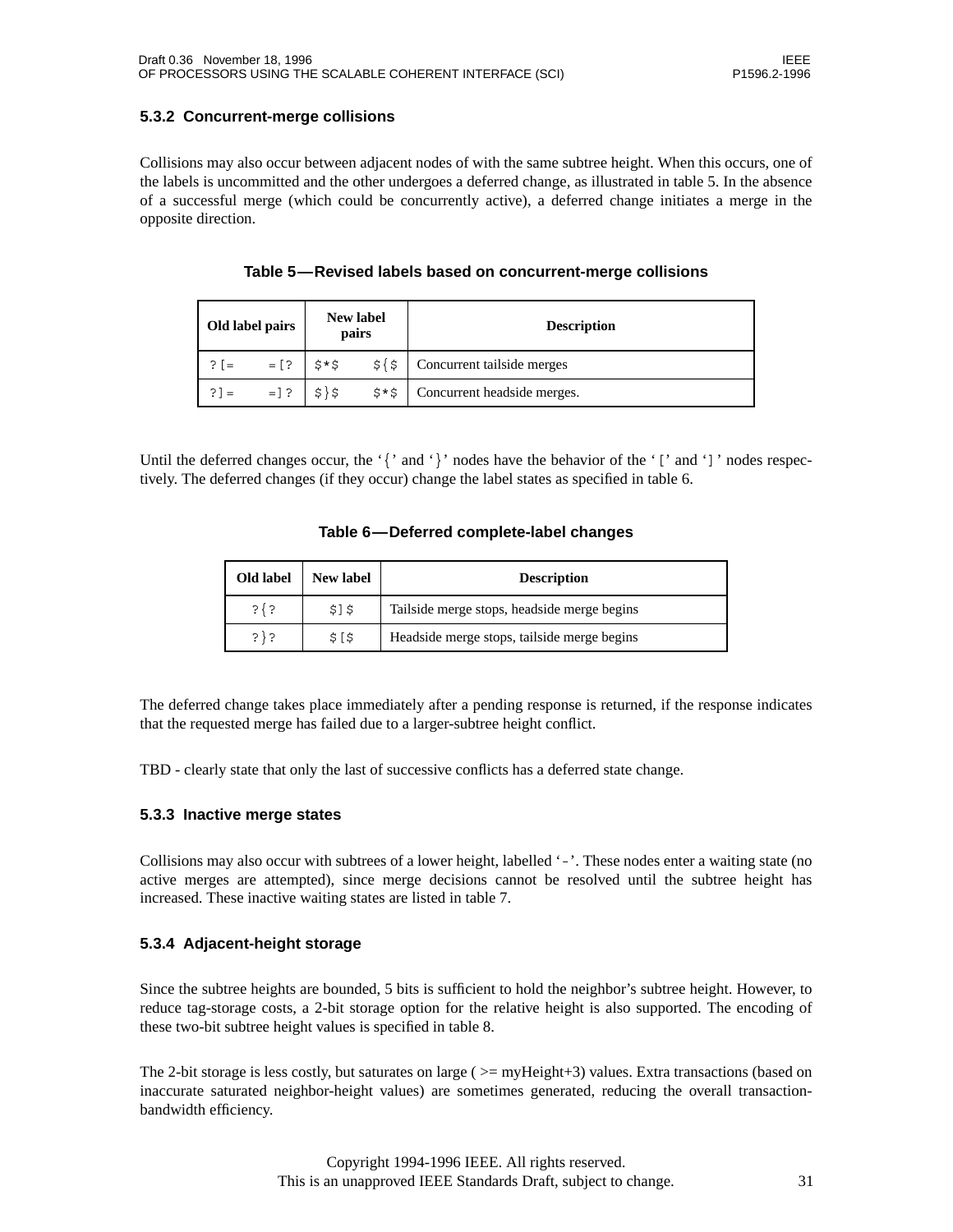### 5.3.2 Concurrent-merge collisions

Collisions may also occur between adjacent nodes of with the same subtree height. When this occurs, one of the labels is uncommitted and the other undergoes a deferred change, as illustrated in table 5. In the absence of a successful merge (which could be concurrently active), a deferred change initiates a merge in the opposite direction.

**Table 5—Revised labels based on concurrent-merge collisions**

| Old label pairs | | New label pairs | | Description |
|---|---|---|---|---|
| `?[=` | `=[?` | `$*$` | `${$` | Concurrent tailside merges |
| `?]=` | `=]?` | `$}$` | `$*$` | Concurrent headside merges. |

Until the deferred changes occur, the '`{`' and '`}`' nodes have the behavior of the '`[`' and '`]`' nodes respectively. The deferred changes (if they occur) change the label states as specified in table 6.

**Table 6—Deferred complete-label changes**

| Old label | New label | Description |
|---|---|---|
| `?{?` | `$]$` | Tailside merge stops, headside merge begins |
| `?}?` | `$[$` | Headside merge stops, tailside merge begins |

The deferred change takes place immediately after a pending response is returned, if the response indicates that the requested merge has failed due to a larger-subtree height conflict.

TBD - clearly state that only the last of successive conflicts has a deferred state change.

### 5.3.3 Inactive merge states

Collisions may also occur with subtrees of a lower height, labelled '`-`'. These nodes enter a waiting state (no active merges are attempted), since merge decisions cannot be resolved until the subtree height has increased. These inactive waiting states are listed in table 7.

### 5.3.4 Adjacent-height storage

Since the subtree heights are bounded, 5 bits is sufficient to hold the neighbor's subtree height. However, to reduce tag-storage costs, a 2-bit storage option for the relative height is also supported. The encoding of these two-bit subtree height values is specified in table 8.

The 2-bit storage is less costly, but saturates on large ( >= myHeight+3) values. Extra transactions (based on inaccurate saturated neighbor-height values) are sometimes generated, reducing the overall transaction-bandwidth efficiency.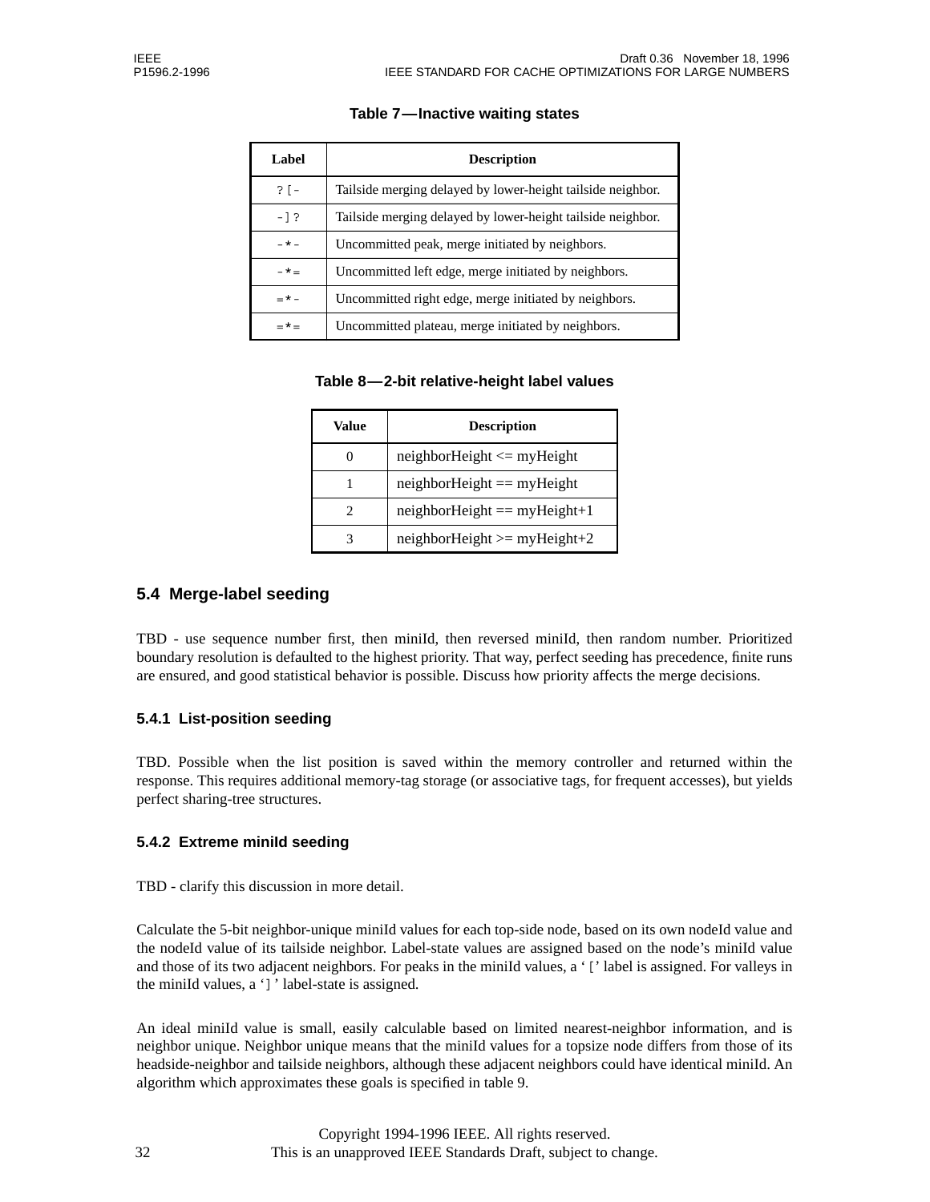**Table 7—Inactive waiting states**

| Label | Description |
| --- | --- |
| `?[-` | Tailside merging delayed by lower-height tailside neighbor. |
| `-]?` | Tailside merging delayed by lower-height tailside neighbor. |
| `-*-` | Uncommitted peak, merge initiated by neighbors. |
| `-*=` | Uncommitted left edge, merge initiated by neighbors. |
| `=*-` | Uncommitted right edge, merge initiated by neighbors. |
| `=*=` | Uncommitted plateau, merge initiated by neighbors. |

**Table 8—2-bit relative-height label values**

| Value | Description |
| --- | --- |
| 0 | neighborHeight <= myHeight |
| 1 | neighborHeight == myHeight |
| 2 | neighborHeight == myHeight+1 |
| 3 | neighborHeight >= myHeight+2 |

## 5.4 Merge-label seeding

TBD - use sequence number first, then miniId, then reversed miniId, then random number. Prioritized boundary resolution is defaulted to the highest priority. That way, perfect seeding has precedence, finite runs are ensured, and good statistical behavior is possible. Discuss how priority affects the merge decisions.

### 5.4.1 List-position seeding

TBD. Possible when the list position is saved within the memory controller and returned within the response. This requires additional memory-tag storage (or associative tags, for frequent accesses), but yields perfect sharing-tree structures.

### 5.4.2 Extreme miniId seeding

TBD - clarify this discussion in more detail.

Calculate the 5-bit neighbor-unique miniId values for each top-side node, based on its own nodeId value and the nodeId value of its tailside neighbor. Label-state values are assigned based on the node's miniId value and those of its two adjacent neighbors. For peaks in the miniId values, a '`[`' label is assigned. For valleys in the miniId values, a '`]`' label-state is assigned.

An ideal miniId value is small, easily calculable based on limited nearest-neighbor information, and is neighbor unique. Neighbor unique means that the miniId values for a topsize node differs from those of its headside-neighbor and tailside neighbors, although these adjacent neighbors could have identical miniId. An algorithm which approximates these goals is specified in table 9.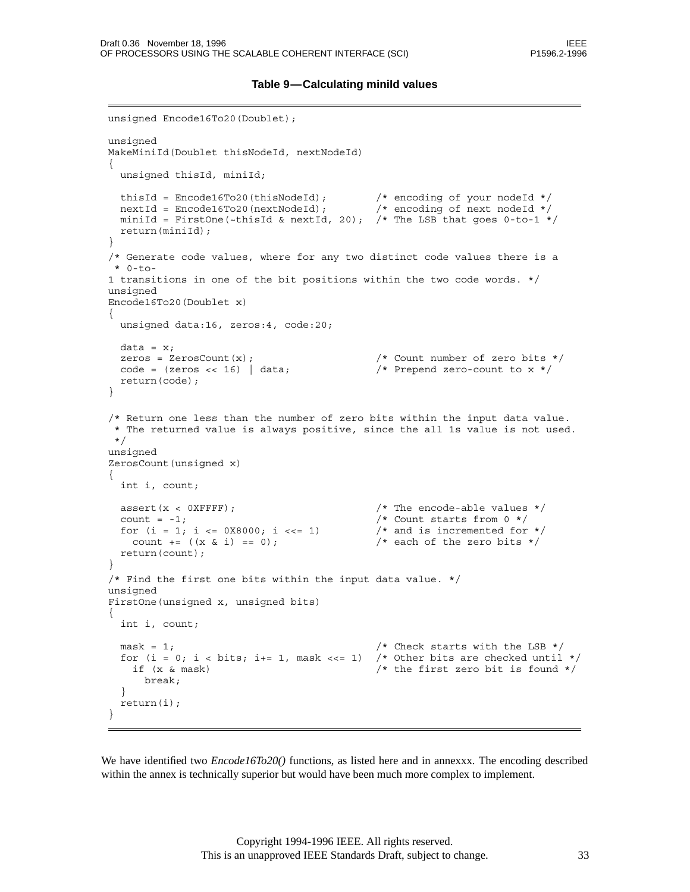**Table 9—Calculating miniId values**

```
unsigned Encode16To20(Doublet);

unsigned
MakeMiniId(Doublet thisNodeId, nextNodeId)
{
  unsigned thisId, miniId;

  thisId = Encode16To20(thisNodeId);        /* encoding of your nodeId */
  nextId = Encode16To20(nextNodeId);        /* encoding of next nodeId */
  miniId = FirstOne(~thisId & nextId, 20);  /* The LSB that goes 0-to-1 */
  return(miniId);
}
/* Generate code values, where for any two distinct code values there is a
 * 0-to-
1 transitions in one of the bit positions within the two code words. */
unsigned
Encode16To20(Doublet x)
{
  unsigned data:16, zeros:4, code:20;

  data = x;
  zeros = ZerosCount(x);                    /* Count number of zero bits */
  code = (zeros << 16) | data;              /* Prepend zero-count to x */
  return(code);
}

/* Return one less than the number of zero bits within the input data value.
 * The returned value is always positive, since the all 1s value is not used.
 */
unsigned
ZerosCount(unsigned x)
{
  int i, count;

  assert(x < 0XFFFF);                       /* The encode-able values */
  count = -1;                               /* Count starts from 0 */
  for (i = 1; i <= 0X8000; i <<= 1)         /* and is incremented for */
    count += ((x & i) == 0);                /* each of the zero bits */
  return(count);
}
/* Find the first one bits within the input data value. */
unsigned
FirstOne(unsigned x, unsigned bits)
{
  int i, count;

  mask = 1;                                 /* Check starts with the LSB */
  for (i = 0; i < bits; i+= 1, mask <<= 1)  /* Other bits are checked until */
    if (x & mask)                           /* the first zero bit is found */
      break;
  }
  return(i);
}
```

We have identified two *Encode16To20()* functions, as listed here and in annexxx. The encoding described within the annex is technically superior but would have been much more complex to implement.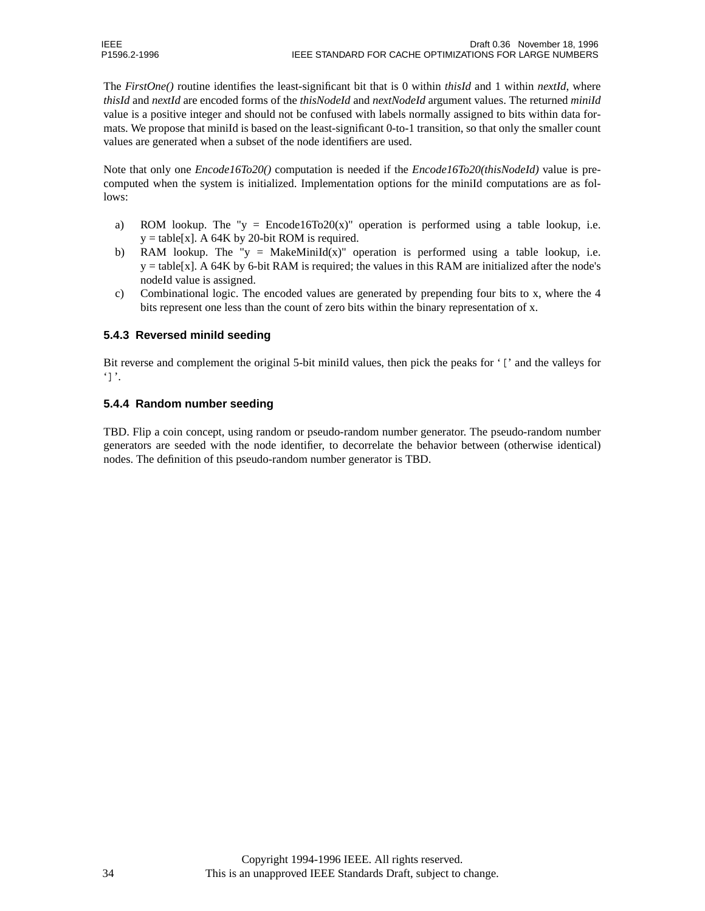The *FirstOne()* routine identifies the least-significant bit that is 0 within *thisId* and 1 within *nextId*, where *thisId* and *nextId* are encoded forms of the *thisNodeId* and *nextNodeId* argument values. The returned *miniId* value is a positive integer and should not be confused with labels normally assigned to bits within data formats. We propose that miniId is based on the least-significant 0-to-1 transition, so that only the smaller count values are generated when a subset of the node identifiers are used.

Note that only one *Encode16To20()* computation is needed if the *Encode16To20(thisNodeId)* value is precomputed when the system is initialized. Implementation options for the miniId computations are as follows:

a) ROM lookup. The "y = Encode16To20(x)" operation is performed using a table lookup, i.e. y = table[x]. A 64K by 20-bit ROM is required.
b) RAM lookup. The "y = MakeMiniId(x)" operation is performed using a table lookup, i.e. y = table[x]. A 64K by 6-bit RAM is required; the values in this RAM are initialized after the node's nodeId value is assigned.
c) Combinational logic. The encoded values are generated by prepending four bits to x, where the 4 bits represent one less than the count of zero bits within the binary representation of x.

### 5.4.3 Reversed miniId seeding

Bit reverse and complement the original 5-bit miniId values, then pick the peaks for '`[`' and the valleys for '`]`'.

### 5.4.4 Random number seeding

TBD. Flip a coin concept, using random or pseudo-random number generator. The pseudo-random number generators are seeded with the node identifier, to decorrelate the behavior between (otherwise identical) nodes. The definition of this pseudo-random number generator is TBD.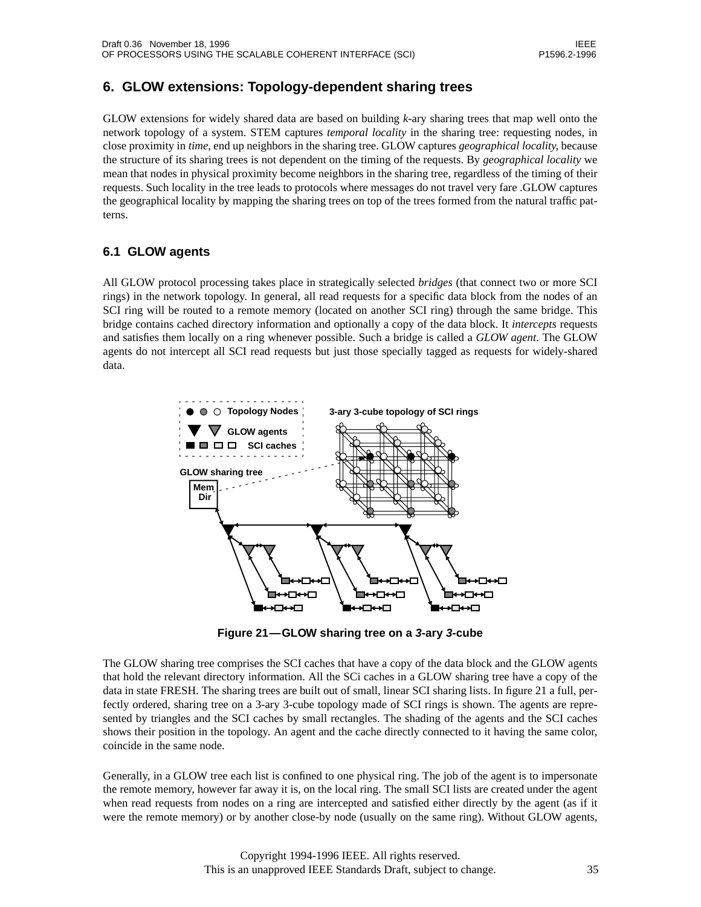## 6. GLOW extensions: Topology-dependent sharing trees

GLOW extensions for widely shared data are based on building *k*-ary sharing trees that map well onto the network topology of a system. STEM captures *temporal locality* in the sharing tree: requesting nodes, in close proximity in *time*, end up neighbors in the sharing tree. GLOW captures *geographical locality*, because the structure of its sharing trees is not dependent on the timing of the requests. By *geographical locality* we mean that nodes in physical proximity become neighbors in the sharing tree, regardless of the timing of their requests. Such locality in the tree leads to protocols where messages do not travel very fare .GLOW captures the geographical locality by mapping the sharing trees on top of the trees formed from the natural traffic patterns.

### 6.1 GLOW agents

All GLOW protocol processing takes place in strategically selected *bridges* (that connect two or more SCI rings) in the network topology. In general, all read requests for a specific data block from the nodes of an SCI ring will be routed to a remote memory (located on another SCI ring) through the same bridge. This bridge contains cached directory information and optionally a copy of the data block. It *intercepts* requests and satisfies them locally on a ring whenever possible. Such a bridge is called a *GLOW agent*. The GLOW agents do not intercept all SCI read requests but just those specially tagged as requests for widely-shared data.

Topology Nodes
GLOW agents
SCI caches
3-ary 3-cube topology of SCI rings
GLOW sharing tree
Mem Dir

**Figure 21—GLOW sharing tree on a *3*-ary *3*-cube**

The GLOW sharing tree comprises the SCI caches that have a copy of the data block and the GLOW agents that hold the relevant directory information. All the SCi caches in a GLOW sharing tree have a copy of the data in state FRESH. The sharing trees are built out of small, linear SCI sharing lists. In figure 21 a full, perfectly ordered, sharing tree on a 3-ary 3-cube topology made of SCI rings is shown. The agents are represented by triangles and the SCI caches by small rectangles. The shading of the agents and the SCI caches shows their position in the topology. An agent and the cache directly connected to it having the same color, coincide in the same node.

Generally, in a GLOW tree each list is confined to one physical ring. The job of the agent is to impersonate the remote memory, however far away it is, on the local ring. The small SCI lists are created under the agent when read requests from nodes on a ring are intercepted and satisfied either directly by the agent (as if it were the remote memory) or by another close-by node (usually on the same ring). Without GLOW agents,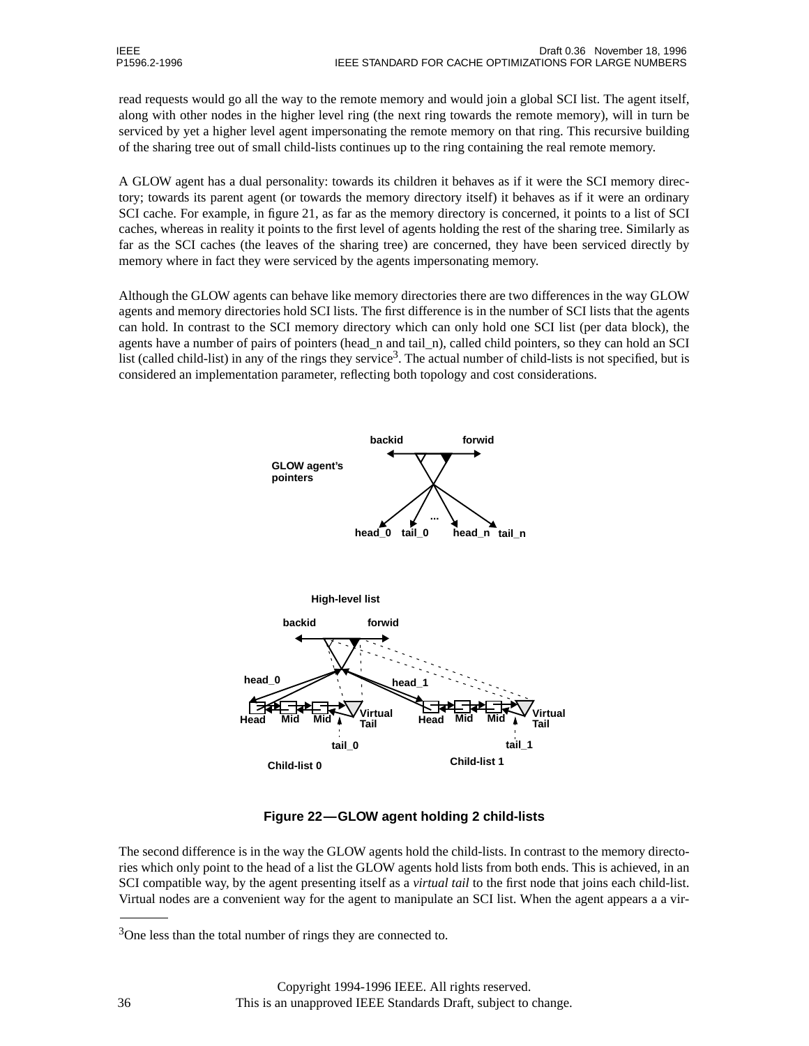read requests would go all the way to the remote memory and would join a global SCI list. The agent itself, along with other nodes in the higher level ring (the next ring towards the remote memory), will in turn be serviced by yet a higher level agent impersonating the remote memory on that ring. This recursive building of the sharing tree out of small child-lists continues up to the ring containing the real remote memory.

A GLOW agent has a dual personality: towards its children it behaves as if it were the SCI memory directory; towards its parent agent (or towards the memory directory itself) it behaves as if it were an ordinary SCI cache. For example, in figure 21, as far as the memory directory is concerned, it points to a list of SCI caches, whereas in reality it points to the first level of agents holding the rest of the sharing tree. Similarly as far as the SCI caches (the leaves of the sharing tree) are concerned, they have been serviced directly by memory where in fact they were serviced by the agents impersonating memory.

Although the GLOW agents can behave like memory directories there are two differences in the way GLOW agents and memory directories hold SCI lists. The first difference is in the number of SCI lists that the agents can hold. In contrast to the SCI memory directory which can only hold one SCI list (per data block), the agents have a number of pairs of pointers (head_n and tail_n), called child pointers, so they can hold an SCI list (called child-list) in any of the rings they service[3]. The actual number of child-lists is not specified, but is considered an implementation parameter, reflecting both topology and cost considerations.

backid
forwid
GLOW agent's pointers
...
head_0 tail_0 head_n tail_n

High-level list
backid
forwid
head_0
head_1
Head Mid Mid Virtual Tail
Head Mid Mid Virtual Tail
tail_0
tail_1
Child-list 0
Child-list 1

**Figure 22—GLOW agent holding 2 child-lists**

The second difference is in the way the GLOW agents hold the child-lists. In contrast to the memory directories which only point to the head of a list the GLOW agents hold lists from both ends. This is achieved, in an SCI compatible way, by the agent presenting itself as a *virtual tail* to the first node that joins each child-list. Virtual nodes are a convenient way for the agent to manipulate an SCI list. When the agent appears a a vir-

[3]One less than the total number of rings they are connected to.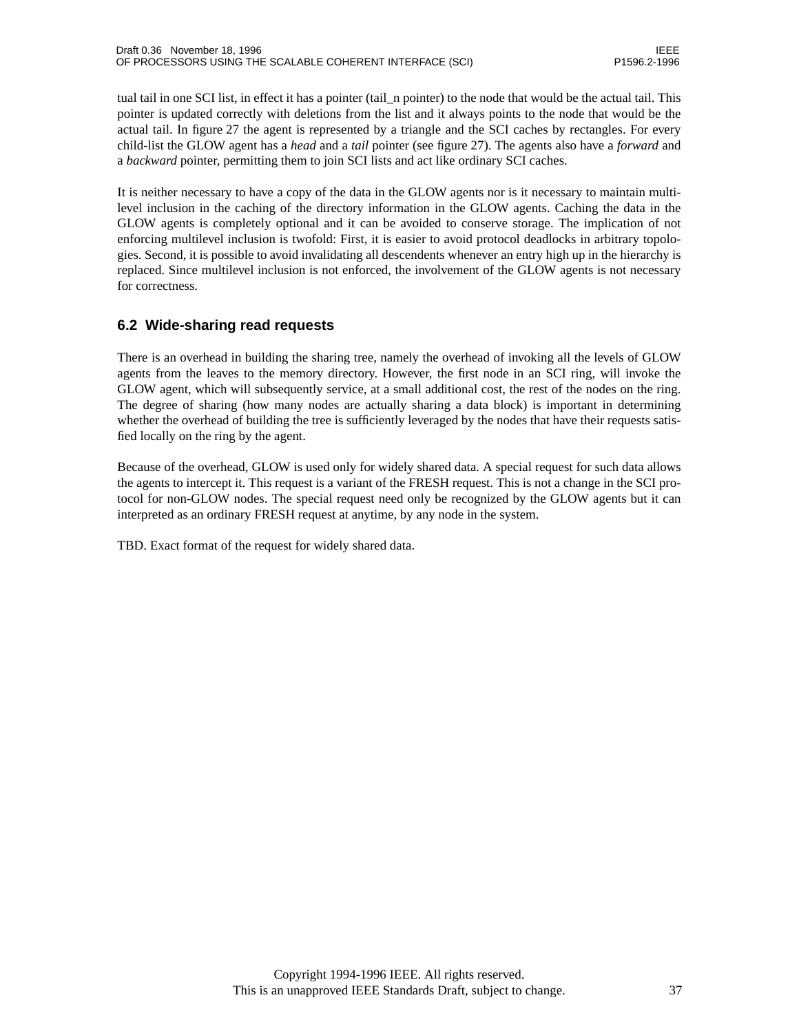tual tail in one SCI list, in effect it has a pointer (tail_n pointer) to the node that would be the actual tail. This pointer is updated correctly with deletions from the list and it always points to the node that would be the actual tail. In figure 27 the agent is represented by a triangle and the SCI caches by rectangles. For every child-list the GLOW agent has a *head* and a *tail* pointer (see figure 27). The agents also have a *forward* and a *backward* pointer, permitting them to join SCI lists and act like ordinary SCI caches.

It is neither necessary to have a copy of the data in the GLOW agents nor is it necessary to maintain multilevel inclusion in the caching of the directory information in the GLOW agents. Caching the data in the GLOW agents is completely optional and it can be avoided to conserve storage. The implication of not enforcing multilevel inclusion is twofold: First, it is easier to avoid protocol deadlocks in arbitrary topologies. Second, it is possible to avoid invalidating all descendents whenever an entry high up in the hierarchy is replaced. Since multilevel inclusion is not enforced, the involvement of the GLOW agents is not necessary for correctness.

### 6.2 Wide-sharing read requests

There is an overhead in building the sharing tree, namely the overhead of invoking all the levels of GLOW agents from the leaves to the memory directory. However, the first node in an SCI ring, will invoke the GLOW agent, which will subsequently service, at a small additional cost, the rest of the nodes on the ring. The degree of sharing (how many nodes are actually sharing a data block) is important in determining whether the overhead of building the tree is sufficiently leveraged by the nodes that have their requests satisfied locally on the ring by the agent.

Because of the overhead, GLOW is used only for widely shared data. A special request for such data allows the agents to intercept it. This request is a variant of the FRESH request. This is not a change in the SCI protocol for non-GLOW nodes. The special request need only be recognized by the GLOW agents but it can interpreted as an ordinary FRESH request at anytime, by any node in the system.

TBD. Exact format of the request for widely shared data.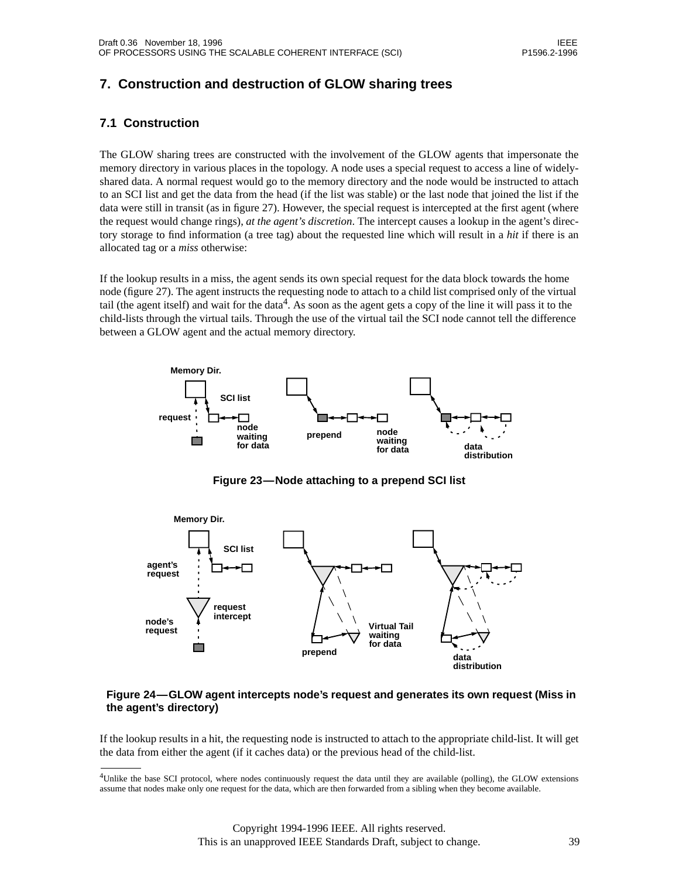# 7. Construction and destruction of GLOW sharing trees

## 7.1 Construction

The GLOW sharing trees are constructed with the involvement of the GLOW agents that impersonate the memory directory in various places in the topology. A node uses a special request to access a line of widely-shared data. A normal request would go to the memory directory and the node would be instructed to attach to an SCI list and get the data from the head (if the list was stable) or the last node that joined the list if the data were still in transit (as in figure 27). However, the special request is intercepted at the first agent (where the request would change rings), *at the agent's discretion*. The intercept causes a lookup in the agent's directory storage to find information (a tree tag) about the requested line which will result in a *hit* if there is an allocated tag or a *miss* otherwise:

If the lookup results in a miss, the agent sends its own special request for the data block towards the home node (figure 27). The agent instructs the requesting node to attach to a child list comprised only of the virtual tail (the agent itself) and wait for the data[4]. As soon as the agent gets a copy of the line it will pass it to the child-lists through the virtual tails. Through the use of the virtual tail the SCI node cannot tell the difference between a GLOW agent and the actual memory directory.

Memory Dir.
SCI list
request
node waiting for data
prepend
node waiting for data
data distribution

**Figure 23—Node attaching to a prepend SCI list**

Memory Dir.
SCI list
agent's request
request intercept
node's request
prepend
Virtual Tail waiting for data
data distribution

**Figure 24—GLOW agent intercepts node's request and generates its own request (Miss in the agent's directory)**

If the lookup results in a hit, the requesting node is instructed to attach to the appropriate child-list. It will get the data from either the agent (if it caches data) or the previous head of the child-list.

---

[4]Unlike the base SCI protocol, where nodes continuously request the data until they are available (polling), the GLOW extensions assume that nodes make only one request for the data, which are then forwarded from a sibling when they become available.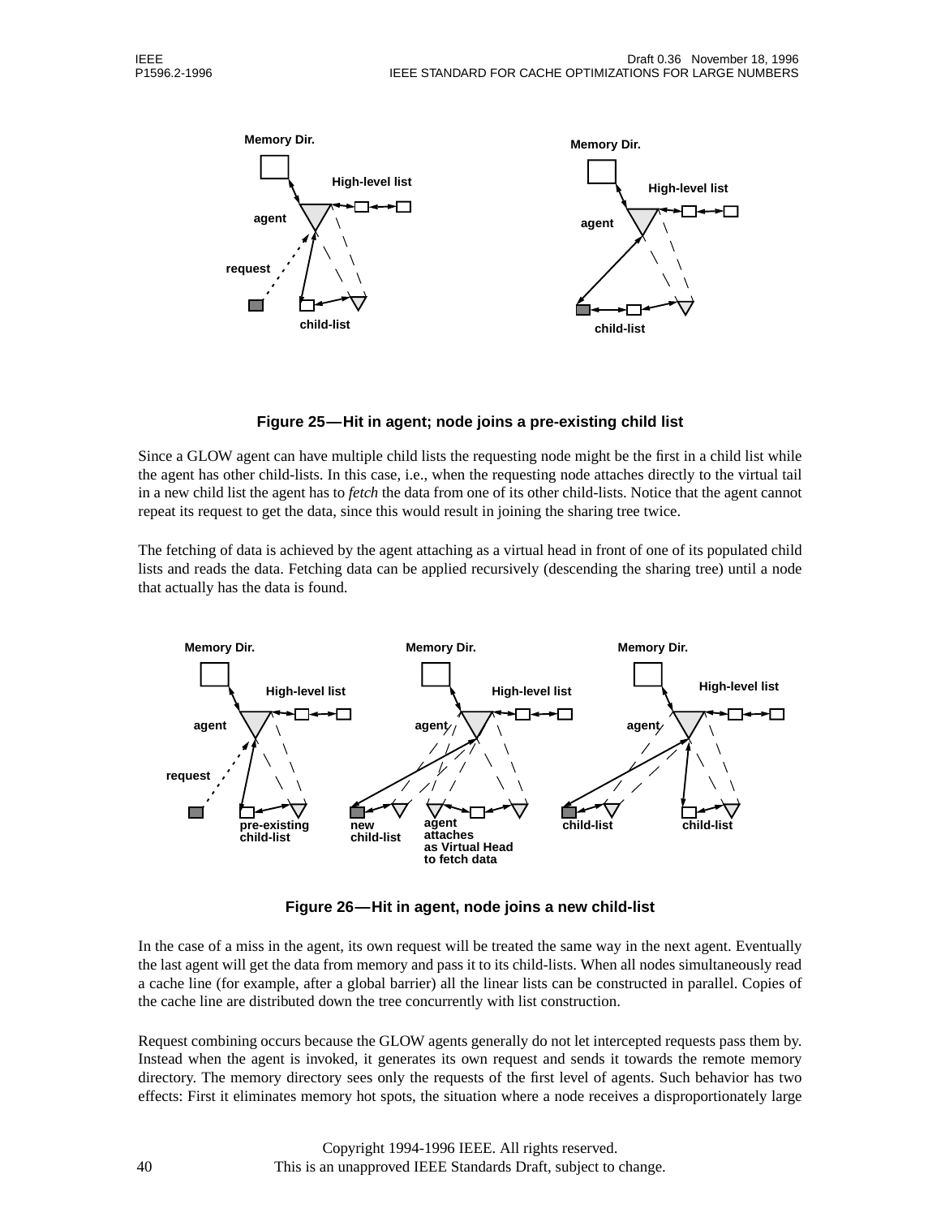Memory Dir.

High-level list

agent

request

child-list

Memory Dir.

High-level list

agent

child-list

**Figure 25—Hit in agent; node joins a pre-existing child list**

Since a GLOW agent can have multiple child lists the requesting node might be the first in a child list while the agent has other child-lists. In this case, i.e., when the requesting node attaches directly to the virtual tail in a new child list the agent has to *fetch* the data from one of its other child-lists. Notice that the agent cannot repeat its request to get the data, since this would result in joining the sharing tree twice.

The fetching of data is achieved by the agent attaching as a virtual head in front of one of its populated child lists and reads the data. Fetching data can be applied recursively (descending the sharing tree) until a node that actually has the data is found.

Memory Dir.

High-level list

agent

request

pre-existing child-list

Memory Dir.

High-level list

agent

new child-list

agent attaches as Virtual Head to fetch data

Memory Dir.

High-level list

agent

child-list

child-list

**Figure 26—Hit in agent, node joins a new child-list**

In the case of a miss in the agent, its own request will be treated the same way in the next agent. Eventually the last agent will get the data from memory and pass it to its child-lists. When all nodes simultaneously read a cache line (for example, after a global barrier) all the linear lists can be constructed in parallel. Copies of the cache line are distributed down the tree concurrently with list construction.

Request combining occurs because the GLOW agents generally do not let intercepted requests pass them by. Instead when the agent is invoked, it generates its own request and sends it towards the remote memory directory. The memory directory sees only the requests of the first level of agents. Such behavior has two effects: First it eliminates memory hot spots, the situation where a node receives a disproportionately large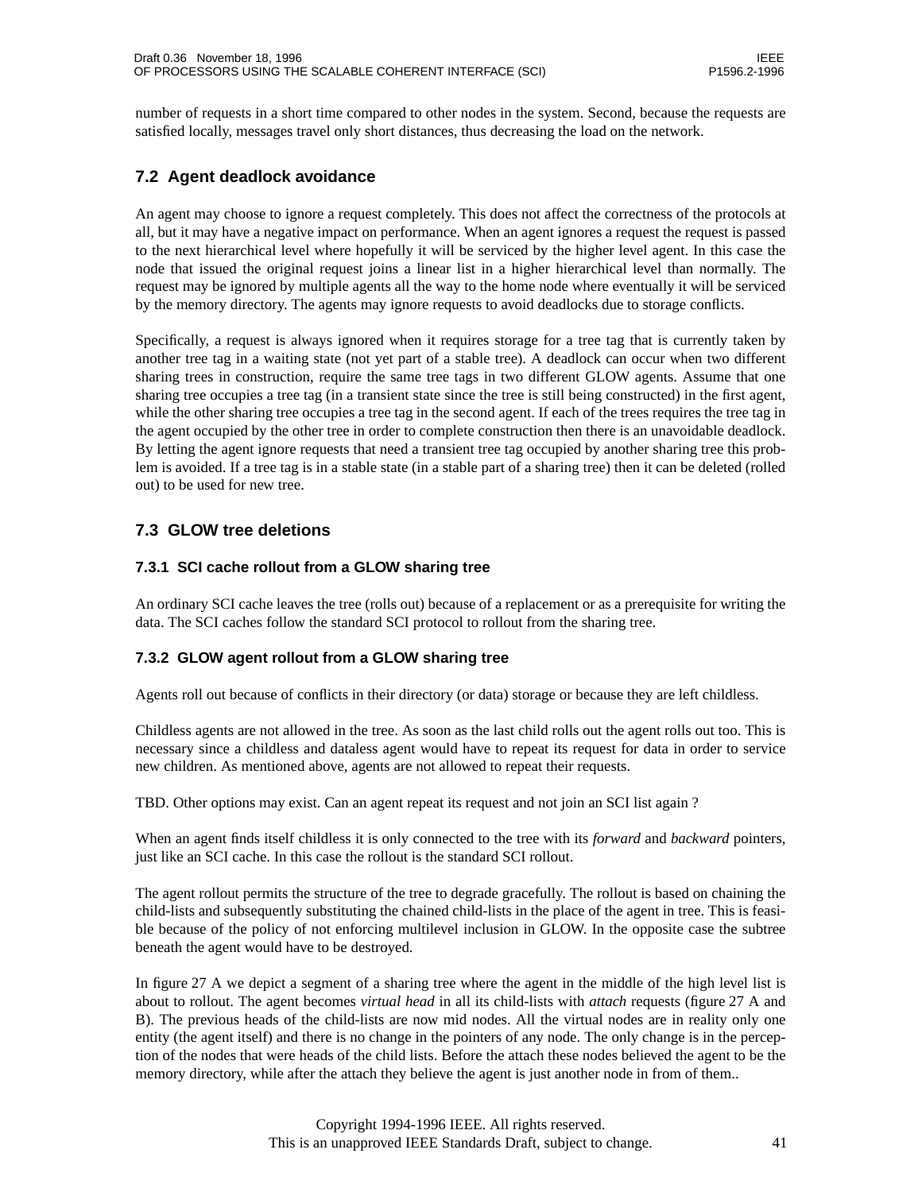number of requests in a short time compared to other nodes in the system. Second, because the requests are satisfied locally, messages travel only short distances, thus decreasing the load on the network.

## 7.2 Agent deadlock avoidance

An agent may choose to ignore a request completely. This does not affect the correctness of the protocols at all, but it may have a negative impact on performance. When an agent ignores a request the request is passed to the next hierarchical level where hopefully it will be serviced by the higher level agent. In this case the node that issued the original request joins a linear list in a higher hierarchical level than normally. The request may be ignored by multiple agents all the way to the home node where eventually it will be serviced by the memory directory. The agents may ignore requests to avoid deadlocks due to storage conflicts.

Specifically, a request is always ignored when it requires storage for a tree tag that is currently taken by another tree tag in a waiting state (not yet part of a stable tree). A deadlock can occur when two different sharing trees in construction, require the same tree tags in two different GLOW agents. Assume that one sharing tree occupies a tree tag (in a transient state since the tree is still being constructed) in the first agent, while the other sharing tree occupies a tree tag in the second agent. If each of the trees requires the tree tag in the agent occupied by the other tree in order to complete construction then there is an unavoidable deadlock. By letting the agent ignore requests that need a transient tree tag occupied by another sharing tree this problem is avoided. If a tree tag is in a stable state (in a stable part of a sharing tree) then it can be deleted (rolled out) to be used for new tree.

## 7.3 GLOW tree deletions

### 7.3.1 SCI cache rollout from a GLOW sharing tree

An ordinary SCI cache leaves the tree (rolls out) because of a replacement or as a prerequisite for writing the data. The SCI caches follow the standard SCI protocol to rollout from the sharing tree.

### 7.3.2 GLOW agent rollout from a GLOW sharing tree

Agents roll out because of conflicts in their directory (or data) storage or because they are left childless.

Childless agents are not allowed in the tree. As soon as the last child rolls out the agent rolls out too. This is necessary since a childless and dataless agent would have to repeat its request for data in order to service new children. As mentioned above, agents are not allowed to repeat their requests.

TBD. Other options may exist. Can an agent repeat its request and not join an SCI list again ?

When an agent finds itself childless it is only connected to the tree with its *forward* and *backward* pointers, just like an SCI cache. In this case the rollout is the standard SCI rollout.

The agent rollout permits the structure of the tree to degrade gracefully. The rollout is based on chaining the child-lists and subsequently substituting the chained child-lists in the place of the agent in tree. This is feasible because of the policy of not enforcing multilevel inclusion in GLOW. In the opposite case the subtree beneath the agent would have to be destroyed.

In figure 27 A we depict a segment of a sharing tree where the agent in the middle of the high level list is about to rollout. The agent becomes *virtual head* in all its child-lists with *attach* requests (figure 27 A and B). The previous heads of the child-lists are now mid nodes. All the virtual nodes are in reality only one entity (the agent itself) and there is no change in the pointers of any node. The only change is in the perception of the nodes that were heads of the child lists. Before the attach these nodes believed the agent to be the memory directory, while after the attach they believe the agent is just another node in from of them..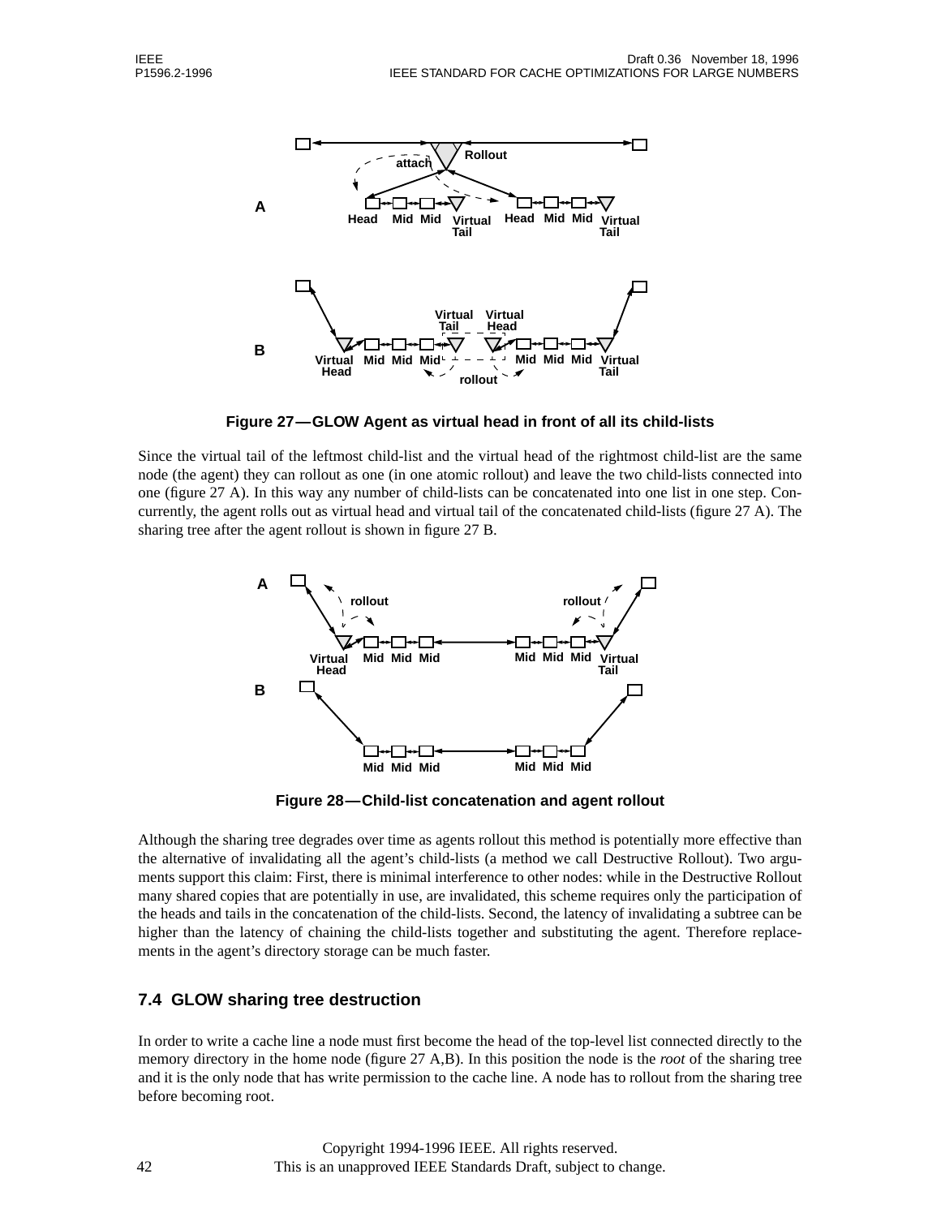A

attach

Rollout

Head Mid Mid Virtual Tail Head Mid Mid Virtual Tail

B

Virtual Tail Virtual Head

Virtual Head Mid Mid Mid Mid Mid Mid Virtual Tail

rollout

Figure 27—GLOW Agent as virtual head in front of all its child-lists

Since the virtual tail of the leftmost child-list and the virtual head of the rightmost child-list are the same node (the agent) they can rollout as one (in one atomic rollout) and leave the two child-lists connected into one (figure 27 A). In this way any number of child-lists can be concatenated into one list in one step. Concurrently, the agent rolls out as virtual head and virtual tail of the concatenated child-lists (figure 27 A). The sharing tree after the agent rollout is shown in figure 27 B.

A

rollout rollout

Virtual Head Mid Mid Mid Mid Mid Mid Virtual Tail

B

Mid Mid Mid Mid Mid Mid

Figure 28—Child-list concatenation and agent rollout

Although the sharing tree degrades over time as agents rollout this method is potentially more effective than the alternative of invalidating all the agent's child-lists (a method we call Destructive Rollout). Two arguments support this claim: First, there is minimal interference to other nodes: while in the Destructive Rollout many shared copies that are potentially in use, are invalidated, this scheme requires only the participation of the heads and tails in the concatenation of the child-lists. Second, the latency of invalidating a subtree can be higher than the latency of chaining the child-lists together and substituting the agent. Therefore replacements in the agent's directory storage can be much faster.

### 7.4 GLOW sharing tree destruction

In order to write a cache line a node must first become the head of the top-level list connected directly to the memory directory in the home node (figure 27 A,B). In this position the node is the *root* of the sharing tree and it is the only node that has write permission to the cache line. A node has to rollout from the sharing tree before becoming root.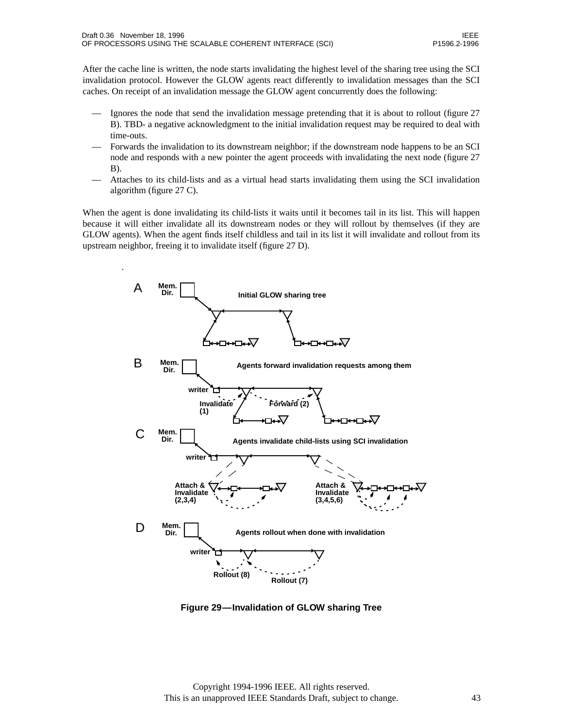After the cache line is written, the node starts invalidating the highest level of the sharing tree using the SCI invalidation protocol. However the GLOW agents react differently to invalidation messages than the SCI caches. On receipt of an invalidation message the GLOW agent concurrently does the following:

- — Ignores the node that send the invalidation message pretending that it is about to rollout (figure 27 B). TBD- a negative acknowledgment to the initial invalidation request may be required to deal with time-outs.
- — Forwards the invalidation to its downstream neighbor; if the downstream node happens to be an SCI node and responds with a new pointer the agent proceeds with invalidating the next node (figure 27 B).
- — Attaches to its child-lists and as a virtual head starts invalidating them using the SCI invalidation algorithm (figure 27 C).

When the agent is done invalidating its child-lists it waits until it becomes tail in its list. This will happen because it will either invalidate all its downstream nodes or they will rollout by themselves (if they are GLOW agents). When the agent finds itself childless and tail in its list it will invalidate and rollout from its upstream neighbor, freeing it to invalidate itself (figure 27 D).

A
Mem. Dir.
Initial GLOW sharing tree

B
Mem. Dir.
Agents forward invalidation requests among them
writer
Invalidate (1)
Forward (2)

C
Mem. Dir.
Agents invalidate child-lists using SCI invalidation
writer
Attach & Invalidate (2,3,4)
Attach & Invalidate (3,4,5,6)

D
Mem. Dir.
Agents rollout when done with invalidation
writer
Rollout (8)
Rollout (7)

**Figure 29—Invalidation of GLOW sharing Tree**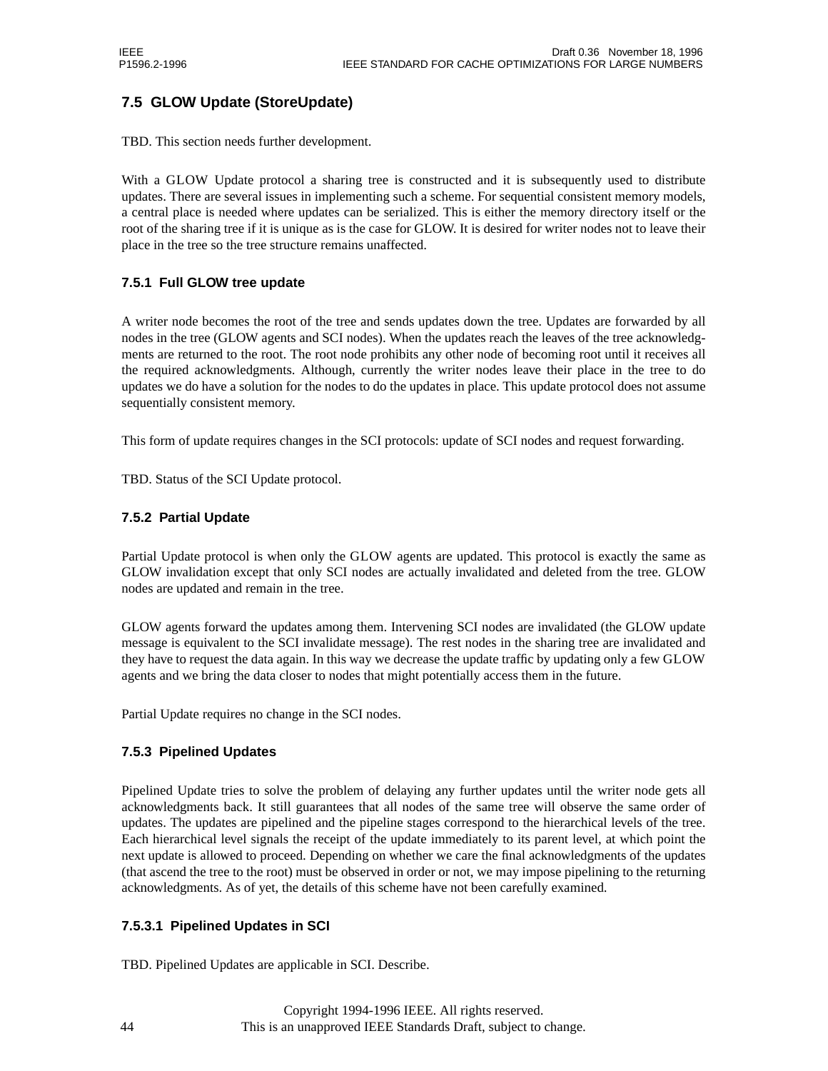## 7.5 GLOW Update (StoreUpdate)

TBD. This section needs further development.

With a GLOW Update protocol a sharing tree is constructed and it is subsequently used to distribute updates. There are several issues in implementing such a scheme. For sequential consistent memory models, a central place is needed where updates can be serialized. This is either the memory directory itself or the root of the sharing tree if it is unique as is the case for GLOW. It is desired for writer nodes not to leave their place in the tree so the tree structure remains unaffected.

### 7.5.1 Full GLOW tree update

A writer node becomes the root of the tree and sends updates down the tree. Updates are forwarded by all nodes in the tree (GLOW agents and SCI nodes). When the updates reach the leaves of the tree acknowledgments are returned to the root. The root node prohibits any other node of becoming root until it receives all the required acknowledgments. Although, currently the writer nodes leave their place in the tree to do updates we do have a solution for the nodes to do the updates in place. This update protocol does not assume sequentially consistent memory.

This form of update requires changes in the SCI protocols: update of SCI nodes and request forwarding.

TBD. Status of the SCI Update protocol.

### 7.5.2 Partial Update

Partial Update protocol is when only the GLOW agents are updated. This protocol is exactly the same as GLOW invalidation except that only SCI nodes are actually invalidated and deleted from the tree. GLOW nodes are updated and remain in the tree.

GLOW agents forward the updates among them. Intervening SCI nodes are invalidated (the GLOW update message is equivalent to the SCI invalidate message). The rest nodes in the sharing tree are invalidated and they have to request the data again. In this way we decrease the update traffic by updating only a few GLOW agents and we bring the data closer to nodes that might potentially access them in the future.

Partial Update requires no change in the SCI nodes.

### 7.5.3 Pipelined Updates

Pipelined Update tries to solve the problem of delaying any further updates until the writer node gets all acknowledgments back. It still guarantees that all nodes of the same tree will observe the same order of updates. The updates are pipelined and the pipeline stages correspond to the hierarchical levels of the tree. Each hierarchical level signals the receipt of the update immediately to its parent level, at which point the next update is allowed to proceed. Depending on whether we care the final acknowledgments of the updates (that ascend the tree to the root) must be observed in order or not, we may impose pipelining to the returning acknowledgments. As of yet, the details of this scheme have not been carefully examined.

#### 7.5.3.1 Pipelined Updates in SCI

TBD. Pipelined Updates are applicable in SCI. Describe.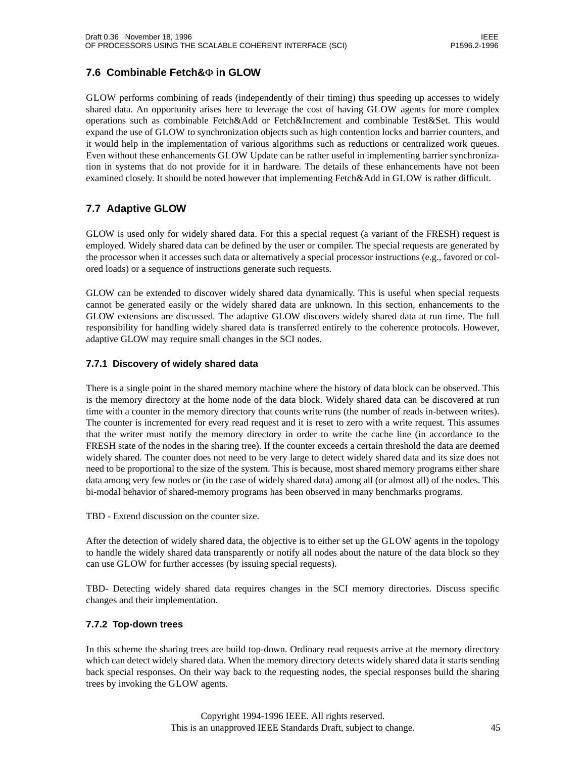## 7.6 Combinable Fetch&Φ in GLOW

GLOW performs combining of reads (independently of their timing) thus speeding up accesses to widely shared data. An opportunity arises here to leverage the cost of having GLOW agents for more complex operations such as combinable Fetch&Add or Fetch&Increment and combinable Test&Set. This would expand the use of GLOW to synchronization objects such as high contention locks and barrier counters, and it would help in the implementation of various algorithms such as reductions or centralized work queues. Even without these enhancements GLOW Update can be rather useful in implementing barrier synchronization in systems that do not provide for it in hardware. The details of these enhancements have not been examined closely. It should be noted however that implementing Fetch&Add in GLOW is rather difficult.

## 7.7 Adaptive GLOW

GLOW is used only for widely shared data. For this a special request (a variant of the FRESH) request is employed. Widely shared data can be defined by the user or compiler. The special requests are generated by the processor when it accesses such data or alternatively a special processor instructions (e.g., favored or colored loads) or a sequence of instructions generate such requests.

GLOW can be extended to discover widely shared data dynamically. This is useful when special requests cannot be generated easily or the widely shared data are unknown. In this section, enhancements to the GLOW extensions are discussed. The adaptive GLOW discovers widely shared data at run time. The full responsibility for handling widely shared data is transferred entirely to the coherence protocols. However, adaptive GLOW may require small changes in the SCI nodes.

### 7.7.1 Discovery of widely shared data

There is a single point in the shared memory machine where the history of data block can be observed. This is the memory directory at the home node of the data block. Widely shared data can be discovered at run time with a counter in the memory directory that counts write runs (the number of reads in-between writes). The counter is incremented for every read request and it is reset to zero with a write request. This assumes that the writer must notify the memory directory in order to write the cache line (in accordance to the FRESH state of the nodes in the sharing tree). If the counter exceeds a certain threshold the data are deemed widely shared. The counter does not need to be very large to detect widely shared data and its size does not need to be proportional to the size of the system. This is because, most shared memory programs either share data among very few nodes or (in the case of widely shared data) among all (or almost all) of the nodes. This bi-modal behavior of shared-memory programs has been observed in many benchmarks programs.

TBD - Extend discussion on the counter size.

After the detection of widely shared data, the objective is to either set up the GLOW agents in the topology to handle the widely shared data transparently or notify all nodes about the nature of the data block so they can use GLOW for further accesses (by issuing special requests).

TBD- Detecting widely shared data requires changes in the SCI memory directories. Discuss specific changes and their implementation.

### 7.7.2 Top-down trees

In this scheme the sharing trees are build top-down. Ordinary read requests arrive at the memory directory which can detect widely shared data. When the memory directory detects widely shared data it starts sending back special responses. On their way back to the requesting nodes, the special responses build the sharing trees by invoking the GLOW agents.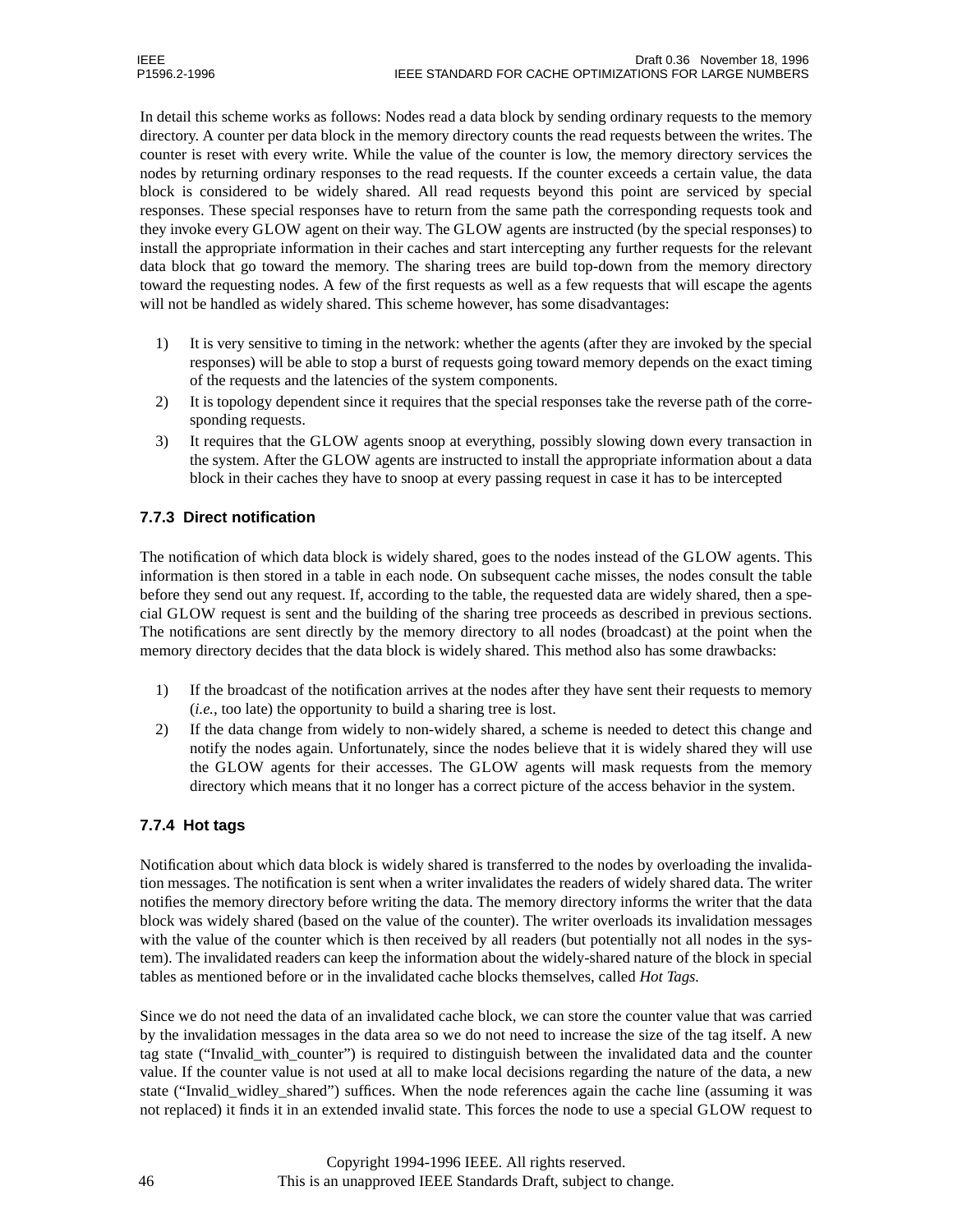In detail this scheme works as follows: Nodes read a data block by sending ordinary requests to the memory directory. A counter per data block in the memory directory counts the read requests between the writes. The counter is reset with every write. While the value of the counter is low, the memory directory services the nodes by returning ordinary responses to the read requests. If the counter exceeds a certain value, the data block is considered to be widely shared. All read requests beyond this point are serviced by special responses. These special responses have to return from the same path the corresponding requests took and they invoke every GLOW agent on their way. The GLOW agents are instructed (by the special responses) to install the appropriate information in their caches and start intercepting any further requests for the relevant data block that go toward the memory. The sharing trees are build top-down from the memory directory toward the requesting nodes. A few of the first requests as well as a few requests that will escape the agents will not be handled as widely shared. This scheme however, has some disadvantages:

1) It is very sensitive to timing in the network: whether the agents (after they are invoked by the special responses) will be able to stop a burst of requests going toward memory depends on the exact timing of the requests and the latencies of the system components.
2) It is topology dependent since it requires that the special responses take the reverse path of the corresponding requests.
3) It requires that the GLOW agents snoop at everything, possibly slowing down every transaction in the system. After the GLOW agents are instructed to install the appropriate information about a data block in their caches they have to snoop at every passing request in case it has to be intercepted

### 7.7.3 Direct notification

The notification of which data block is widely shared, goes to the nodes instead of the GLOW agents. This information is then stored in a table in each node. On subsequent cache misses, the nodes consult the table before they send out any request. If, according to the table, the requested data are widely shared, then a special GLOW request is sent and the building of the sharing tree proceeds as described in previous sections. The notifications are sent directly by the memory directory to all nodes (broadcast) at the point when the memory directory decides that the data block is widely shared. This method also has some drawbacks:

1) If the broadcast of the notification arrives at the nodes after they have sent their requests to memory (*i.e.,* too late) the opportunity to build a sharing tree is lost.
2) If the data change from widely to non-widely shared, a scheme is needed to detect this change and notify the nodes again. Unfortunately, since the nodes believe that it is widely shared they will use the GLOW agents for their accesses. The GLOW agents will mask requests from the memory directory which means that it no longer has a correct picture of the access behavior in the system.

### 7.7.4 Hot tags

Notification about which data block is widely shared is transferred to the nodes by overloading the invalidation messages. The notification is sent when a writer invalidates the readers of widely shared data. The writer notifies the memory directory before writing the data. The memory directory informs the writer that the data block was widely shared (based on the value of the counter). The writer overloads its invalidation messages with the value of the counter which is then received by all readers (but potentially not all nodes in the system). The invalidated readers can keep the information about the widely-shared nature of the block in special tables as mentioned before or in the invalidated cache blocks themselves, called *Hot Tags.*

Since we do not need the data of an invalidated cache block, we can store the counter value that was carried by the invalidation messages in the data area so we do not need to increase the size of the tag itself. A new tag state (“Invalid_with_counter”) is required to distinguish between the invalidated data and the counter value. If the counter value is not used at all to make local decisions regarding the nature of the data, a new state (“Invalid_widley_shared”) suffices. When the node references again the cache line (assuming it was not replaced) it finds it in an extended invalid state. This forces the node to use a special GLOW request to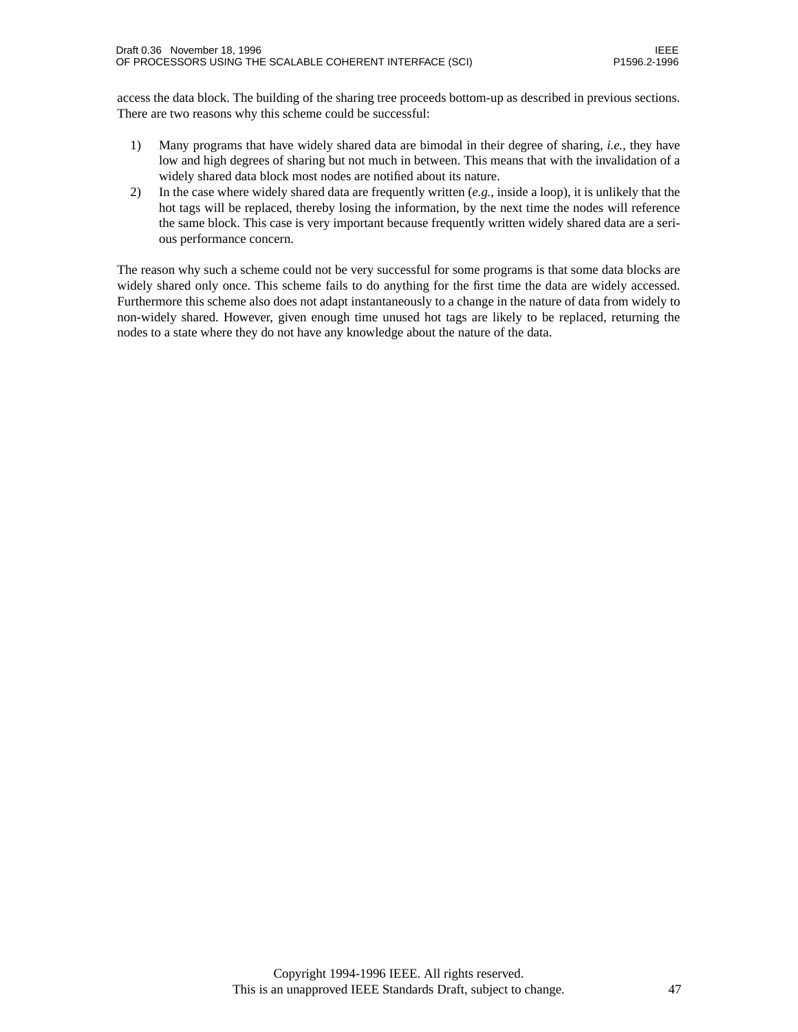access the data block. The building of the sharing tree proceeds bottom-up as described in previous sections. There are two reasons why this scheme could be successful:

1) Many programs that have widely shared data are bimodal in their degree of sharing, *i.e.*, they have low and high degrees of sharing but not much in between. This means that with the invalidation of a widely shared data block most nodes are notified about its nature.
2) In the case where widely shared data are frequently written (*e.g.*, inside a loop), it is unlikely that the hot tags will be replaced, thereby losing the information, by the next time the nodes will reference the same block. This case is very important because frequently written widely shared data are a serious performance concern.

The reason why such a scheme could not be very successful for some programs is that some data blocks are widely shared only once. This scheme fails to do anything for the first time the data are widely accessed. Furthermore this scheme also does not adapt instantaneously to a change in the nature of data from widely to non-widely shared. However, given enough time unused hot tags are likely to be replaced, returning the nodes to a state where they do not have any knowledge about the nature of the data.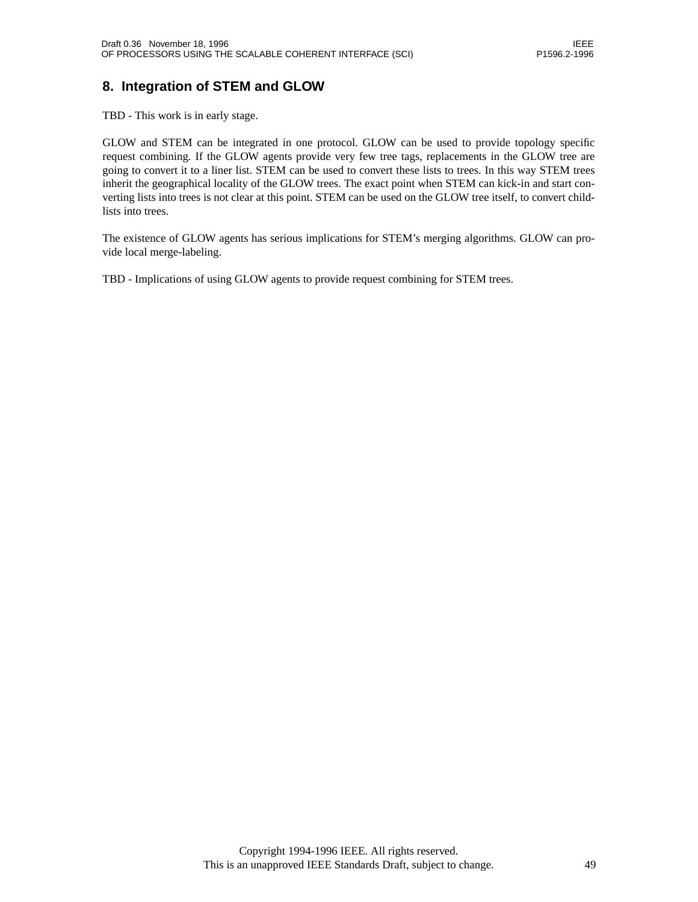# 8. Integration of STEM and GLOW

TBD - This work is in early stage.

GLOW and STEM can be integrated in one protocol. GLOW can be used to provide topology specific request combining. If the GLOW agents provide very few tree tags, replacements in the GLOW tree are going to convert it to a liner list. STEM can be used to convert these lists to trees. In this way STEM trees inherit the geographical locality of the GLOW trees. The exact point when STEM can kick-in and start converting lists into trees is not clear at this point. STEM can be used on the GLOW tree itself, to convert child-lists into trees.

The existence of GLOW agents has serious implications for STEM's merging algorithms. GLOW can provide local merge-labeling.

TBD - Implications of using GLOW agents to provide request combining for STEM trees.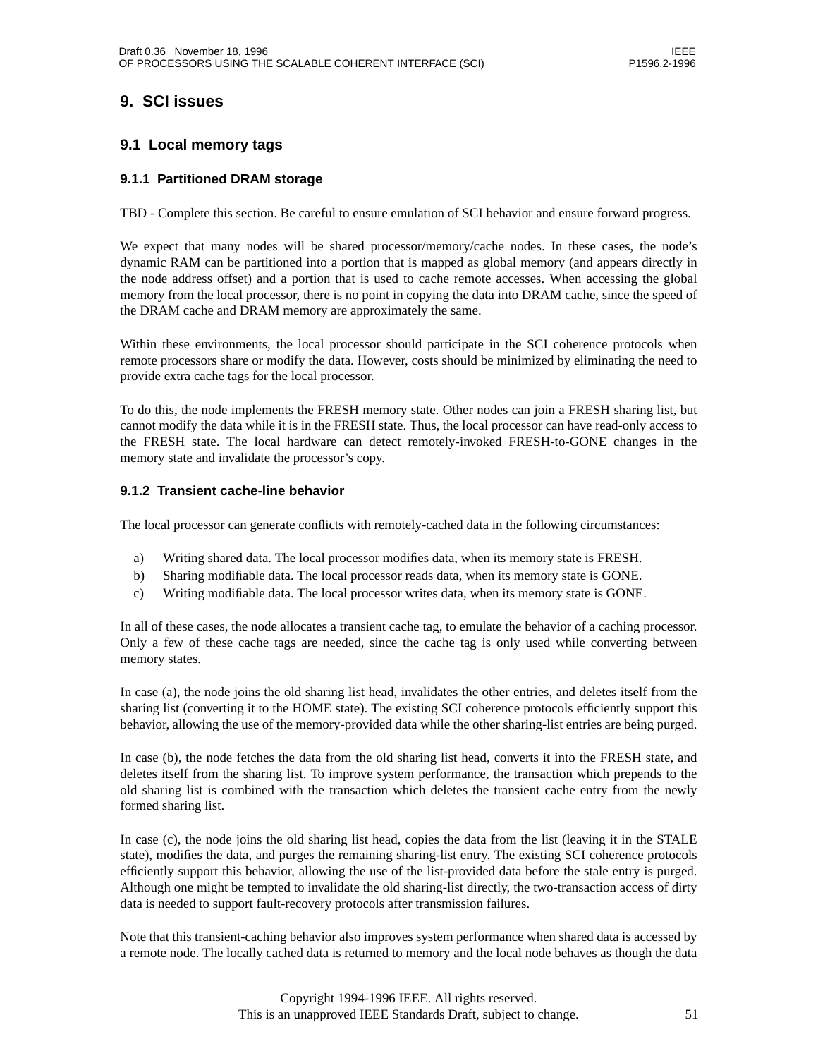# 9. SCI issues

## 9.1 Local memory tags

### 9.1.1 Partitioned DRAM storage

TBD - Complete this section. Be careful to ensure emulation of SCI behavior and ensure forward progress.

We expect that many nodes will be shared processor/memory/cache nodes. In these cases, the node's dynamic RAM can be partitioned into a portion that is mapped as global memory (and appears directly in the node address offset) and a portion that is used to cache remote accesses. When accessing the global memory from the local processor, there is no point in copying the data into DRAM cache, since the speed of the DRAM cache and DRAM memory are approximately the same.

Within these environments, the local processor should participate in the SCI coherence protocols when remote processors share or modify the data. However, costs should be minimized by eliminating the need to provide extra cache tags for the local processor.

To do this, the node implements the FRESH memory state. Other nodes can join a FRESH sharing list, but cannot modify the data while it is in the FRESH state. Thus, the local processor can have read-only access to the FRESH state. The local hardware can detect remotely-invoked FRESH-to-GONE changes in the memory state and invalidate the processor's copy.

### 9.1.2 Transient cache-line behavior

The local processor can generate conflicts with remotely-cached data in the following circumstances:

a) Writing shared data. The local processor modifies data, when its memory state is FRESH.
b) Sharing modifiable data. The local processor reads data, when its memory state is GONE.
c) Writing modifiable data. The local processor writes data, when its memory state is GONE.

In all of these cases, the node allocates a transient cache tag, to emulate the behavior of a caching processor. Only a few of these cache tags are needed, since the cache tag is only used while converting between memory states.

In case (a), the node joins the old sharing list head, invalidates the other entries, and deletes itself from the sharing list (converting it to the HOME state). The existing SCI coherence protocols efficiently support this behavior, allowing the use of the memory-provided data while the other sharing-list entries are being purged.

In case (b), the node fetches the data from the old sharing list head, converts it into the FRESH state, and deletes itself from the sharing list. To improve system performance, the transaction which prepends to the old sharing list is combined with the transaction which deletes the transient cache entry from the newly formed sharing list.

In case (c), the node joins the old sharing list head, copies the data from the list (leaving it in the STALE state), modifies the data, and purges the remaining sharing-list entry. The existing SCI coherence protocols efficiently support this behavior, allowing the use of the list-provided data before the stale entry is purged. Although one might be tempted to invalidate the old sharing-list directly, the two-transaction access of dirty data is needed to support fault-recovery protocols after transmission failures.

Note that this transient-caching behavior also improves system performance when shared data is accessed by a remote node. The locally cached data is returned to memory and the local node behaves as though the data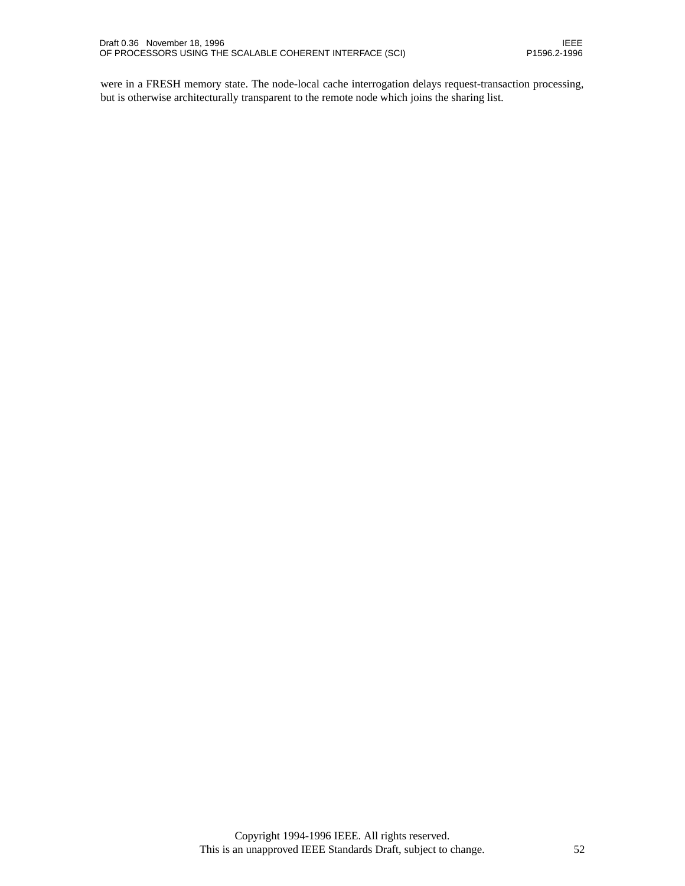were in a FRESH memory state. The node-local cache interrogation delays request-transaction processing, but is otherwise architecturally transparent to the remote node which joins the sharing list.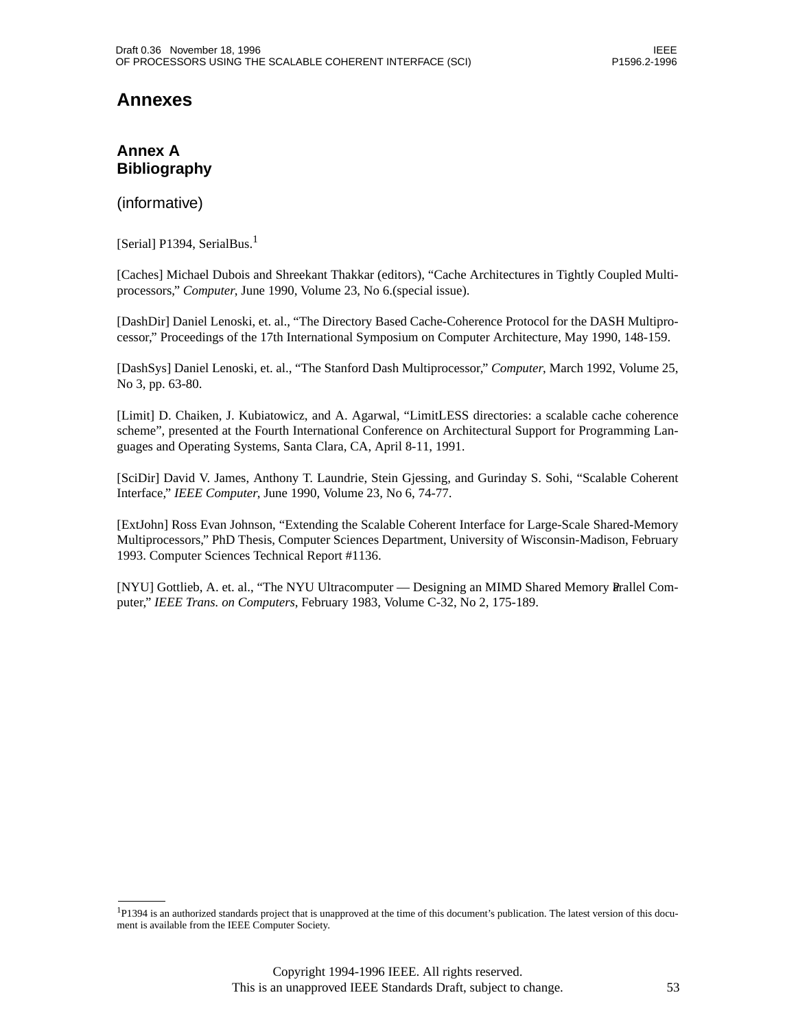# Annexes

## Annex A Bibliography

(informative)

[Serial] P1394, SerialBus.[1]

[Caches] Michael Dubois and Shreekant Thakkar (editors), "Cache Architectures in Tightly Coupled Multiprocessors," *Computer*, June 1990, Volume 23, No 6.(special issue).

[DashDir] Daniel Lenoski, et. al., "The Directory Based Cache-Coherence Protocol for the DASH Multiprocessor," Proceedings of the 17th International Symposium on Computer Architecture, May 1990, 148-159.

[DashSys] Daniel Lenoski, et. al., "The Stanford Dash Multiprocessor," *Computer*, March 1992, Volume 25, No 3, pp. 63-80.

[Limit] D. Chaiken, J. Kubiatowicz, and A. Agarwal, "LimitLESS directories: a scalable cache coherence scheme", presented at the Fourth International Conference on Architectural Support for Programming Languages and Operating Systems, Santa Clara, CA, April 8-11, 1991.

[SciDir] David V. James, Anthony T. Laundrie, Stein Gjessing, and Gurinday S. Sohi, "Scalable Coherent Interface," *IEEE Computer*, June 1990, Volume 23, No 6, 74-77.

[ExtJohn] Ross Evan Johnson, "Extending the Scalable Coherent Interface for Large-Scale Shared-Memory Multiprocessors," PhD Thesis, Computer Sciences Department, University of Wisconsin-Madison, February 1993. Computer Sciences Technical Report #1136.

[NYU] Gottlieb, A. et. al., "The NYU Ultracomputer — Designing an MIMD Shared Memory Parallel Computer," *IEEE Trans. on Computers*, February 1983, Volume C-32, No 2, 175-189.

[1] P1394 is an authorized standards project that is unapproved at the time of this document's publication. The latest version of this document is available from the IEEE Computer Society.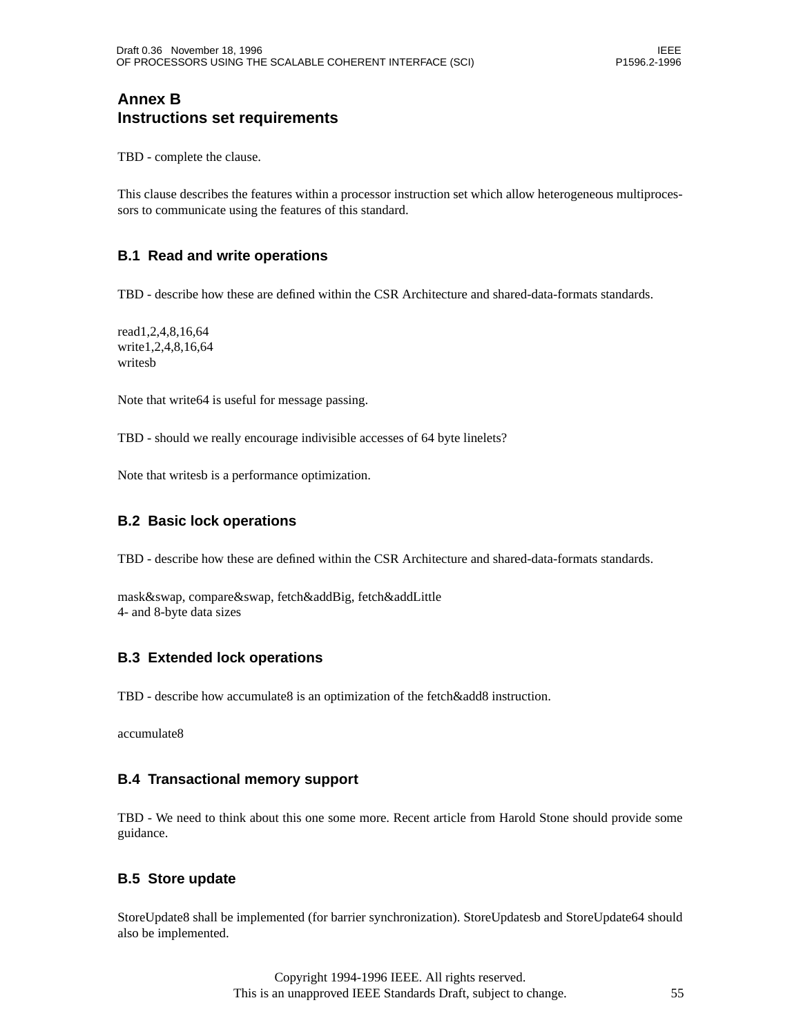# Annex B
# Instructions set requirements

TBD - complete the clause.

This clause describes the features within a processor instruction set which allow heterogeneous multiprocessors to communicate using the features of this standard.

## B.1 Read and write operations

TBD - describe how these are defined within the CSR Architecture and shared-data-formats standards.

read1,2,4,8,16,64
write1,2,4,8,16,64
writesb

Note that write64 is useful for message passing.

TBD - should we really encourage indivisible accesses of 64 byte linelets?

Note that writesb is a performance optimization.

## B.2 Basic lock operations

TBD - describe how these are defined within the CSR Architecture and shared-data-formats standards.

mask&swap, compare&swap, fetch&addBig, fetch&addLittle
4- and 8-byte data sizes

## B.3 Extended lock operations

TBD - describe how accumulate8 is an optimization of the fetch&add8 instruction.

accumulate8

## B.4 Transactional memory support

TBD - We need to think about this one some more. Recent article from Harold Stone should provide some guidance.

## B.5 Store update

StoreUpdate8 shall be implemented (for barrier synchronization). StoreUpdatesb and StoreUpdate64 should also be implemented.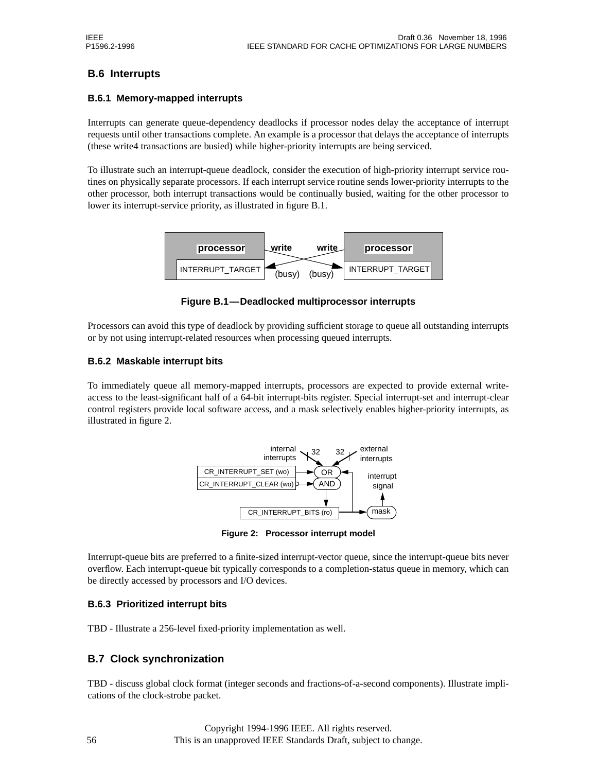## B.6 Interrupts

### B.6.1 Memory-mapped interrupts

Interrupts can generate queue-dependency deadlocks if processor nodes delay the acceptance of interrupt requests until other transactions complete. An example is a processor that delays the acceptance of interrupts (these write4 transactions are busied) while higher-priority interrupts are being serviced.

To illustrate such an interrupt-queue deadlock, consider the execution of high-priority interrupt service routines on physically separate processors. If each interrupt service routine sends lower-priority interrupts to the other processor, both interrupt transactions would be continually busied, waiting for the other processor to lower its interrupt-service priority, as illustrated in figure B.1.

processor
INTERRUPT_TARGET
write
write
(busy)
(busy)
processor
INTERRUPT_TARGET

**Figure B.1—Deadlocked multiprocessor interrupts**

Processors can avoid this type of deadlock by providing sufficient storage to queue all outstanding interrupts or by not using interrupt-related resources when processing queued interrupts.

### B.6.2 Maskable interrupt bits

To immediately queue all memory-mapped interrupts, processors are expected to provide external write-access to the least-significant half of a 64-bit interrupt-bits register. Special interrupt-set and interrupt-clear control registers provide local software access, and a mask selectively enables higher-priority interrupts, as illustrated in figure 2.

internal interrupts
32
32
external interrupts
CR_INTERRUPT_SET (wo)
CR_INTERRUPT_CLEAR (wo)
OR
AND
interrupt signal
CR_INTERRUPT_BITS (ro)
mask

**Figure 2: Processor interrupt model**

Interrupt-queue bits are preferred to a finite-sized interrupt-vector queue, since the interrupt-queue bits never overflow. Each interrupt-queue bit typically corresponds to a completion-status queue in memory, which can be directly accessed by processors and I/O devices.

### B.6.3 Prioritized interrupt bits

TBD - Illustrate a 256-level fixed-priority implementation as well.

## B.7 Clock synchronization

TBD - discuss global clock format (integer seconds and fractions-of-a-second components). Illustrate implications of the clock-strobe packet.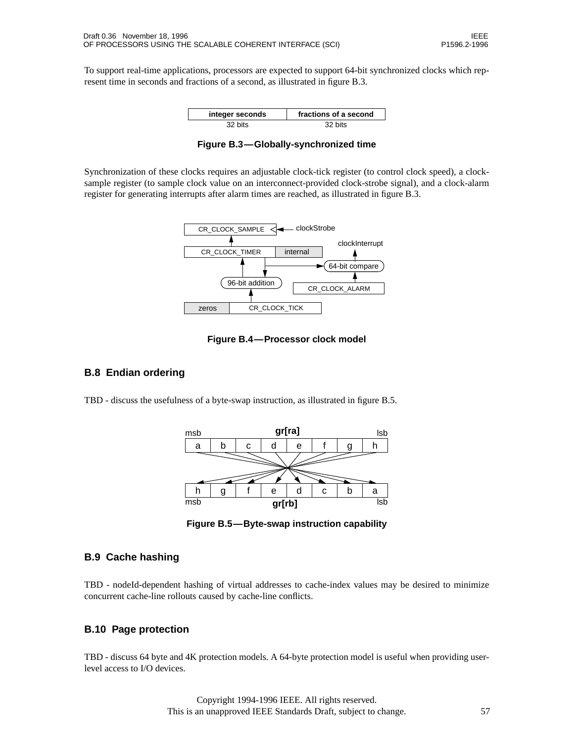To support real-time applications, processors are expected to support 64-bit synchronized clocks which represent time in seconds and fractions of a second, as illustrated in figure B.3.

| integer seconds | fractions of a second |
|---|---|
| 32 bits | 32 bits |

**Figure B.3—Globally-synchronized time**

Synchronization of these clocks requires an adjustable clock-tick register (to control clock speed), a clock-sample register (to sample clock value on an interconnect-provided clock-strobe signal), and a clock-alarm register for generating interrupts after alarm times are reached, as illustrated in figure B.3.

CR_CLOCK_SAMPLE
clockStrobe
clockInterrupt
CR_CLOCK_TIMER
internal
64-bit compare
96-bit addition
CR_CLOCK_ALARM
zeros
CR_CLOCK_TICK

**Figure B.4—Processor clock model**

## B.8 Endian ordering

TBD - discuss the usefulness of a byte-swap instruction, as illustrated in figure B.5.

msb
gr[ra]
lsb
a b c d e f g h
h g f e d c b a
msb
gr[rb]
lsb

**Figure B.5—Byte-swap instruction capability**

## B.9 Cache hashing

TBD - nodeId-dependent hashing of virtual addresses to cache-index values may be desired to minimize concurrent cache-line rollouts caused by cache-line conflicts.

## B.10 Page protection

TBD - discuss 64 byte and 4K protection models. A 64-byte protection model is useful when providing user-level access to I/O devices.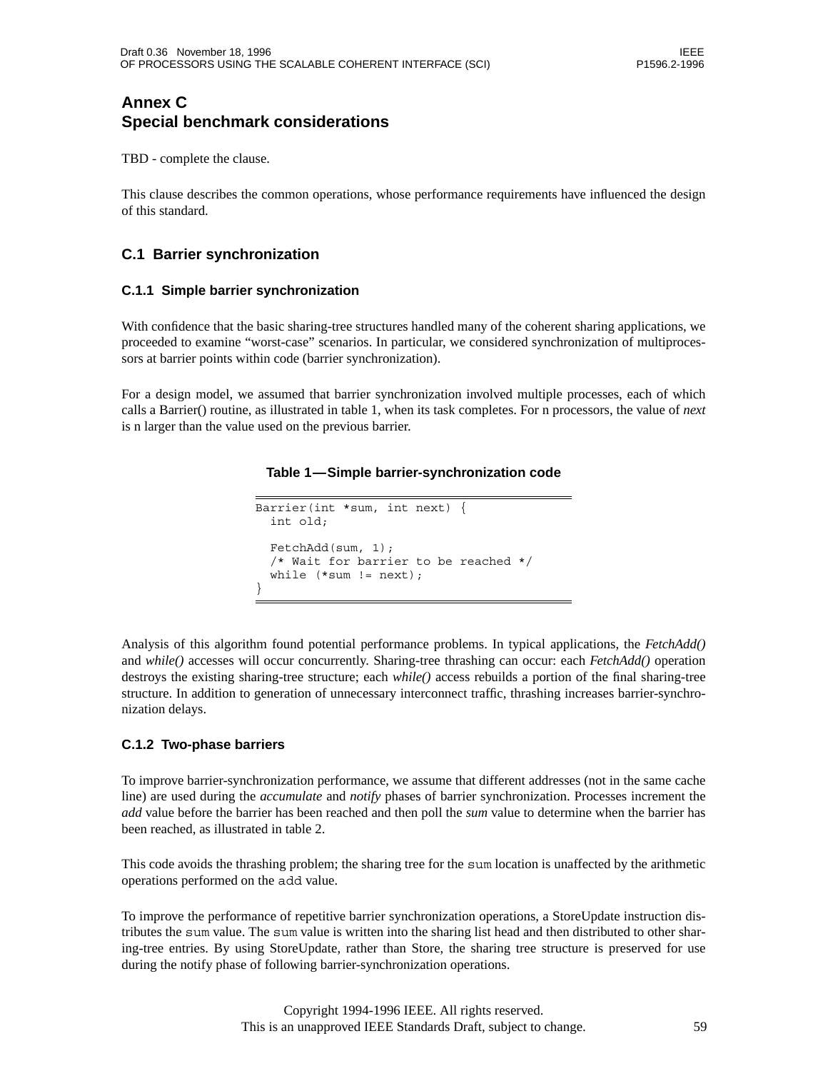# Annex C
# Special benchmark considerations

TBD - complete the clause.

This clause describes the common operations, whose performance requirements have influenced the design of this standard.

## C.1 Barrier synchronization

### C.1.1 Simple barrier synchronization

With confidence that the basic sharing-tree structures handled many of the coherent sharing applications, we proceeded to examine "worst-case" scenarios. In particular, we considered synchronization of multiprocessors at barrier points within code (barrier synchronization).

For a design model, we assumed that barrier synchronization involved multiple processes, each of which calls a Barrier() routine, as illustrated in table 1, when its task completes. For n processors, the value of *next* is n larger than the value used on the previous barrier.

**Table 1—Simple barrier-synchronization code**

```
Barrier(int *sum, int next) {
  int old;

  FetchAdd(sum, 1);
  /* Wait for barrier to be reached */
  while (*sum != next);
}
```

Analysis of this algorithm found potential performance problems. In typical applications, the *FetchAdd()* and *while()* accesses will occur concurrently. Sharing-tree thrashing can occur: each *FetchAdd()* operation destroys the existing sharing-tree structure; each *while()* access rebuilds a portion of the final sharing-tree structure. In addition to generation of unnecessary interconnect traffic, thrashing increases barrier-synchronization delays.

### C.1.2 Two-phase barriers

To improve barrier-synchronization performance, we assume that different addresses (not in the same cache line) are used during the *accumulate* and *notify* phases of barrier synchronization. Processes increment the *add* value before the barrier has been reached and then poll the *sum* value to determine when the barrier has been reached, as illustrated in table 2.

This code avoids the thrashing problem; the sharing tree for the `sum` location is unaffected by the arithmetic operations performed on the `add` value.

To improve the performance of repetitive barrier synchronization operations, a StoreUpdate instruction distributes the `sum` value. The `sum` value is written into the sharing list head and then distributed to other sharing-tree entries. By using StoreUpdate, rather than Store, the sharing tree structure is preserved for use during the notify phase of following barrier-synchronization operations.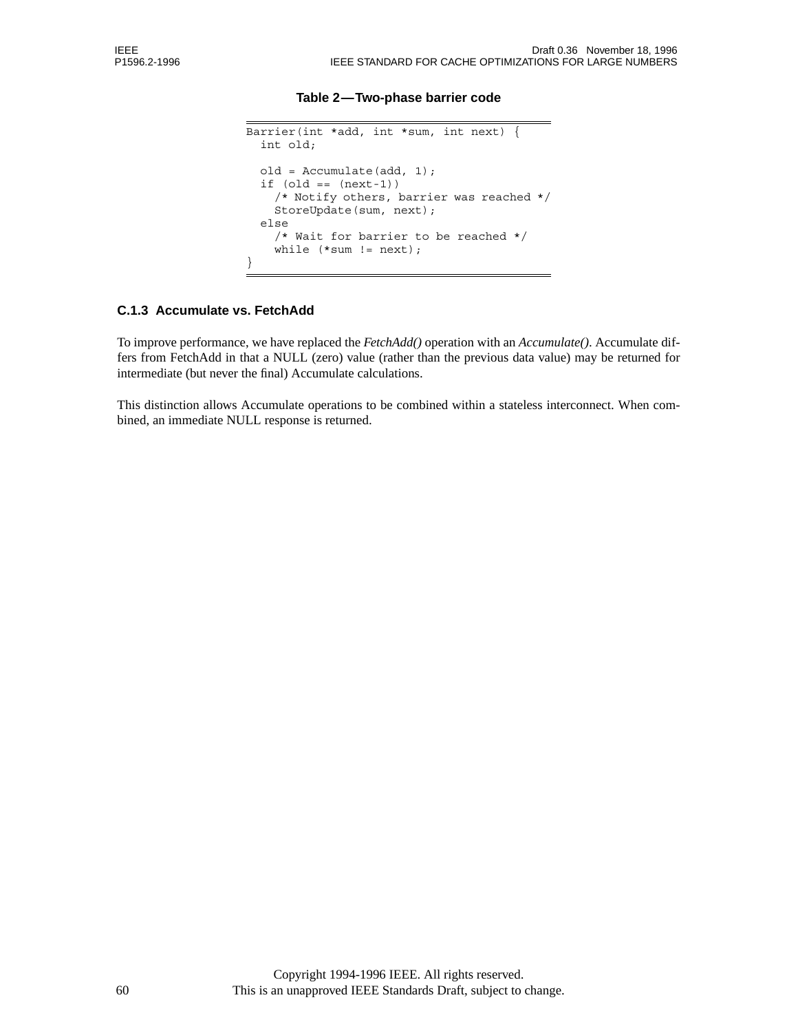**Table 2—Two-phase barrier code**

```
Barrier(int *add, int *sum, int next) {
  int old;

  old = Accumulate(add, 1);
  if (old == (next-1))
    /* Notify others, barrier was reached */
    StoreUpdate(sum, next);
  else
    /* Wait for barrier to be reached */
    while (*sum != next);
}
```

### C.1.3 Accumulate vs. FetchAdd

To improve performance, we have replaced the *FetchAdd()* operation with an *Accumulate()*. Accumulate differs from FetchAdd in that a NULL (zero) value (rather than the previous data value) may be returned for intermediate (but never the final) Accumulate calculations.

This distinction allows Accumulate operations to be combined within a stateless interconnect. When combined, an immediate NULL response is returned.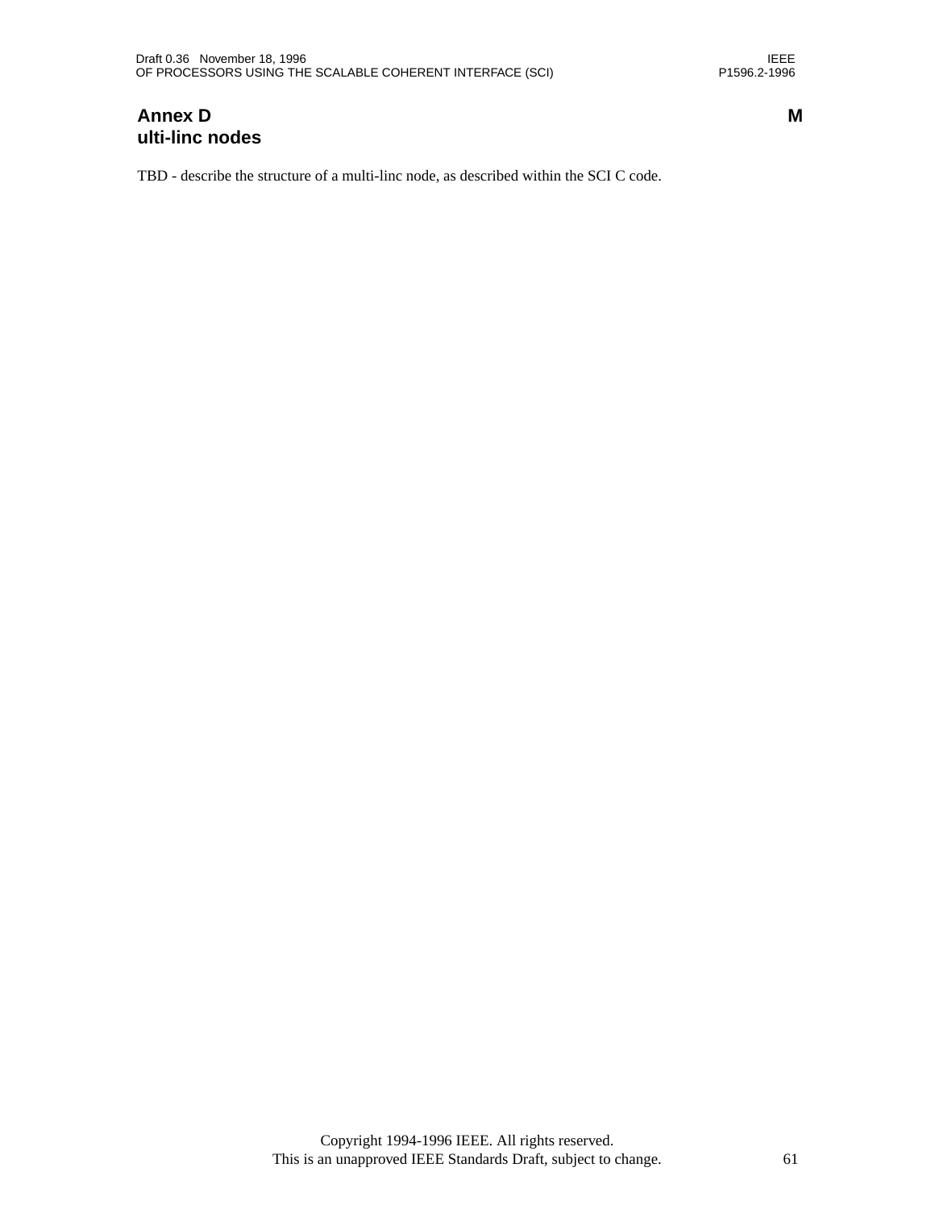# Annex D Multi-linc nodes

TBD - describe the structure of a multi-linc node, as described within the SCI C code.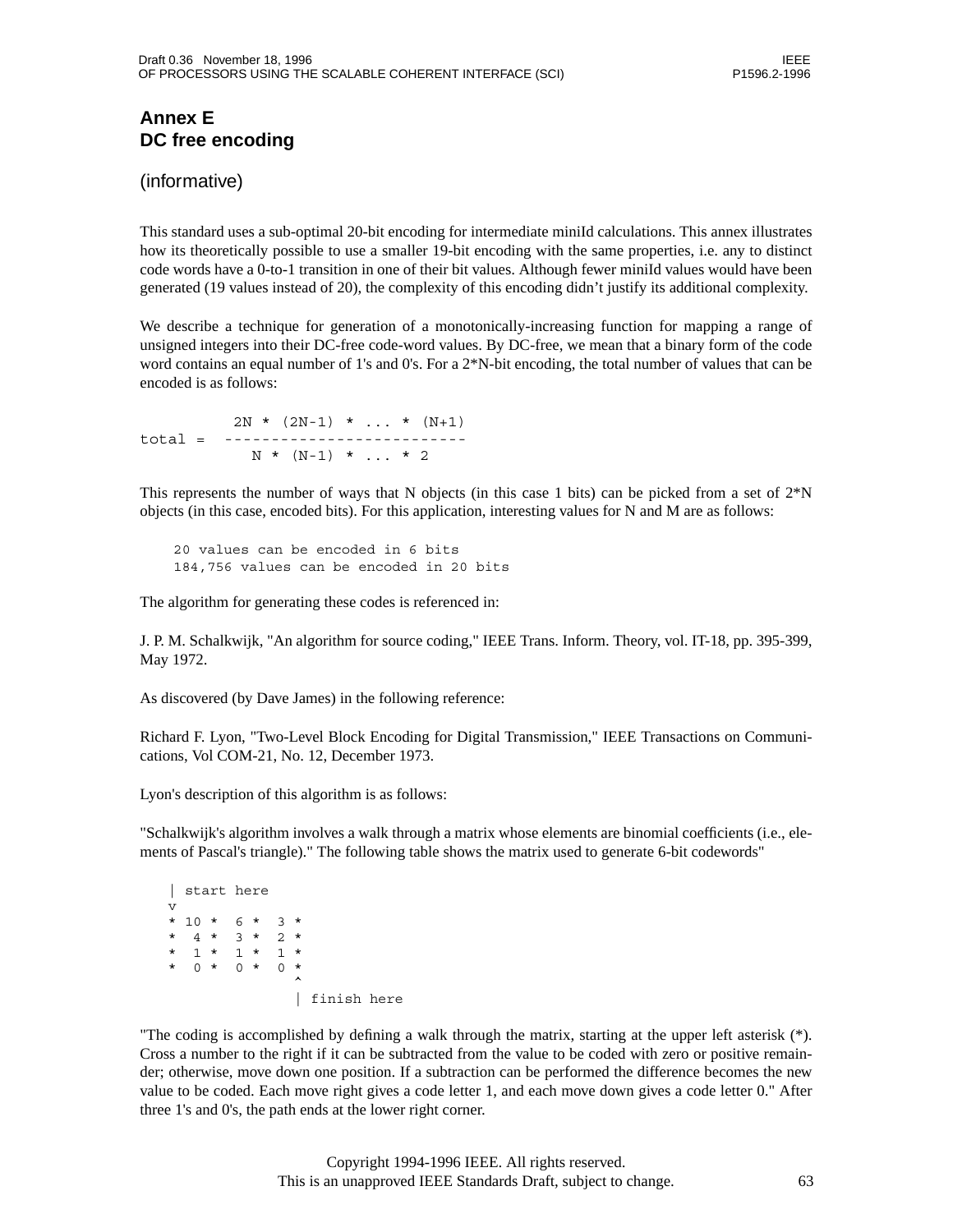# Annex E
# DC free encoding

(informative)

This standard uses a sub-optimal 20-bit encoding for intermediate miniId calculations. This annex illustrates how its theoretically possible to use a smaller 19-bit encoding with the same properties, i.e. any to distinct code words have a 0-to-1 transition in one of their bit values. Although fewer miniId values would have been generated (19 values instead of 20), the complexity of this encoding didn't justify its additional complexity.

We describe a technique for generation of a monotonically-increasing function for mapping a range of unsigned integers into their DC-free code-word values. By DC-free, we mean that a binary form of the code word contains an equal number of 1's and 0's. For a 2*N-bit encoding, the total number of values that can be encoded is as follows:

```
          2N * (2N-1) * ... * (N+1)
total =  -------------------------
            N * (N-1) * ... * 2
```

This represents the number of ways that N objects (in this case 1 bits) can be picked from a set of 2*N objects (in this case, encoded bits). For this application, interesting values for N and M are as follows:

```
20 values can be encoded in 6 bits
184,756 values can be encoded in 20 bits
```

The algorithm for generating these codes is referenced in:

J. P. M. Schalkwijk, "An algorithm for source coding," IEEE Trans. Inform. Theory, vol. IT-18, pp. 395-399, May 1972.

As discovered (by Dave James) in the following reference:

Richard F. Lyon, "Two-Level Block Encoding for Digital Transmission," IEEE Transactions on Communications, Vol COM-21, No. 12, December 1973.

Lyon's description of this algorithm is as follows:

"Schalkwijk's algorithm involves a walk through a matrix whose elements are binomial coefficients (i.e., elements of Pascal's triangle)." The following table shows the matrix used to generate 6-bit codewords"

```
| start here
v
* 10 *  6 *  3 *
*  4 *  3 *  2 *
*  1 *  1 *  1 *
*  0 *  0 *  0 *
               ^
               | finish here
```

"The coding is accomplished by defining a walk through the matrix, starting at the upper left asterisk (*). Cross a number to the right if it can be subtracted from the value to be coded with zero or positive remainder; otherwise, move down one position. If a subtraction can be performed the difference becomes the new value to be coded. Each move right gives a code letter 1, and each move down gives a code letter 0." After three 1's and 0's, the path ends at the lower right corner.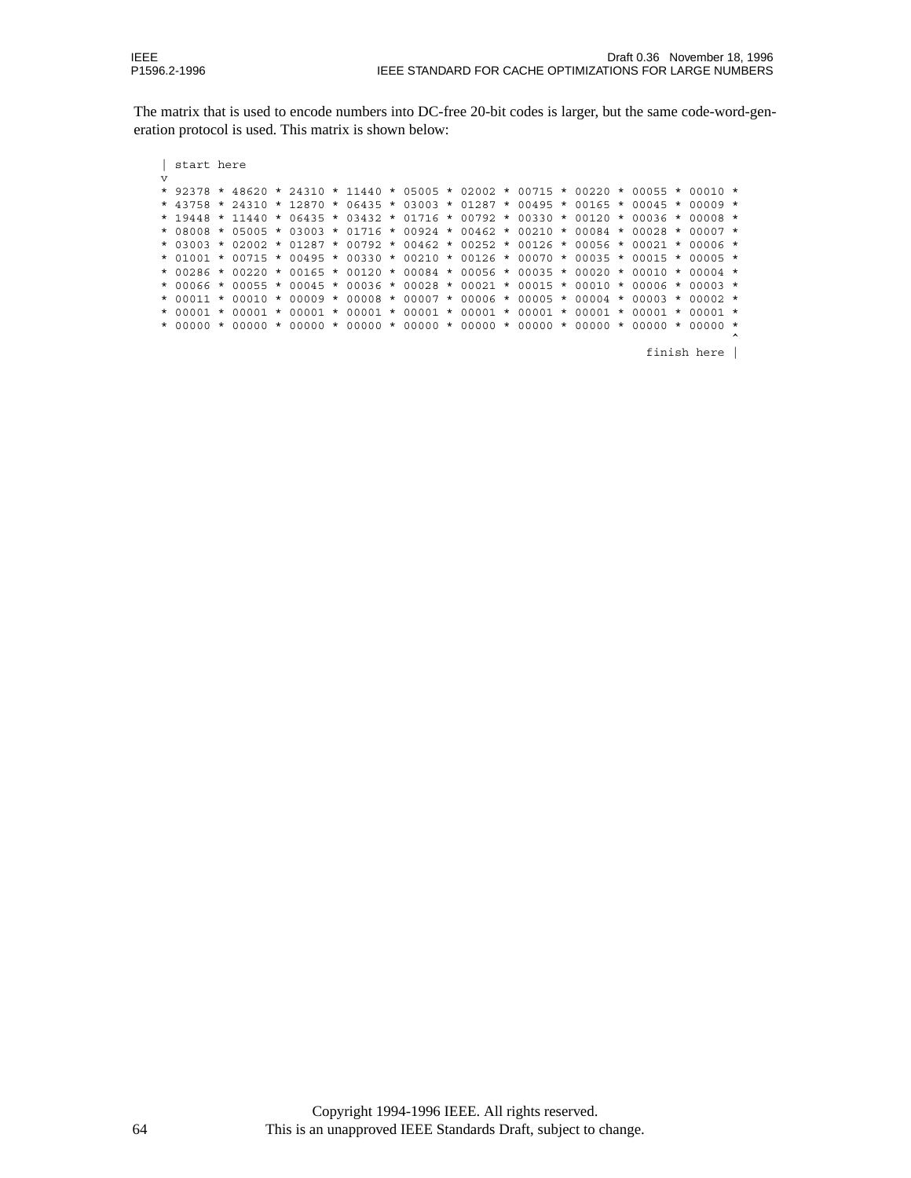The matrix that is used to encode numbers into DC-free 20-bit codes is larger, but the same code-word-generation protocol is used. This matrix is shown below:

```
| start here
v
* 92378 * 48620 * 24310 * 11440 * 05005 * 02002 * 00715 * 00220 * 00055 * 00010 *
* 43758 * 24310 * 12870 * 06435 * 03003 * 01287 * 00495 * 00165 * 00045 * 00009 *
* 19448 * 11440 * 06435 * 03432 * 01716 * 00792 * 00330 * 00120 * 00036 * 00008 *
* 08008 * 05005 * 03003 * 01716 * 00924 * 00462 * 00210 * 00084 * 00028 * 00007 *
* 03003 * 02002 * 01287 * 00792 * 00462 * 00252 * 00126 * 00056 * 00021 * 00006 *
* 01001 * 00715 * 00495 * 00330 * 00210 * 00126 * 00070 * 00035 * 00015 * 00005 *
* 00286 * 00220 * 00165 * 00120 * 00084 * 00056 * 00035 * 00020 * 00010 * 00004 *
* 00066 * 00055 * 00045 * 00036 * 00028 * 00021 * 00015 * 00010 * 00006 * 00003 *
* 00011 * 00010 * 00009 * 00008 * 00007 * 00006 * 00005 * 00004 * 00003 * 00002 *
* 00001 * 00001 * 00001 * 00001 * 00001 * 00001 * 00001 * 00001 * 00001 * 00001 *
* 00000 * 00000 * 00000 * 00000 * 00000 * 00000 * 00000 * 00000 * 00000 * 00000 *
                                                                              ^
                                                                  finish here |
```